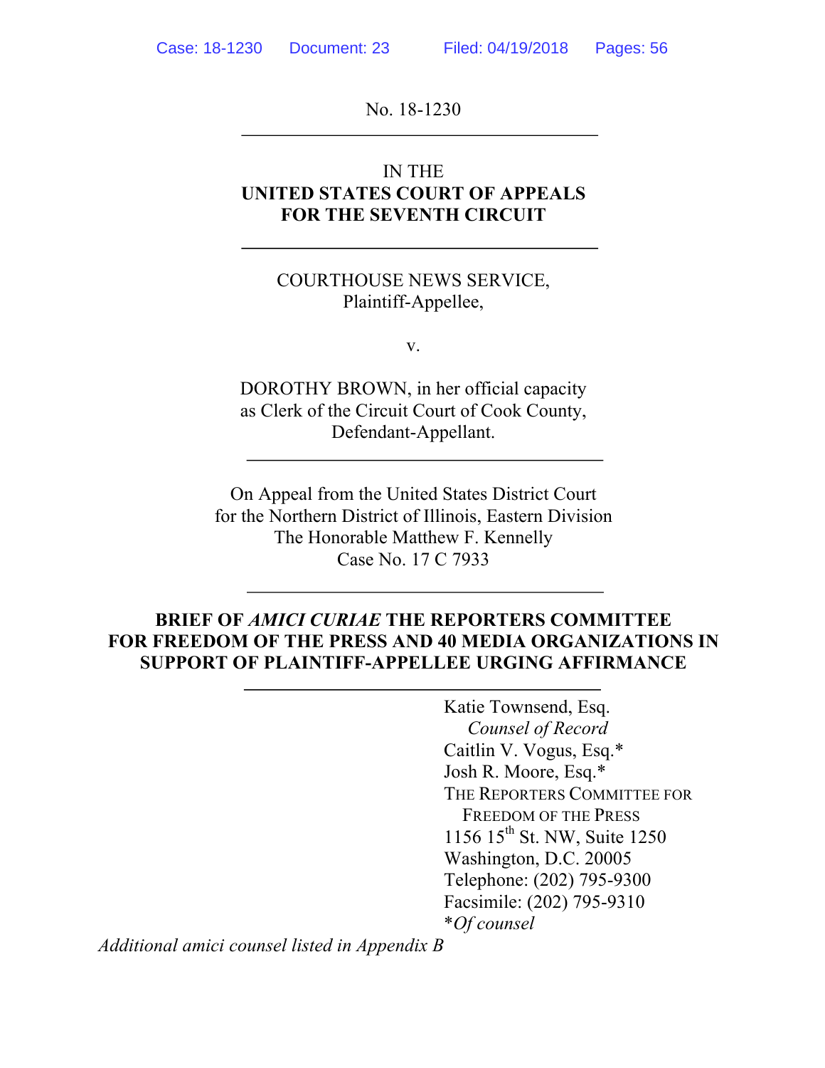No. 18-1230

IN THE
**UNITED STATES COURT OF APPEALS**
**FOR THE SEVENTH CIRCUIT**

COURTHOUSE NEWS SERVICE,
Plaintiff-Appellee,

v.

DOROTHY BROWN, in her official capacity
as Clerk of the Circuit Court of Cook County,
Defendant-Appellant.

On Appeal from the United States District Court
for the Northern District of Illinois, Eastern Division
The Honorable Matthew F. Kennelly
Case No. 17 C 7933

**BRIEF OF *AMICI CURIAE* THE REPORTERS COMMITTEE FOR FREEDOM OF THE PRESS AND 40 MEDIA ORGANIZATIONS IN SUPPORT OF PLAINTIFF-APPELLEE URGING AFFIRMANCE**

Katie Townsend, Esq.
*Counsel of Record*
Caitlin V. Vogus, Esq.*
Josh R. Moore, Esq.*
THE REPORTERS COMMITTEE FOR FREEDOM OF THE PRESS
1156 15th St. NW, Suite 1250
Washington, D.C. 20005
Telephone: (202) 795-9300
Facsimile: (202) 795-9310
**Of counsel*

*Additional amici counsel listed in Appendix B*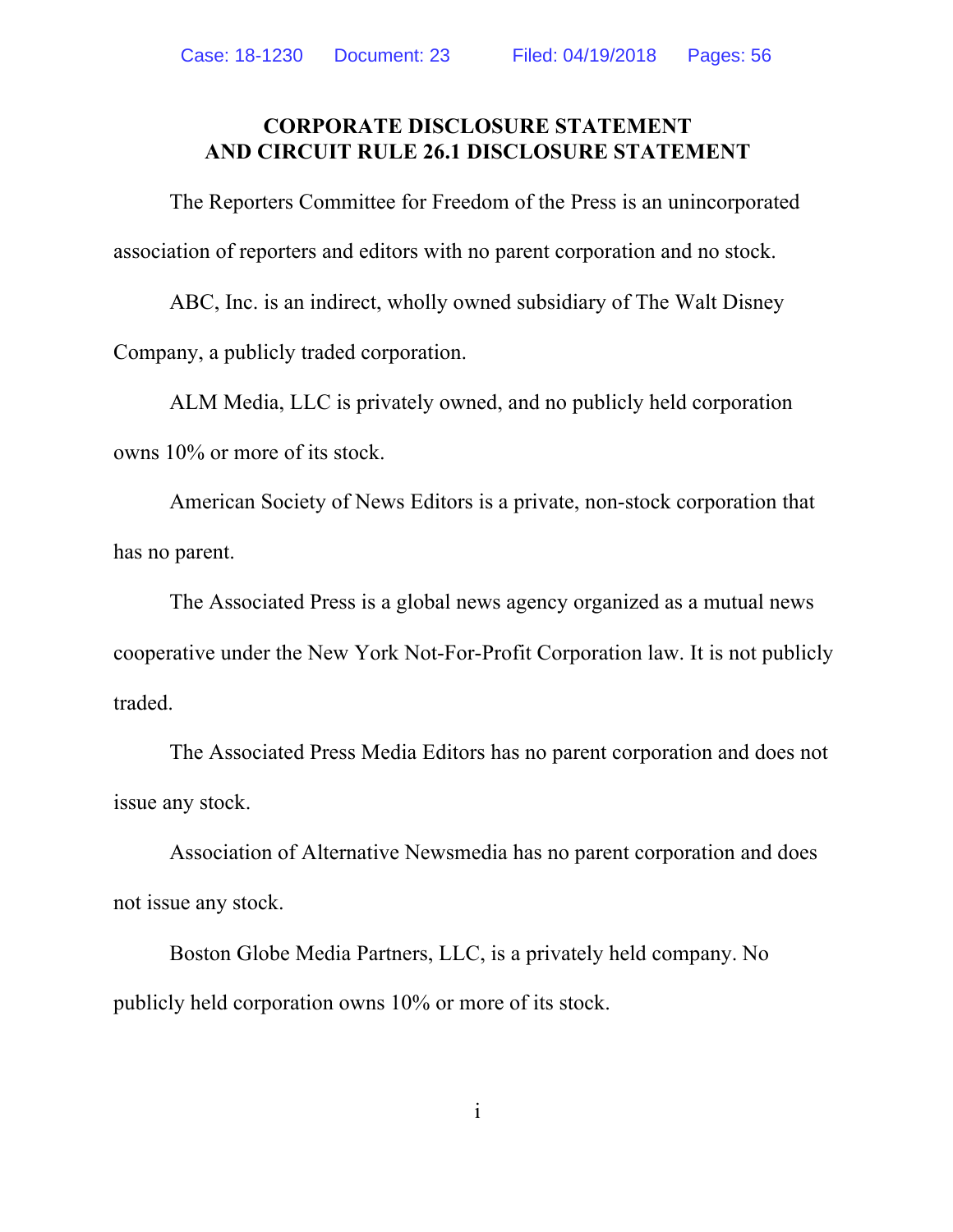**CORPORATE DISCLOSURE STATEMENT**
**AND CIRCUIT RULE 26.1 DISCLOSURE STATEMENT**

The Reporters Committee for Freedom of the Press is an unincorporated association of reporters and editors with no parent corporation and no stock.

ABC, Inc. is an indirect, wholly owned subsidiary of The Walt Disney Company, a publicly traded corporation.

ALM Media, LLC is privately owned, and no publicly held corporation owns 10% or more of its stock.

American Society of News Editors is a private, non-stock corporation that has no parent.

The Associated Press is a global news agency organized as a mutual news cooperative under the New York Not-For-Profit Corporation law. It is not publicly traded.

The Associated Press Media Editors has no parent corporation and does not issue any stock.

Association of Alternative Newsmedia has no parent corporation and does not issue any stock.

Boston Globe Media Partners, LLC, is a privately held company. No publicly held corporation owns 10% or more of its stock.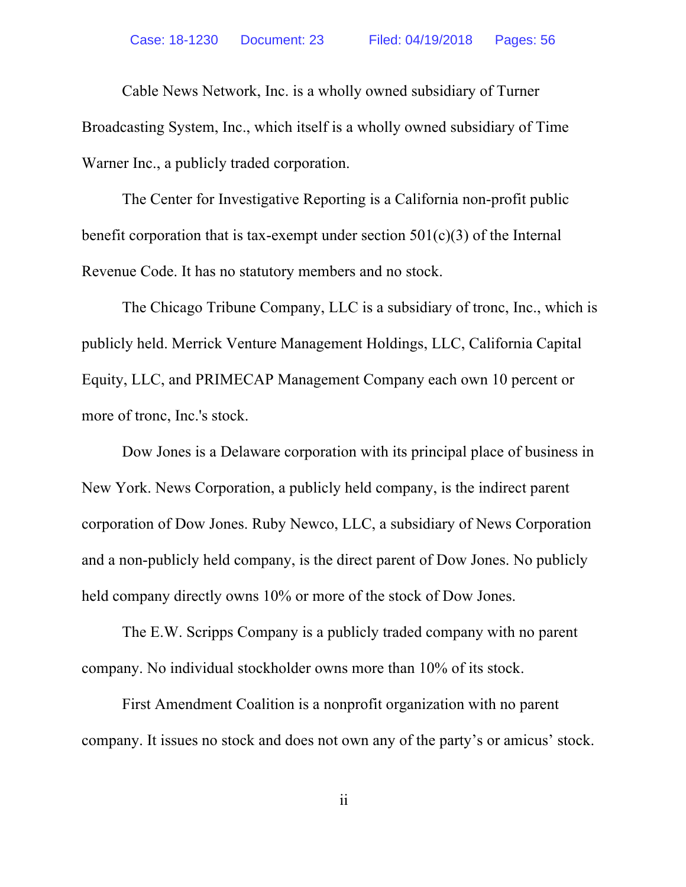Cable News Network, Inc. is a wholly owned subsidiary of Turner Broadcasting System, Inc., which itself is a wholly owned subsidiary of Time Warner Inc., a publicly traded corporation.

The Center for Investigative Reporting is a California non-profit public benefit corporation that is tax-exempt under section 501(c)(3) of the Internal Revenue Code. It has no statutory members and no stock.

The Chicago Tribune Company, LLC is a subsidiary of tronc, Inc., which is publicly held. Merrick Venture Management Holdings, LLC, California Capital Equity, LLC, and PRIMECAP Management Company each own 10 percent or more of tronc, Inc.'s stock.

Dow Jones is a Delaware corporation with its principal place of business in New York. News Corporation, a publicly held company, is the indirect parent corporation of Dow Jones. Ruby Newco, LLC, a subsidiary of News Corporation and a non-publicly held company, is the direct parent of Dow Jones. No publicly held company directly owns 10% or more of the stock of Dow Jones.

The E.W. Scripps Company is a publicly traded company with no parent company. No individual stockholder owns more than 10% of its stock.

First Amendment Coalition is a nonprofit organization with no parent company. It issues no stock and does not own any of the party's or amicus' stock.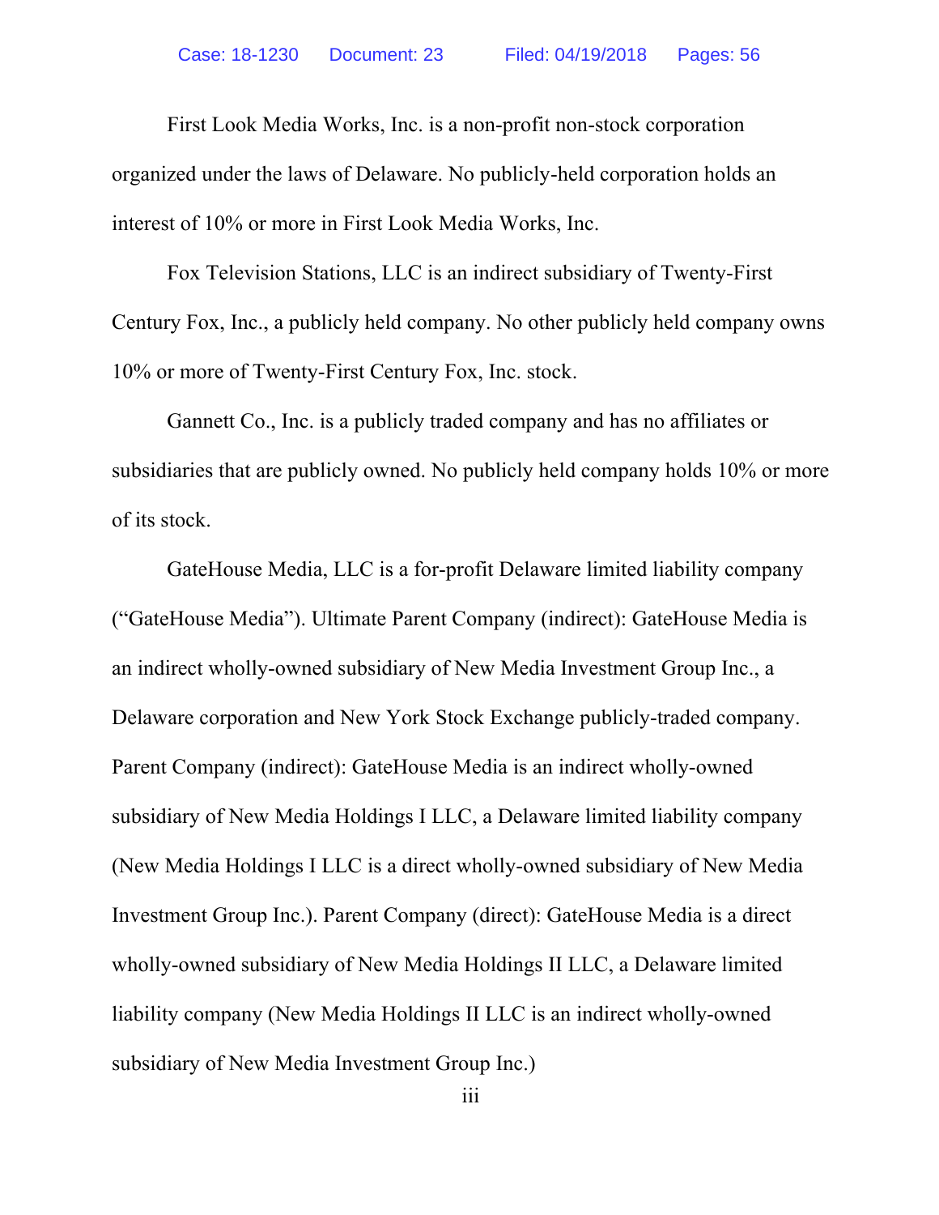First Look Media Works, Inc. is a non-profit non-stock corporation organized under the laws of Delaware. No publicly-held corporation holds an interest of 10% or more in First Look Media Works, Inc.

Fox Television Stations, LLC is an indirect subsidiary of Twenty-First Century Fox, Inc., a publicly held company. No other publicly held company owns 10% or more of Twenty-First Century Fox, Inc. stock.

Gannett Co., Inc. is a publicly traded company and has no affiliates or subsidiaries that are publicly owned. No publicly held company holds 10% or more of its stock.

GateHouse Media, LLC is a for-profit Delaware limited liability company ("GateHouse Media"). Ultimate Parent Company (indirect): GateHouse Media is an indirect wholly-owned subsidiary of New Media Investment Group Inc., a Delaware corporation and New York Stock Exchange publicly-traded company. Parent Company (indirect): GateHouse Media is an indirect wholly-owned subsidiary of New Media Holdings I LLC, a Delaware limited liability company (New Media Holdings I LLC is a direct wholly-owned subsidiary of New Media Investment Group Inc.). Parent Company (direct): GateHouse Media is a direct wholly-owned subsidiary of New Media Holdings II LLC, a Delaware limited liability company (New Media Holdings II LLC is an indirect wholly-owned subsidiary of New Media Investment Group Inc.)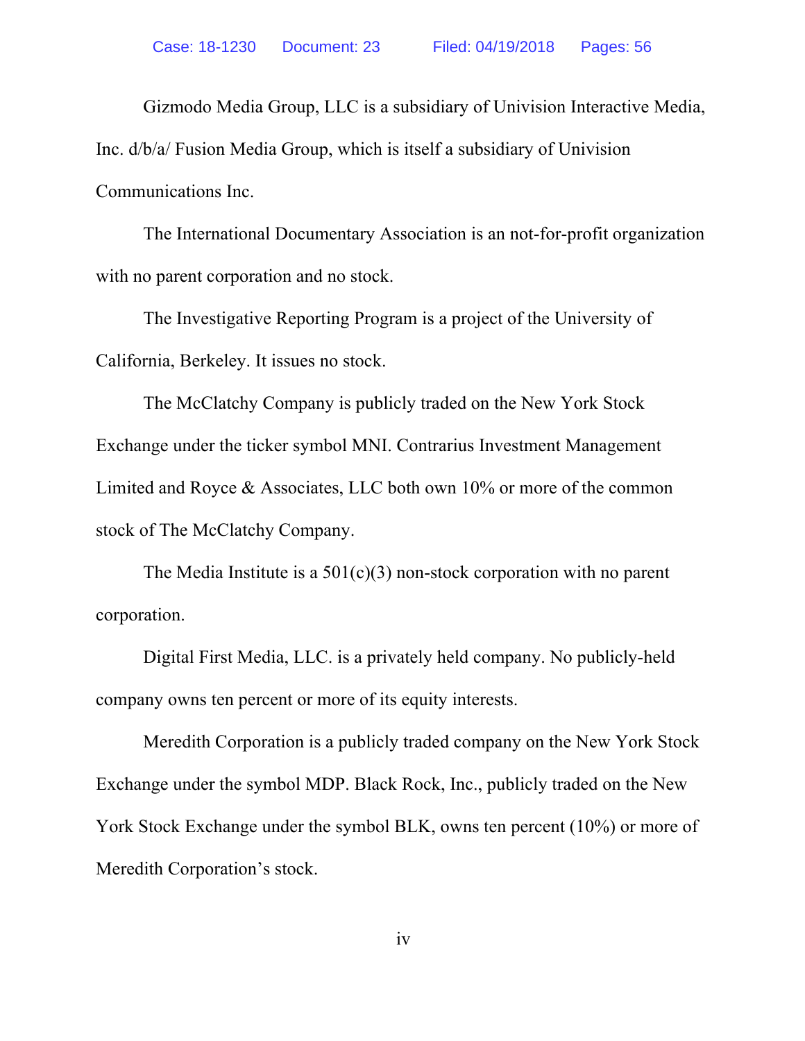Gizmodo Media Group, LLC is a subsidiary of Univision Interactive Media, Inc. d/b/a/ Fusion Media Group, which is itself a subsidiary of Univision Communications Inc.

The International Documentary Association is an not-for-profit organization with no parent corporation and no stock.

The Investigative Reporting Program is a project of the University of California, Berkeley. It issues no stock.

The McClatchy Company is publicly traded on the New York Stock Exchange under the ticker symbol MNI. Contrarius Investment Management Limited and Royce & Associates, LLC both own 10% or more of the common stock of The McClatchy Company.

The Media Institute is a 501(c)(3) non-stock corporation with no parent corporation.

Digital First Media, LLC. is a privately held company. No publicly-held company owns ten percent or more of its equity interests.

Meredith Corporation is a publicly traded company on the New York Stock Exchange under the symbol MDP. Black Rock, Inc., publicly traded on the New York Stock Exchange under the symbol BLK, owns ten percent (10%) or more of Meredith Corporation's stock.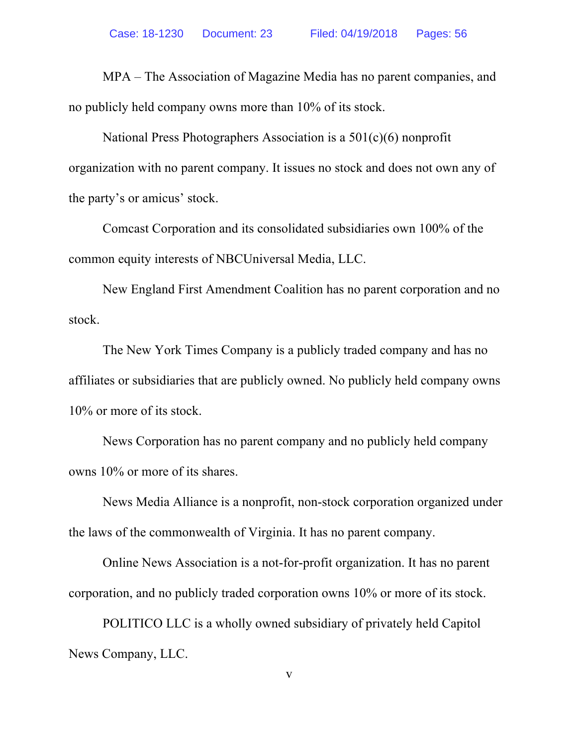MPA – The Association of Magazine Media has no parent companies, and no publicly held company owns more than 10% of its stock.

National Press Photographers Association is a 501(c)(6) nonprofit organization with no parent company. It issues no stock and does not own any of the party's or amicus' stock.

Comcast Corporation and its consolidated subsidiaries own 100% of the common equity interests of NBCUniversal Media, LLC.

New England First Amendment Coalition has no parent corporation and no stock.

The New York Times Company is a publicly traded company and has no affiliates or subsidiaries that are publicly owned. No publicly held company owns 10% or more of its stock.

News Corporation has no parent company and no publicly held company owns 10% or more of its shares.

News Media Alliance is a nonprofit, non-stock corporation organized under the laws of the commonwealth of Virginia. It has no parent company.

Online News Association is a not-for-profit organization. It has no parent corporation, and no publicly traded corporation owns 10% or more of its stock.

POLITICO LLC is a wholly owned subsidiary of privately held Capitol News Company, LLC.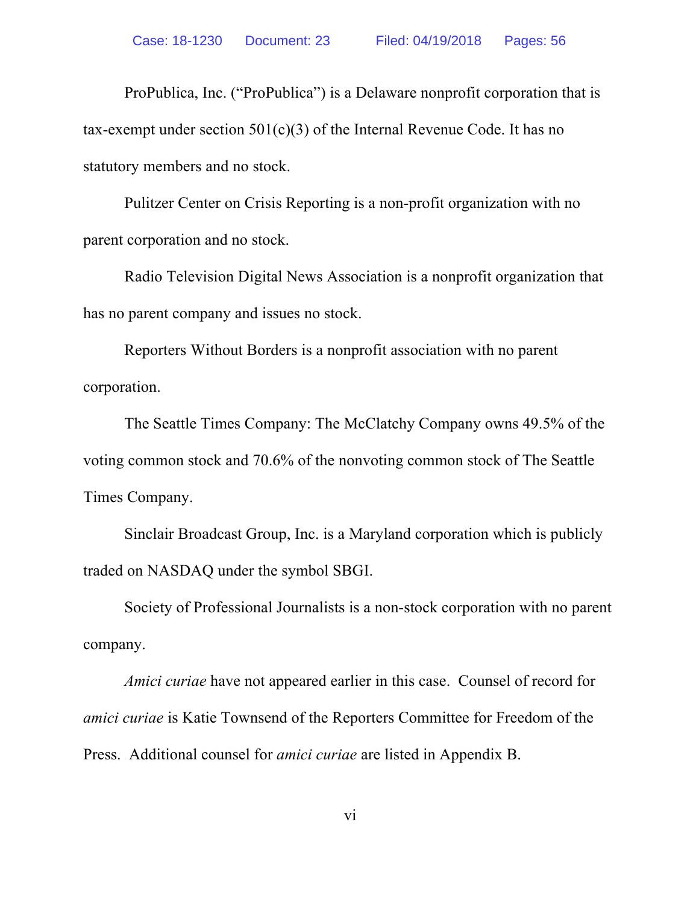ProPublica, Inc. (“ProPublica”) is a Delaware nonprofit corporation that is tax-exempt under section 501(c)(3) of the Internal Revenue Code. It has no statutory members and no stock.

Pulitzer Center on Crisis Reporting is a non-profit organization with no parent corporation and no stock.

Radio Television Digital News Association is a nonprofit organization that has no parent company and issues no stock.

Reporters Without Borders is a nonprofit association with no parent corporation.

The Seattle Times Company: The McClatchy Company owns 49.5% of the voting common stock and 70.6% of the nonvoting common stock of The Seattle Times Company.

Sinclair Broadcast Group, Inc. is a Maryland corporation which is publicly traded on NASDAQ under the symbol SBGI.

Society of Professional Journalists is a non-stock corporation with no parent company.

*Amici curiae* have not appeared earlier in this case. Counsel of record for *amici curiae* is Katie Townsend of the Reporters Committee for Freedom of the Press. Additional counsel for *amici curiae* are listed in Appendix B.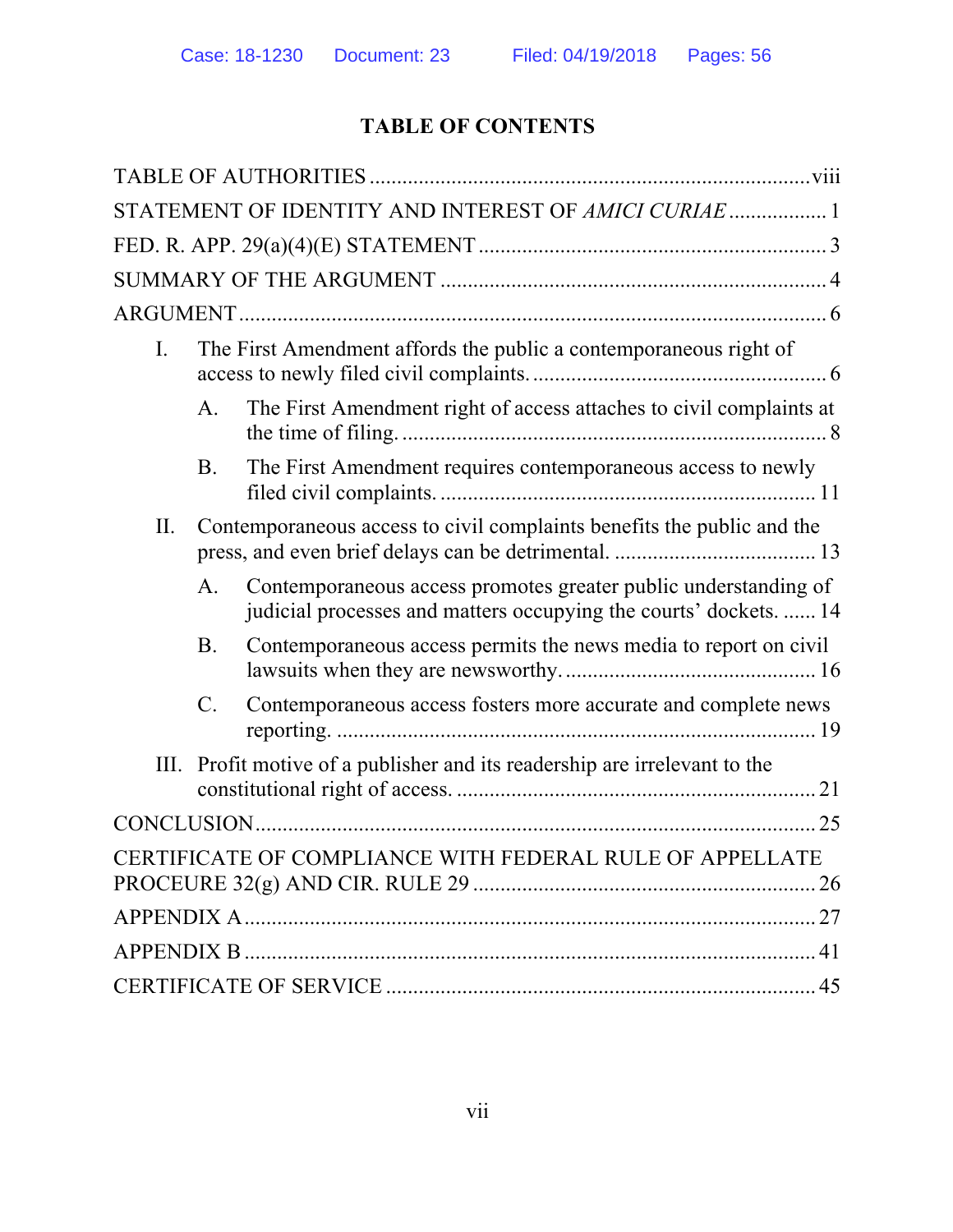# TABLE OF CONTENTS

TABLE OF AUTHORITIES ............................................................................. viii

STATEMENT OF IDENTITY AND INTEREST OF *AMICI CURIAE* .................. 1

FED. R. APP. 29(a)(4)(E) STATEMENT ............................................................ 3

SUMMARY OF THE ARGUMENT ...................................................................... 4

ARGUMENT ......................................................................................................... 6

I. The First Amendment affords the public a contemporaneous right of access to newly filed civil complaints. ..................................................... 6

   A. The First Amendment right of access attaches to civil complaints at the time of filing. ............................................................................ 8

   B. The First Amendment requires contemporaneous access to newly filed civil complaints. .................................................................. 11

II. Contemporaneous access to civil complaints benefits the public and the press, and even brief delays can be detrimental. .................................... 13

   A. Contemporaneous access promotes greater public understanding of judicial processes and matters occupying the courts' dockets. ...... 14

   B. Contemporaneous access permits the news media to report on civil lawsuits when they are newsworthy. ............................................ 16

   C. Contemporaneous access fosters more accurate and complete news reporting. ...................................................................................... 19

III. Profit motive of a publisher and its readership are irrelevant to the constitutional right of access. ................................................................ 21

CONCLUSION ..................................................................................................... 25

CERTIFICATE OF COMPLIANCE WITH FEDERAL RULE OF APPELLATE PROCEURE 32(g) AND CIR. RULE 29 ........................................................... 26

APPENDIX A ....................................................................................................... 27

APPENDIX B ....................................................................................................... 41

CERTIFICATE OF SERVICE ............................................................................. 45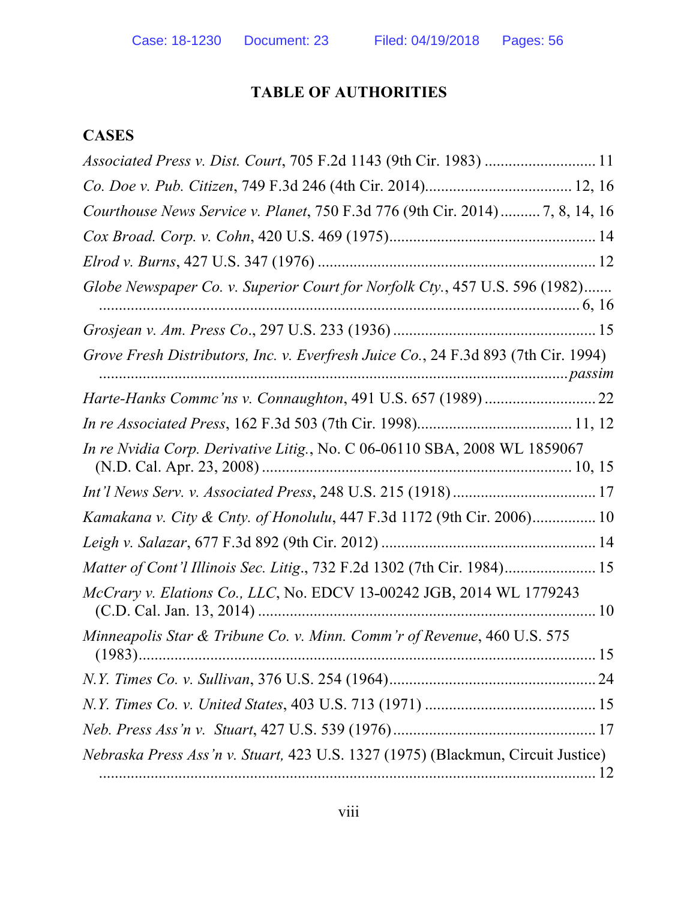## TABLE OF AUTHORITIES

### CASES

*Associated Press v. Dist. Court*, 705 F.2d 1143 (9th Cir. 1983) ............................ 11

*Co. Doe v. Pub. Citizen*, 749 F.3d 246 (4th Cir. 2014)..................................... 12, 16

*Courthouse News Service v. Planet*, 750 F.3d 776 (9th Cir. 2014) .......... 7, 8, 14, 16

*Cox Broad. Corp. v. Cohn*, 420 U.S. 469 (1975).................................................... 14

*Elrod v. Burns*, 427 U.S. 347 (1976) ..................................................................... 12

*Globe Newspaper Co. v. Superior Court for Norfolk Cty.*, 457 U.S. 596 (1982)....... ........................................................................................................................... 6, 16

*Grosjean v. Am. Press Co*., 297 U.S. 233 (1936) .................................................. 15

*Grove Fresh Distributors, Inc. v. Everfresh Juice Co.*, 24 F.3d 893 (7th Cir. 1994) ........................................................................................................................ *passim*

*Harte-Hanks Commc'ns v. Connaughton*, 491 U.S. 657 (1989) ............................ 22

*In re Associated Press*, 162 F.3d 503 (7th Cir. 1998)....................................... 11, 12

*In re Nvidia Corp. Derivative Litig.*, No. C 06-06110 SBA, 2008 WL 1859067 (N.D. Cal. Apr. 23, 2008) .............................................................................. 10, 15

*Int'l News Serv. v. Associated Press*, 248 U.S. 215 (1918) .................................... 17

*Kamakana v. City & Cnty. of Honolulu*, 447 F.3d 1172 (9th Cir. 2006)................ 10

*Leigh v. Salazar*, 677 F.3d 892 (9th Cir. 2012) ...................................................... 14

*Matter of Cont'l Illinois Sec. Litig*., 732 F.2d 1302 (7th Cir. 1984)....................... 15

*McCrary v. Elations Co., LLC*, No. EDCV 13-00242 JGB, 2014 WL 1779243 (C.D. Cal. Jan. 13, 2014) .................................................................................... 10

*Minneapolis Star & Tribune Co. v. Minn. Comm'r of Revenue*, 460 U.S. 575 (1983)................................................................................................................... 15

*N.Y. Times Co. v. Sullivan*, 376 U.S. 254 (1964).................................................. 24

*N.Y. Times Co. v. United States*, 403 U.S. 713 (1971) .......................................... 15

*Neb. Press Ass'n v. Stuart*, 427 U.S. 539 (1976).................................................. 17

*Nebraska Press Ass'n v. Stuart,* 423 U.S. 1327 (1975) (Blackmun, Circuit Justice) ............................................................................................................................. 12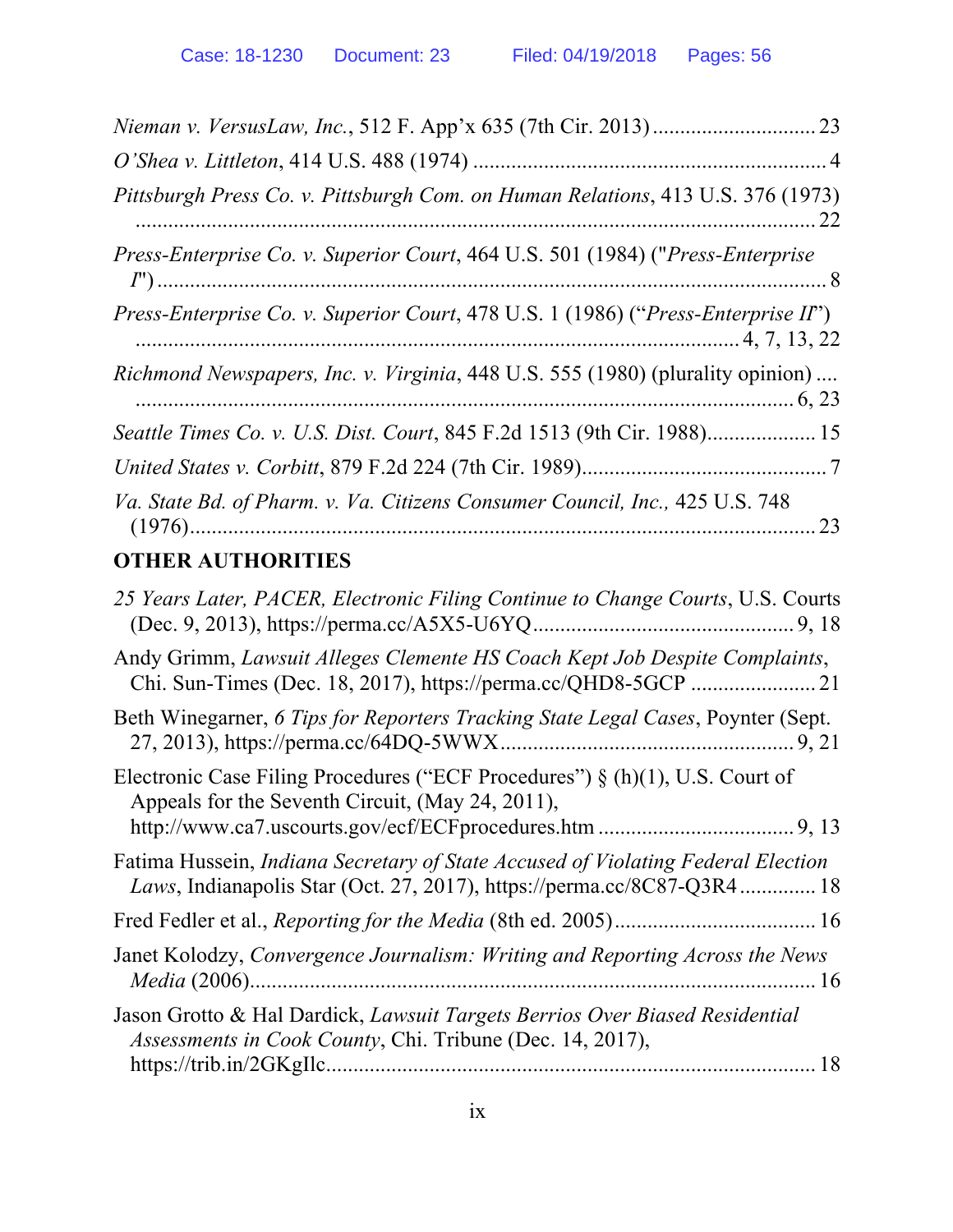*Nieman v. VersusLaw, Inc.*, 512 F. App'x 635 (7th Cir. 2013) .............................. 23

*O'Shea v. Littleton*, 414 U.S. 488 (1974) ................................................................ 4

*Pittsburgh Press Co. v. Pittsburgh Com. on Human Relations*, 413 U.S. 376 (1973) ............................................................................................................... 22

*Press-Enterprise Co. v. Superior Court*, 464 U.S. 501 (1984) ("*Press-Enterprise I*") ............................................................................................................... 8

*Press-Enterprise Co. v. Superior Court*, 478 U.S. 1 (1986) ("*Press-Enterprise II*") ................................................................................................ 4, 7, 13, 22

*Richmond Newspapers, Inc. v. Virginia*, 448 U.S. 555 (1980) (plurality opinion) .... ......................................................................................................... 6, 23

*Seattle Times Co. v. U.S. Dist. Court*, 845 F.2d 1513 (9th Cir. 1988).................... 15

*United States v. Corbitt*, 879 F.2d 224 (7th Cir. 1989)............................................ 7

*Va. State Bd. of Pharm. v. Va. Citizens Consumer Council, Inc.,* 425 U.S. 748 (1976)................................................................................................................ 23

**OTHER AUTHORITIES**

*25 Years Later, PACER, Electronic Filing Continue to Change Courts*, U.S. Courts (Dec. 9, 2013), https://perma.cc/A5X5-U6YQ............................................... 9, 18

Andy Grimm, *Lawsuit Alleges Clemente HS Coach Kept Job Despite Complaints*, Chi. Sun-Times (Dec. 18, 2017), https://perma.cc/QHD8-5GCP ....................... 21

Beth Winegarner, *6 Tips for Reporters Tracking State Legal Cases*, Poynter (Sept. 27, 2013), https://perma.cc/64DQ-5WWX..................................................... 9, 21

Electronic Case Filing Procedures ("ECF Procedures") § (h)(1), U.S. Court of Appeals for the Seventh Circuit, (May 24, 2011), http://www.ca7.uscourts.gov/ecf/ECFprocedures.htm ................................... 9, 13

Fatima Hussein, *Indiana Secretary of State Accused of Violating Federal Election Laws*, Indianapolis Star (Oct. 27, 2017), https://perma.cc/8C87-Q3R4.............. 18

Fred Fedler et al., *Reporting for the Media* (8th ed. 2005).................................... 16

Janet Kolodzy, *Convergence Journalism: Writing and Reporting Across the News Media* (2006)...................................................................................................... 16

Jason Grotto & Hal Dardick, *Lawsuit Targets Berrios Over Biased Residential Assessments in Cook County*, Chi. Tribune (Dec. 14, 2017), https://trib.in/2GKgIlc......................................................................................... 18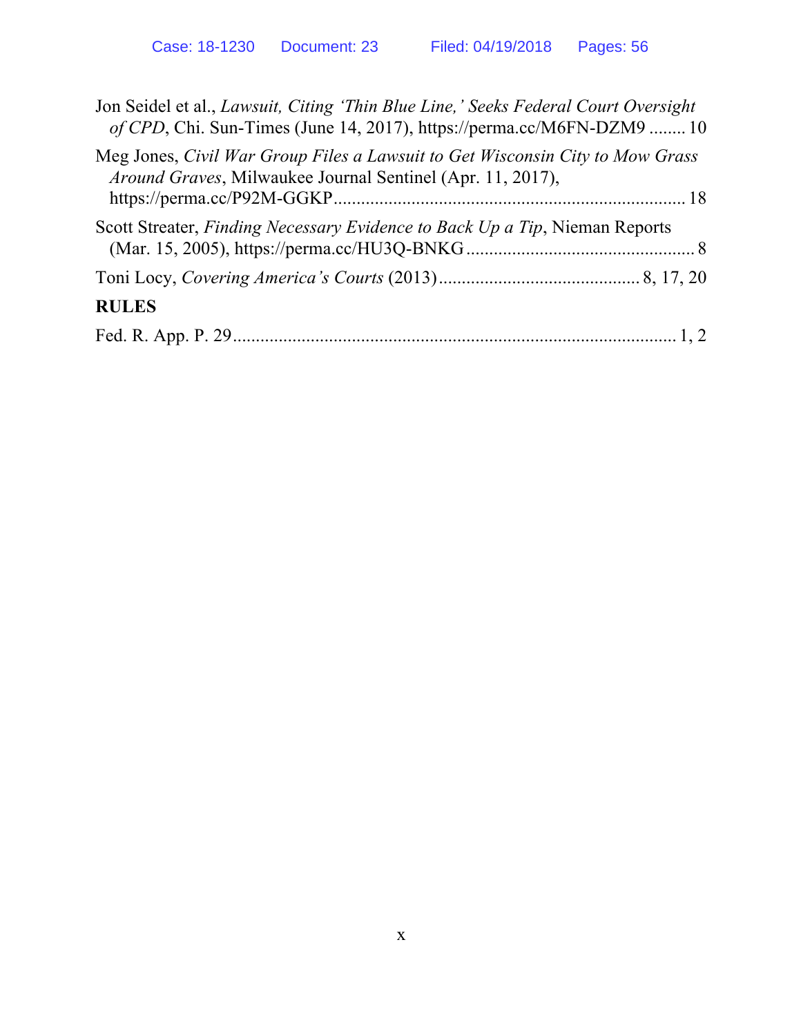Jon Seidel et al., *Lawsuit, Citing 'Thin Blue Line,' Seeks Federal Court Oversight of CPD*, Chi. Sun-Times (June 14, 2017), https://perma.cc/M6FN-DZM9 ........ 10

Meg Jones, *Civil War Group Files a Lawsuit to Get Wisconsin City to Mow Grass Around Graves*, Milwaukee Journal Sentinel (Apr. 11, 2017), https://perma.cc/P92M-GGKP ........ 18

Scott Streater, *Finding Necessary Evidence to Back Up a Tip*, Nieman Reports (Mar. 15, 2005), https://perma.cc/HU3Q-BNKG ........ 8

Toni Locy, *Covering America's Courts* (2013) ........ 8, 17, 20

**RULES**

Fed. R. App. P. 29 ........ 1, 2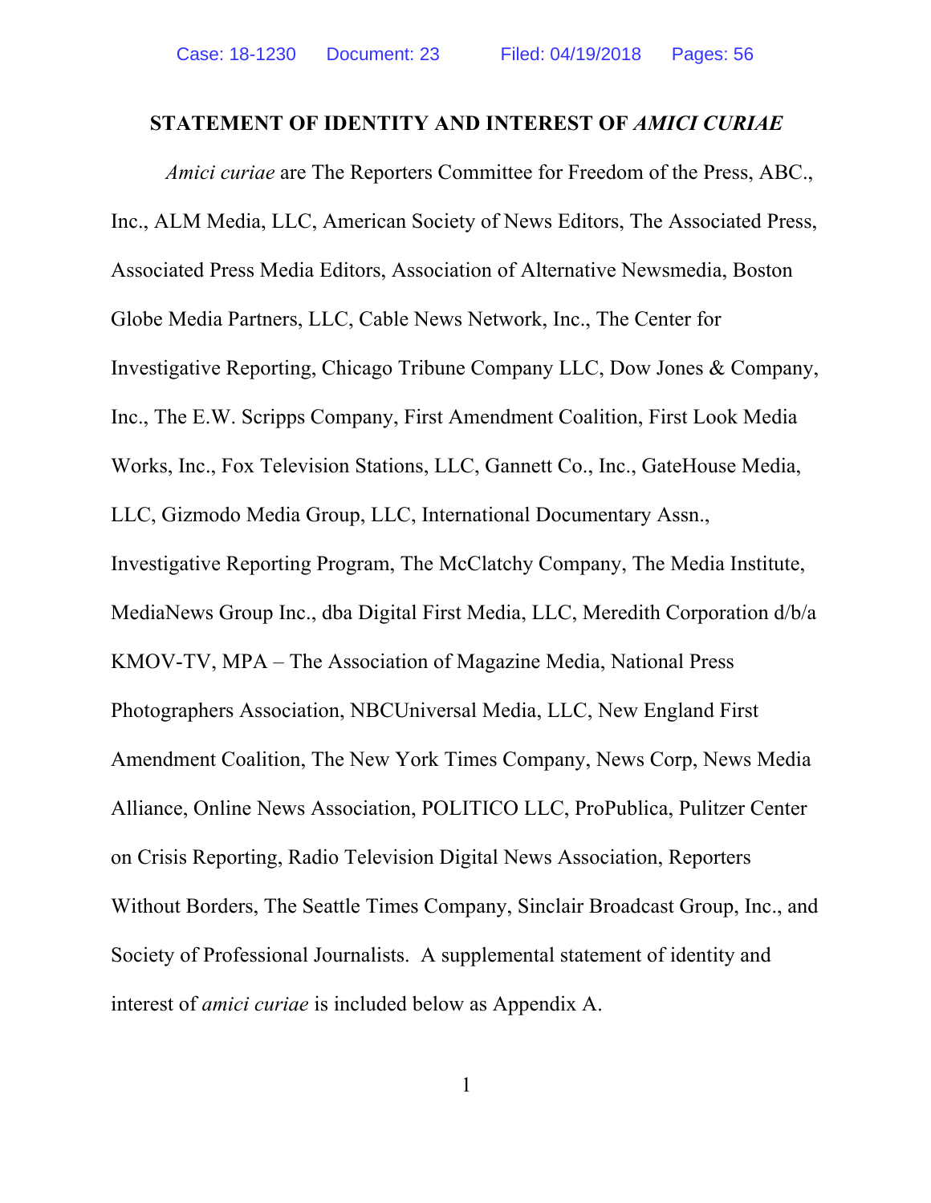## STATEMENT OF IDENTITY AND INTEREST OF *AMICI CURIAE*

*Amici curiae* are The Reporters Committee for Freedom of the Press, ABC., Inc., ALM Media, LLC, American Society of News Editors, The Associated Press, Associated Press Media Editors, Association of Alternative Newsmedia, Boston Globe Media Partners, LLC, Cable News Network, Inc., The Center for Investigative Reporting, Chicago Tribune Company LLC, Dow Jones & Company, Inc., The E.W. Scripps Company, First Amendment Coalition, First Look Media Works, Inc., Fox Television Stations, LLC, Gannett Co., Inc., GateHouse Media, LLC, Gizmodo Media Group, LLC, International Documentary Assn., Investigative Reporting Program, The McClatchy Company, The Media Institute, MediaNews Group Inc., dba Digital First Media, LLC, Meredith Corporation d/b/a KMOV-TV, MPA – The Association of Magazine Media, National Press Photographers Association, NBCUniversal Media, LLC, New England First Amendment Coalition, The New York Times Company, News Corp, News Media Alliance, Online News Association, POLITICO LLC, ProPublica, Pulitzer Center on Crisis Reporting, Radio Television Digital News Association, Reporters Without Borders, The Seattle Times Company, Sinclair Broadcast Group, Inc., and Society of Professional Journalists. A supplemental statement of identity and interest of *amici curiae* is included below as Appendix A.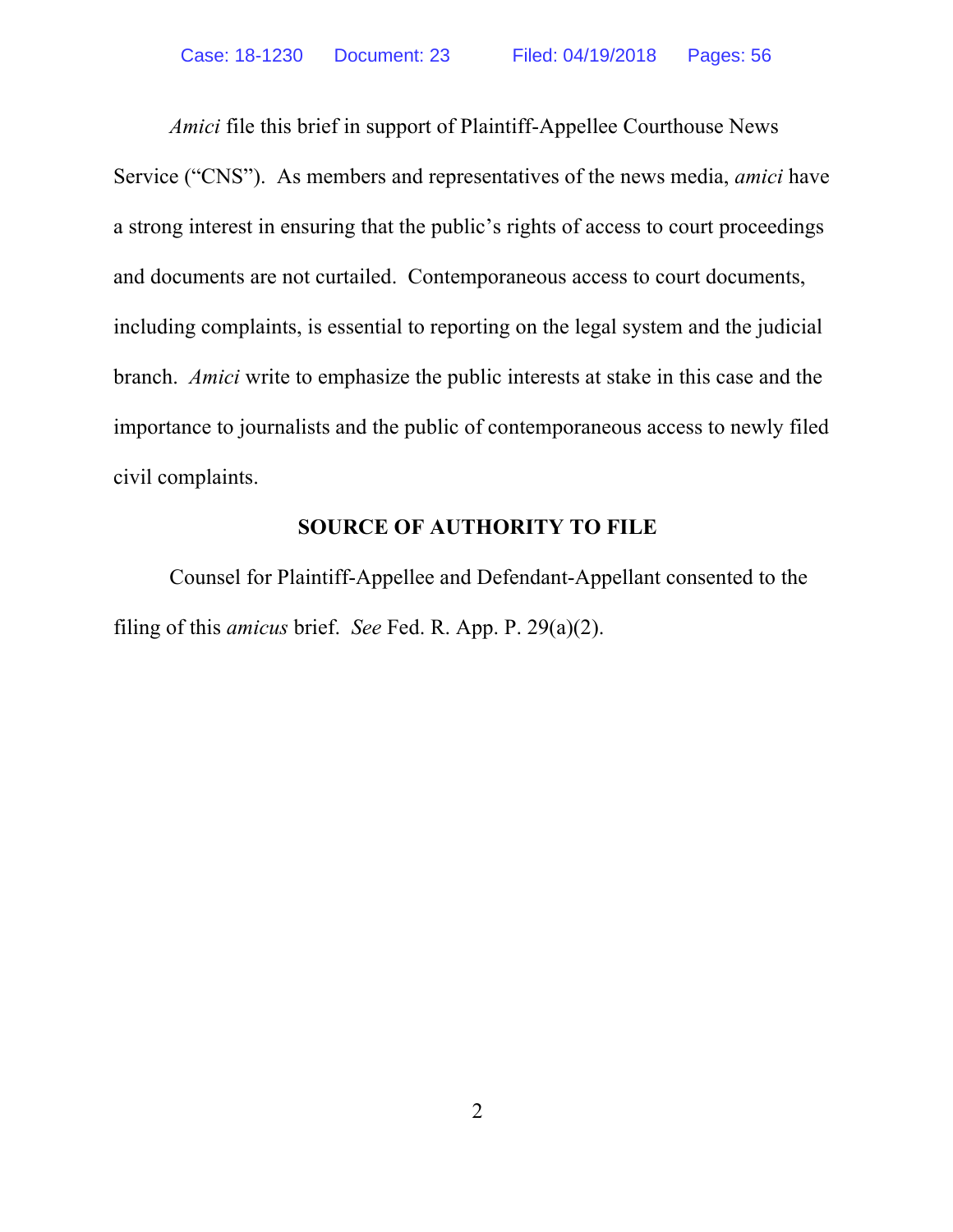*Amici* file this brief in support of Plaintiff-Appellee Courthouse News Service ("CNS"). As members and representatives of the news media, *amici* have a strong interest in ensuring that the public's rights of access to court proceedings and documents are not curtailed. Contemporaneous access to court documents, including complaints, is essential to reporting on the legal system and the judicial branch. *Amici* write to emphasize the public interests at stake in this case and the importance to journalists and the public of contemporaneous access to newly filed civil complaints.

## SOURCE OF AUTHORITY TO FILE

Counsel for Plaintiff-Appellee and Defendant-Appellant consented to the filing of this *amicus* brief. *See* Fed. R. App. P. 29(a)(2).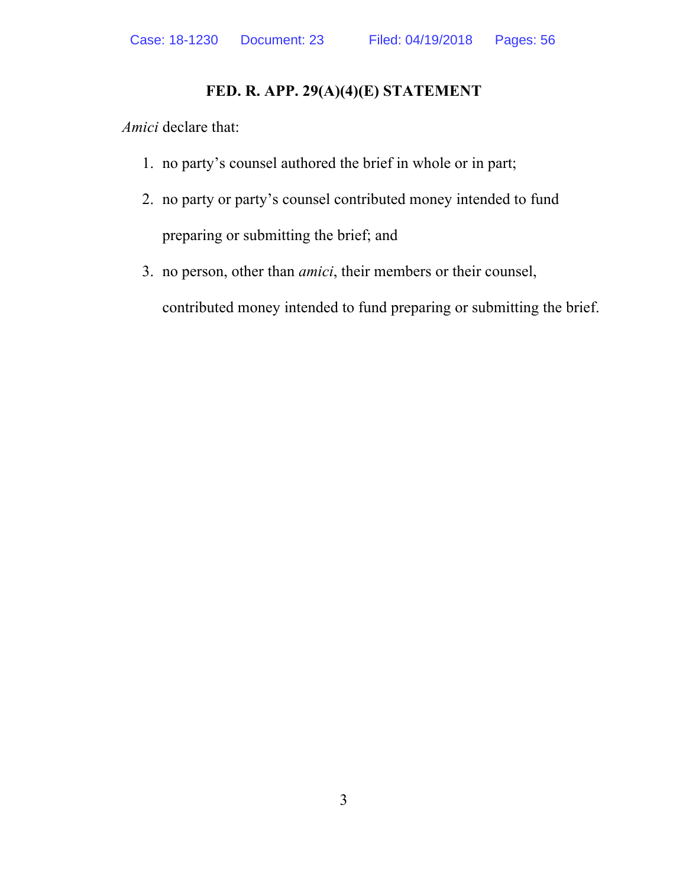## FED. R. APP. 29(A)(4)(E) STATEMENT

*Amici* declare that:

1. no party's counsel authored the brief in whole or in part;
2. no party or party's counsel contributed money intended to fund preparing or submitting the brief; and
3. no person, other than *amici*, their members or their counsel, contributed money intended to fund preparing or submitting the brief.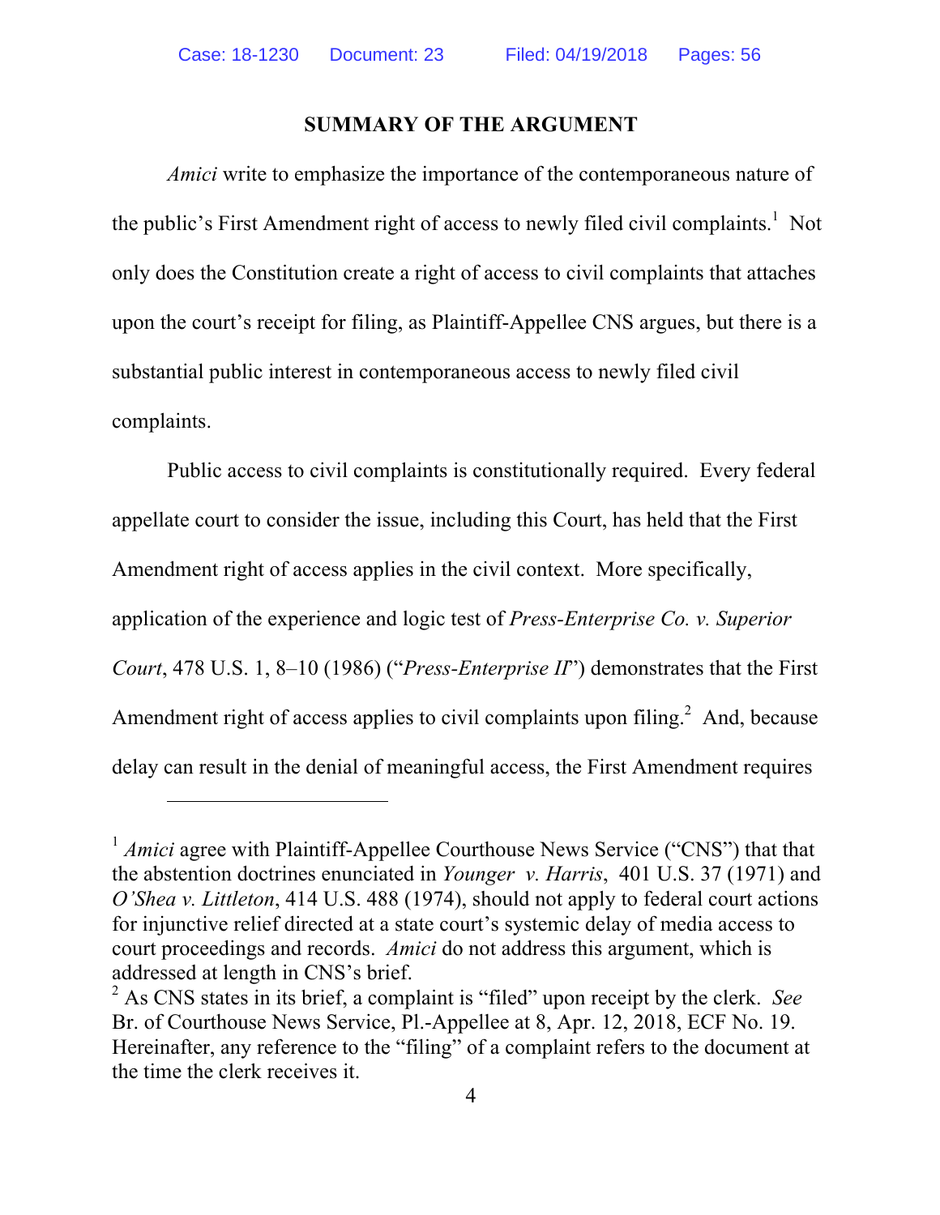## SUMMARY OF THE ARGUMENT

*Amici* write to emphasize the importance of the contemporaneous nature of the public's First Amendment right of access to newly filed civil complaints.[1] Not only does the Constitution create a right of access to civil complaints that attaches upon the court's receipt for filing, as Plaintiff-Appellee CNS argues, but there is a substantial public interest in contemporaneous access to newly filed civil complaints.

Public access to civil complaints is constitutionally required. Every federal appellate court to consider the issue, including this Court, has held that the First Amendment right of access applies in the civil context. More specifically, application of the experience and logic test of *Press-Enterprise Co. v. Superior Court*, 478 U.S. 1, 8–10 (1986) ("*Press-Enterprise II*") demonstrates that the First Amendment right of access applies to civil complaints upon filing.[2] And, because delay can result in the denial of meaningful access, the First Amendment requires

---

[1] *Amici* agree with Plaintiff-Appellee Courthouse News Service ("CNS") that that the abstention doctrines enunciated in *Younger v. Harris*, 401 U.S. 37 (1971) and *O'Shea v. Littleton*, 414 U.S. 488 (1974), should not apply to federal court actions for injunctive relief directed at a state court's systemic delay of media access to court proceedings and records. *Amici* do not address this argument, which is addressed at length in CNS's brief.

[2] As CNS states in its brief, a complaint is "filed" upon receipt by the clerk. *See* Br. of Courthouse News Service, Pl.-Appellee at 8, Apr. 12, 2018, ECF No. 19. Hereinafter, any reference to the "filing" of a complaint refers to the document at the time the clerk receives it.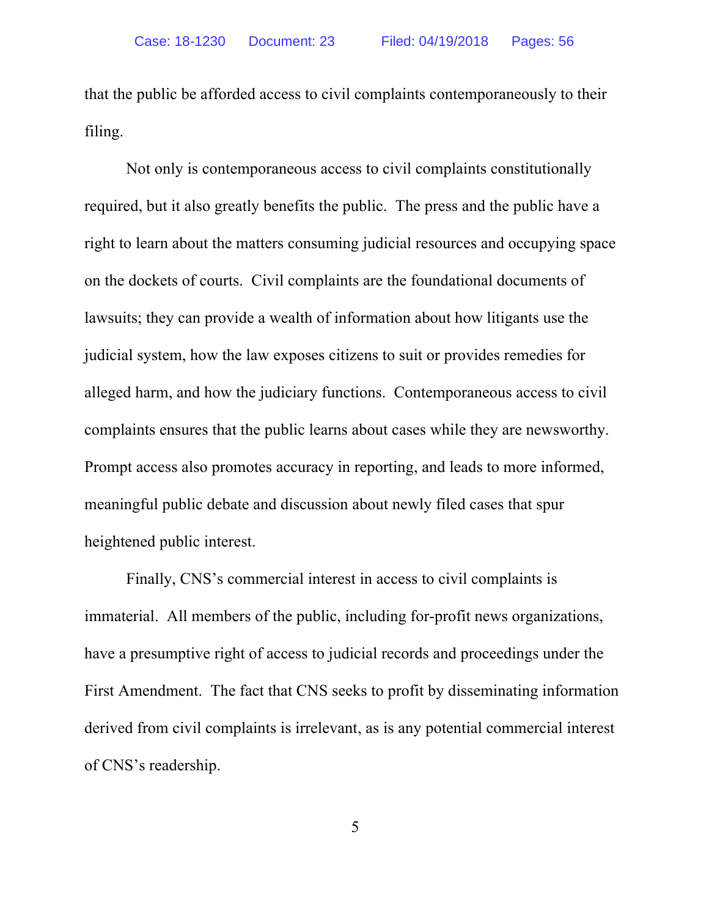that the public be afforded access to civil complaints contemporaneously to their filing.

Not only is contemporaneous access to civil complaints constitutionally required, but it also greatly benefits the public. The press and the public have a right to learn about the matters consuming judicial resources and occupying space on the dockets of courts. Civil complaints are the foundational documents of lawsuits; they can provide a wealth of information about how litigants use the judicial system, how the law exposes citizens to suit or provides remedies for alleged harm, and how the judiciary functions. Contemporaneous access to civil complaints ensures that the public learns about cases while they are newsworthy. Prompt access also promotes accuracy in reporting, and leads to more informed, meaningful public debate and discussion about newly filed cases that spur heightened public interest.

Finally, CNS's commercial interest in access to civil complaints is immaterial. All members of the public, including for-profit news organizations, have a presumptive right of access to judicial records and proceedings under the First Amendment. The fact that CNS seeks to profit by disseminating information derived from civil complaints is irrelevant, as is any potential commercial interest of CNS's readership.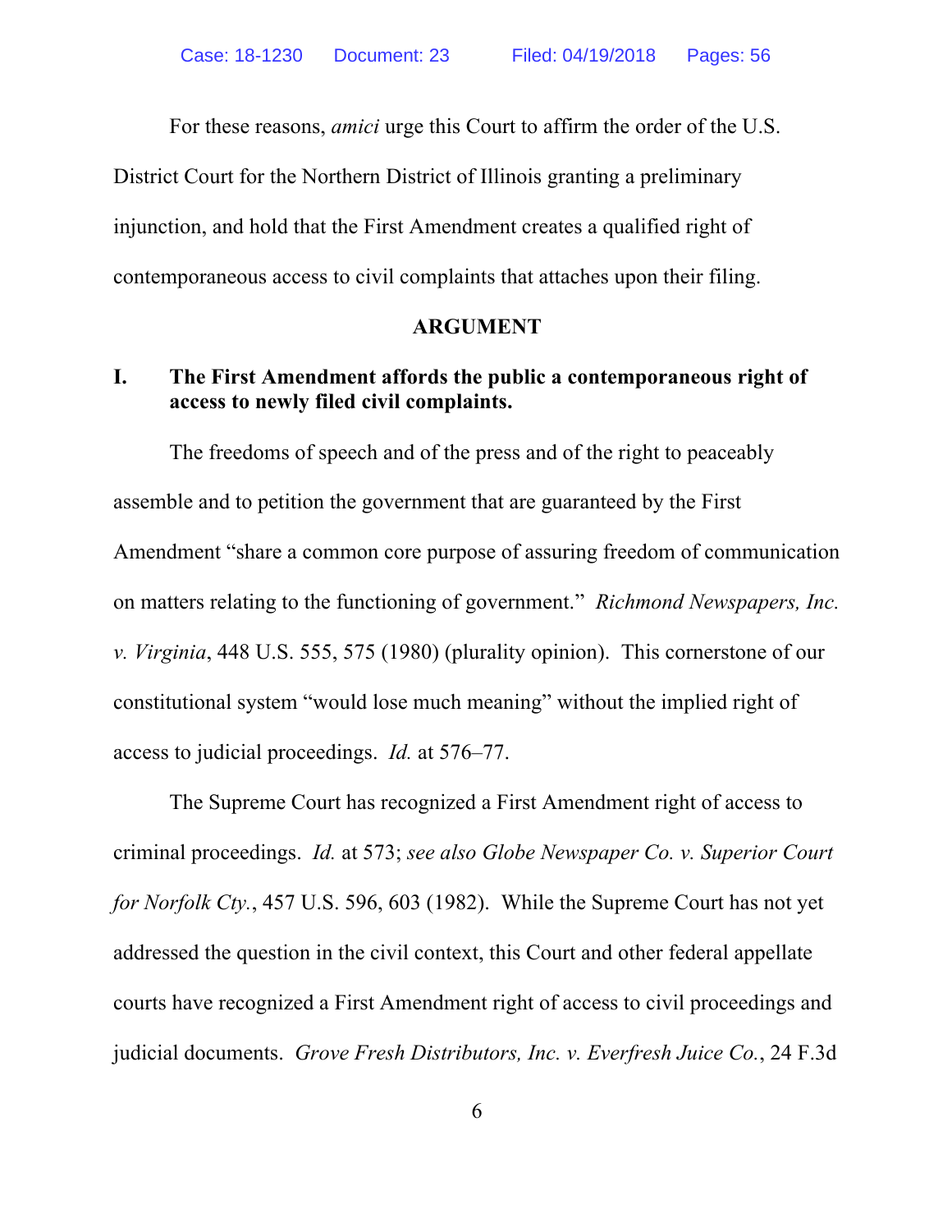For these reasons, *amici* urge this Court to affirm the order of the U.S. District Court for the Northern District of Illinois granting a preliminary injunction, and hold that the First Amendment creates a qualified right of contemporaneous access to civil complaints that attaches upon their filing.

## ARGUMENT

### I. The First Amendment affords the public a contemporaneous right of access to newly filed civil complaints.

The freedoms of speech and of the press and of the right to peaceably assemble and to petition the government that are guaranteed by the First Amendment "share a common core purpose of assuring freedom of communication on matters relating to the functioning of government." *Richmond Newspapers, Inc. v. Virginia*, 448 U.S. 555, 575 (1980) (plurality opinion). This cornerstone of our constitutional system "would lose much meaning" without the implied right of access to judicial proceedings. *Id.* at 576–77.

The Supreme Court has recognized a First Amendment right of access to criminal proceedings. *Id.* at 573; *see also Globe Newspaper Co. v. Superior Court for Norfolk Cty.*, 457 U.S. 596, 603 (1982). While the Supreme Court has not yet addressed the question in the civil context, this Court and other federal appellate courts have recognized a First Amendment right of access to civil proceedings and judicial documents. *Grove Fresh Distributors, Inc. v. Everfresh Juice Co.*, 24 F.3d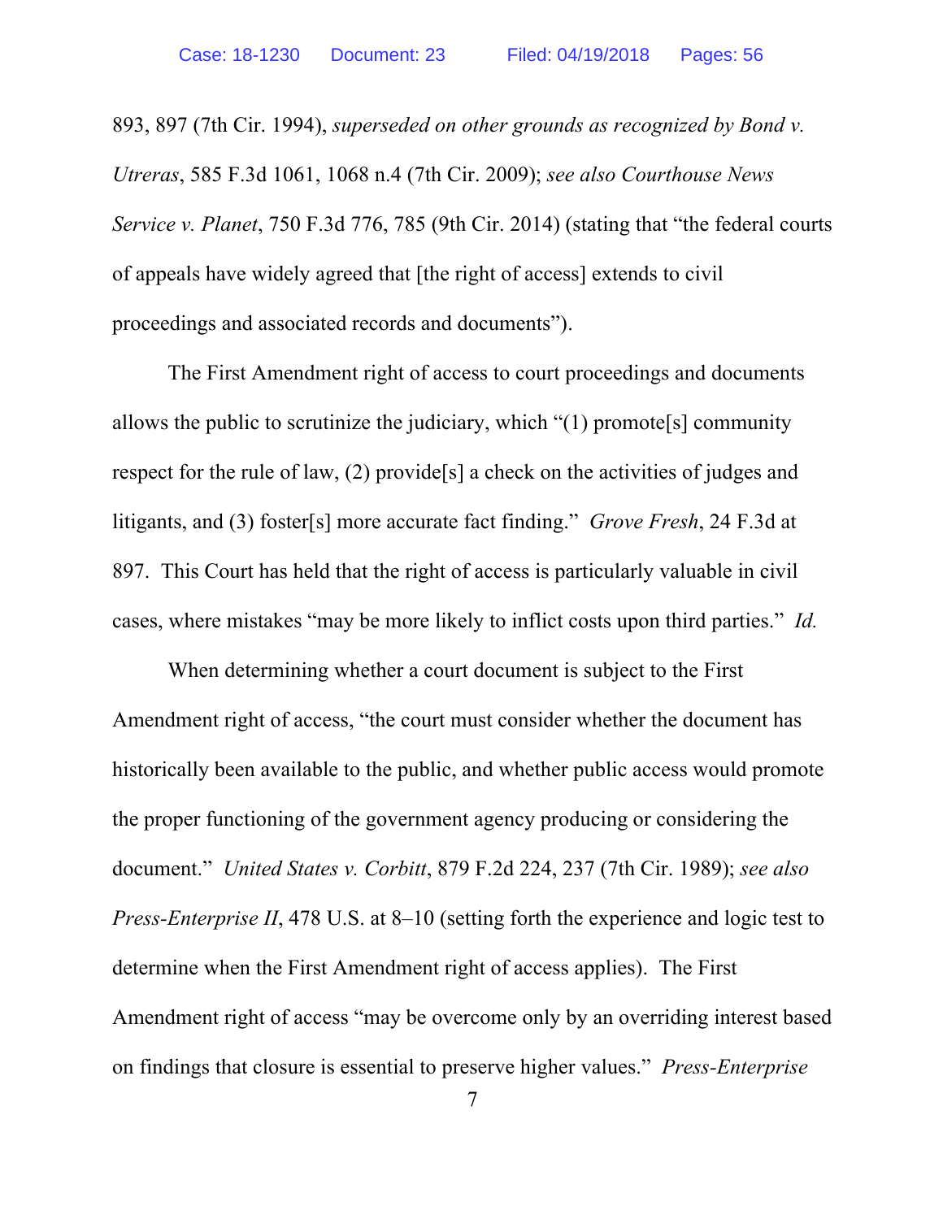893, 897 (7th Cir. 1994), *superseded on other grounds as recognized by Bond v. Utreras*, 585 F.3d 1061, 1068 n.4 (7th Cir. 2009); *see also Courthouse News Service v. Planet*, 750 F.3d 776, 785 (9th Cir. 2014) (stating that "the federal courts of appeals have widely agreed that [the right of access] extends to civil proceedings and associated records and documents").

The First Amendment right of access to court proceedings and documents allows the public to scrutinize the judiciary, which "(1) promote[s] community respect for the rule of law, (2) provide[s] a check on the activities of judges and litigants, and (3) foster[s] more accurate fact finding." *Grove Fresh*, 24 F.3d at 897. This Court has held that the right of access is particularly valuable in civil cases, where mistakes "may be more likely to inflict costs upon third parties." *Id.*

When determining whether a court document is subject to the First Amendment right of access, "the court must consider whether the document has historically been available to the public, and whether public access would promote the proper functioning of the government agency producing or considering the document." *United States v. Corbitt*, 879 F.2d 224, 237 (7th Cir. 1989); *see also Press-Enterprise II*, 478 U.S. at 8–10 (setting forth the experience and logic test to determine when the First Amendment right of access applies). The First Amendment right of access "may be overcome only by an overriding interest based on findings that closure is essential to preserve higher values." *Press-Enterprise*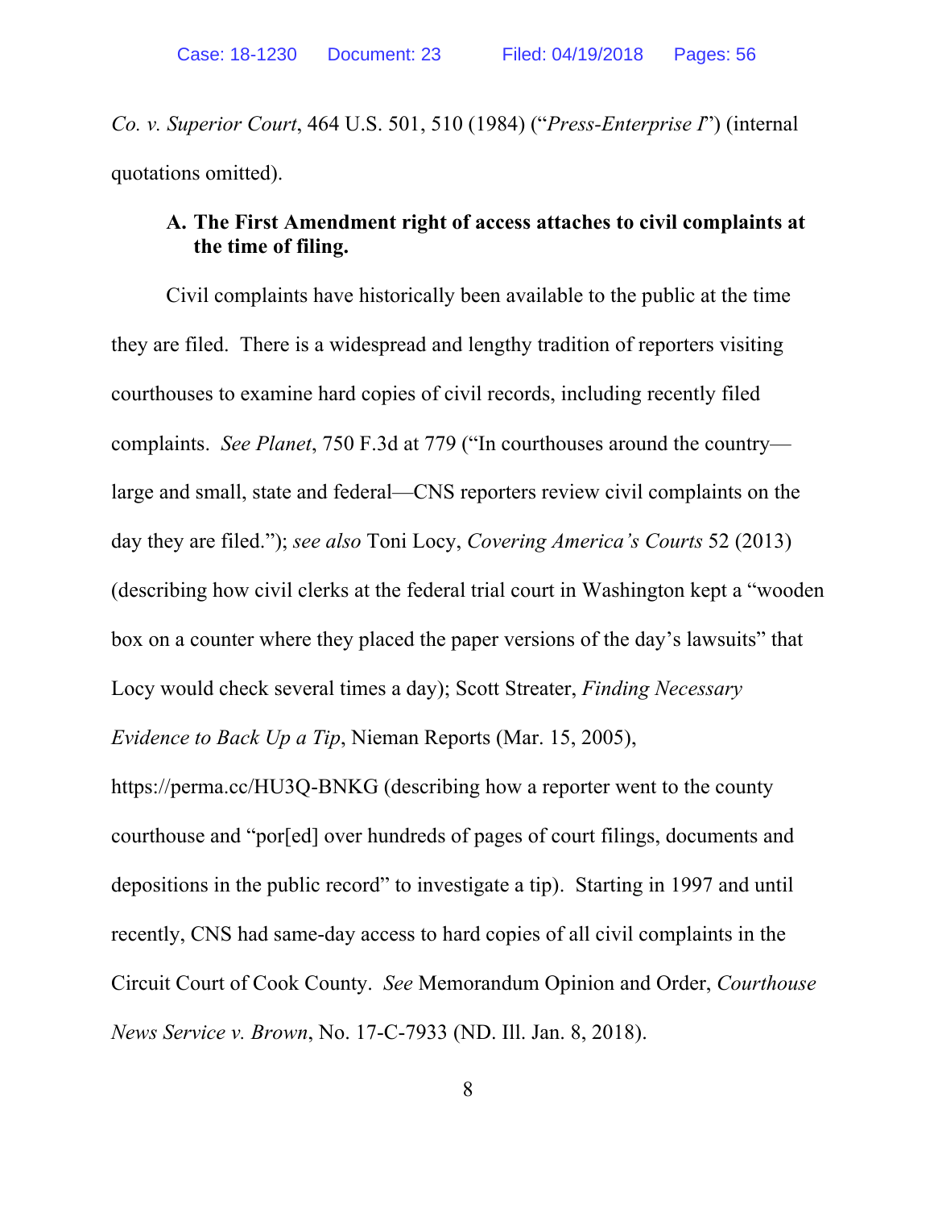*Co. v. Superior Court*, 464 U.S. 501, 510 (1984) ("*Press-Enterprise I*") (internal quotations omitted).

### A. The First Amendment right of access attaches to civil complaints at the time of filing.

Civil complaints have historically been available to the public at the time they are filed. There is a widespread and lengthy tradition of reporters visiting courthouses to examine hard copies of civil records, including recently filed complaints. *See Planet*, 750 F.3d at 779 ("In courthouses around the country—large and small, state and federal—CNS reporters review civil complaints on the day they are filed."); *see also* Toni Locy, *Covering America's Courts* 52 (2013) (describing how civil clerks at the federal trial court in Washington kept a "wooden box on a counter where they placed the paper versions of the day's lawsuits" that Locy would check several times a day); Scott Streater, *Finding Necessary Evidence to Back Up a Tip*, Nieman Reports (Mar. 15, 2005), https://perma.cc/HU3Q-BNKG (describing how a reporter went to the county courthouse and "por[ed] over hundreds of pages of court filings, documents and depositions in the public record" to investigate a tip). Starting in 1997 and until recently, CNS had same-day access to hard copies of all civil complaints in the Circuit Court of Cook County. *See* Memorandum Opinion and Order, *Courthouse News Service v. Brown*, No. 17-C-7933 (ND. Ill. Jan. 8, 2018).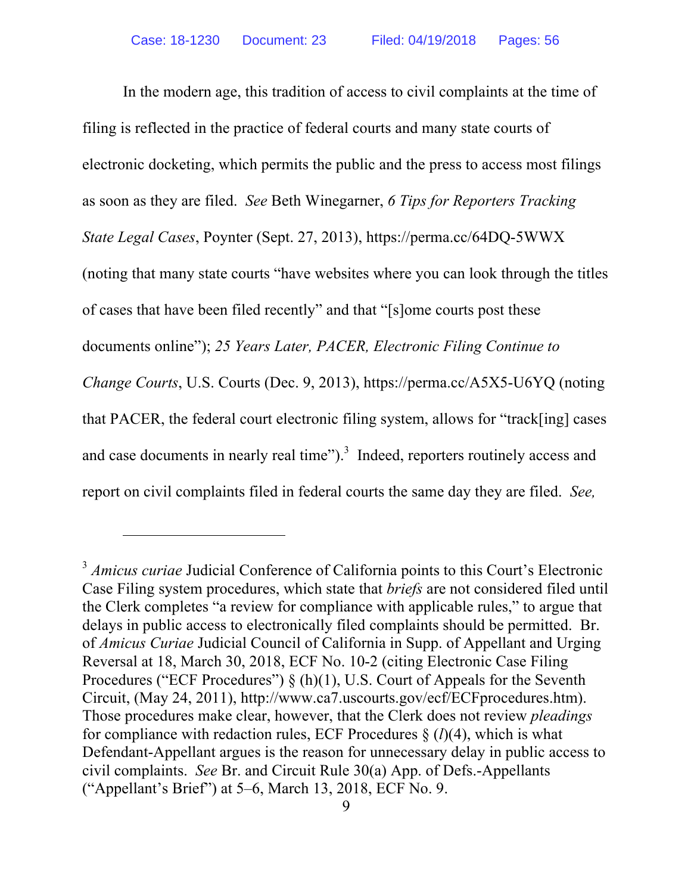In the modern age, this tradition of access to civil complaints at the time of filing is reflected in the practice of federal courts and many state courts of electronic docketing, which permits the public and the press to access most filings as soon as they are filed. *See* Beth Winegarner, *6 Tips for Reporters Tracking State Legal Cases*, Poynter (Sept. 27, 2013), https://perma.cc/64DQ-5WWX (noting that many state courts "have websites where you can look through the titles of cases that have been filed recently" and that "[s]ome courts post these documents online"); *25 Years Later, PACER, Electronic Filing Continue to Change Courts*, U.S. Courts (Dec. 9, 2013), https://perma.cc/A5X5-U6YQ (noting that PACER, the federal court electronic filing system, allows for "track[ing] cases and case documents in nearly real time").[3] Indeed, reporters routinely access and report on civil complaints filed in federal courts the same day they are filed. *See,*

---

[3] *Amicus curiae* Judicial Conference of California points to this Court's Electronic Case Filing system procedures, which state that *briefs* are not considered filed until the Clerk completes "a review for compliance with applicable rules," to argue that delays in public access to electronically filed complaints should be permitted. Br. of *Amicus Curiae* Judicial Council of California in Supp. of Appellant and Urging Reversal at 18, March 30, 2018, ECF No. 10-2 (citing Electronic Case Filing Procedures ("ECF Procedures") § (h)(1), U.S. Court of Appeals for the Seventh Circuit, (May 24, 2011), http://www.ca7.uscourts.gov/ecf/ECFprocedures.htm). Those procedures make clear, however, that the Clerk does not review *pleadings* for compliance with redaction rules, ECF Procedures § (*l*)(4), which is what Defendant-Appellant argues is the reason for unnecessary delay in public access to civil complaints. *See* Br. and Circuit Rule 30(a) App. of Defs.-Appellants ("Appellant's Brief") at 5–6, March 13, 2018, ECF No. 9.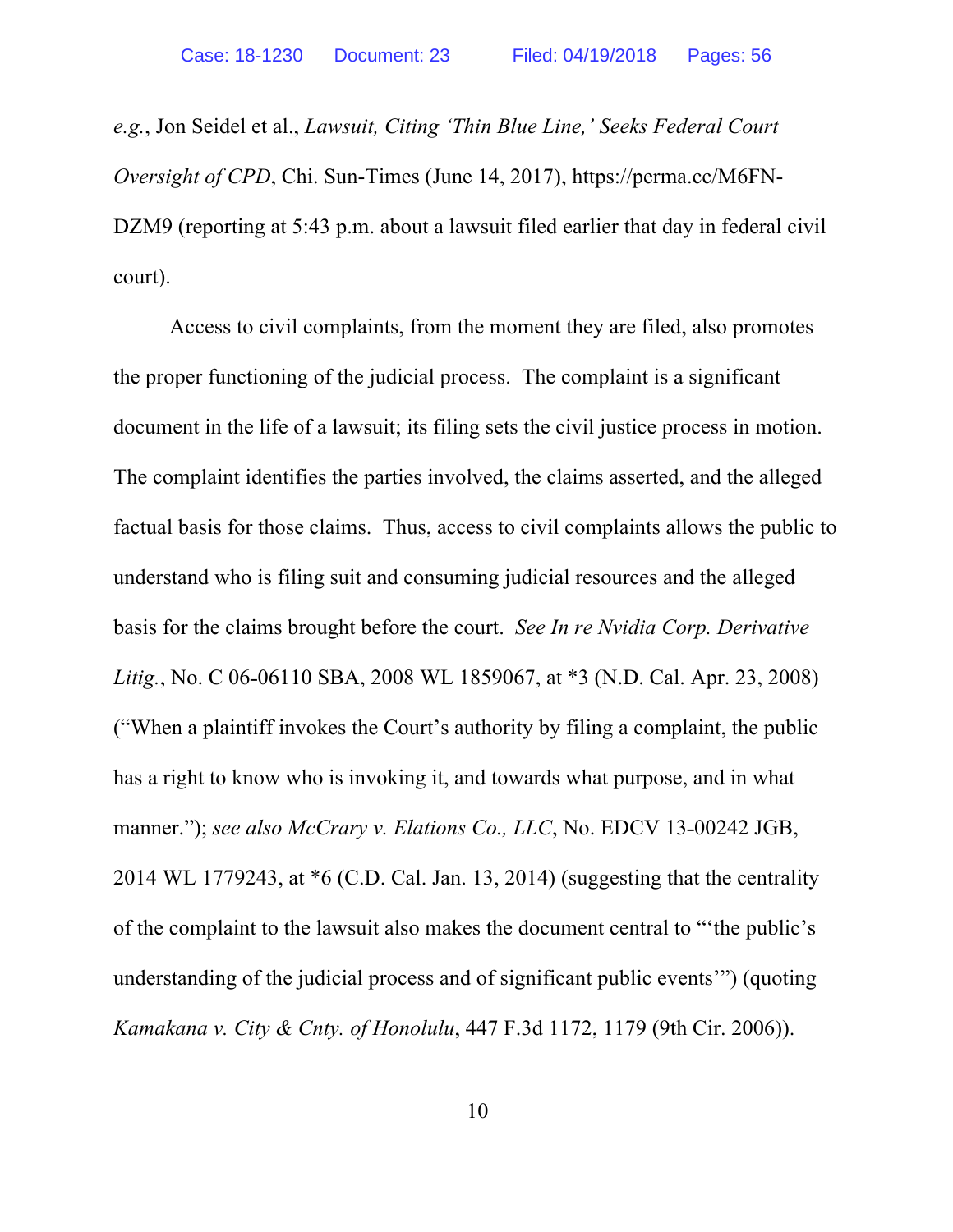*e.g.*, Jon Seidel et al., *Lawsuit, Citing 'Thin Blue Line,' Seeks Federal Court Oversight of CPD*, Chi. Sun-Times (June 14, 2017), https://perma.cc/M6FN-DZM9 (reporting at 5:43 p.m. about a lawsuit filed earlier that day in federal civil court).

Access to civil complaints, from the moment they are filed, also promotes the proper functioning of the judicial process. The complaint is a significant document in the life of a lawsuit; its filing sets the civil justice process in motion. The complaint identifies the parties involved, the claims asserted, and the alleged factual basis for those claims. Thus, access to civil complaints allows the public to understand who is filing suit and consuming judicial resources and the alleged basis for the claims brought before the court. *See In re Nvidia Corp. Derivative Litig.*, No. C 06-06110 SBA, 2008 WL 1859067, at *3 (N.D. Cal. Apr. 23, 2008) ("When a plaintiff invokes the Court's authority by filing a complaint, the public has a right to know who is invoking it, and towards what purpose, and in what manner."); *see also McCrary v. Elations Co., LLC*, No. EDCV 13-00242 JGB, 2014 WL 1779243, at *6 (C.D. Cal. Jan. 13, 2014) (suggesting that the centrality of the complaint to the lawsuit also makes the document central to "'the public's understanding of the judicial process and of significant public events'") (quoting *Kamakana v. City & Cnty. of Honolulu*, 447 F.3d 1172, 1179 (9th Cir. 2006)).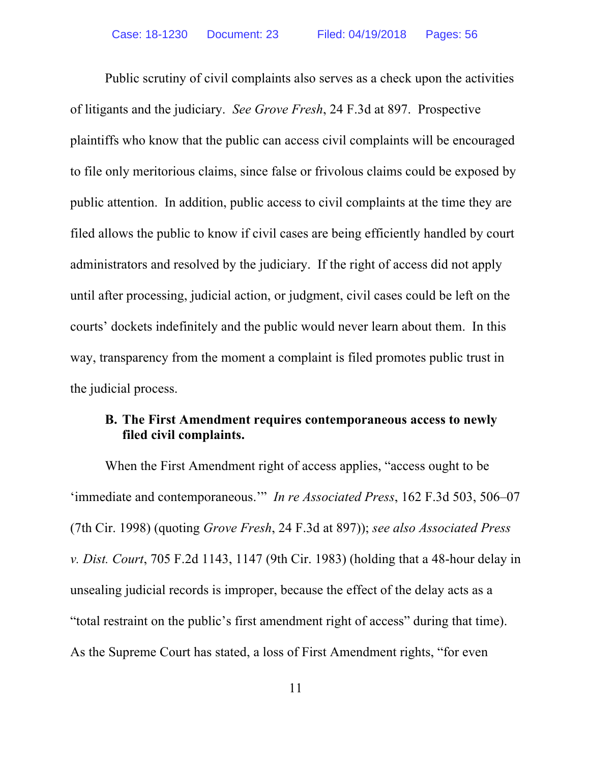Public scrutiny of civil complaints also serves as a check upon the activities of litigants and the judiciary. *See Grove Fresh*, 24 F.3d at 897. Prospective plaintiffs who know that the public can access civil complaints will be encouraged to file only meritorious claims, since false or frivolous claims could be exposed by public attention. In addition, public access to civil complaints at the time they are filed allows the public to know if civil cases are being efficiently handled by court administrators and resolved by the judiciary. If the right of access did not apply until after processing, judicial action, or judgment, civil cases could be left on the courts' dockets indefinitely and the public would never learn about them. In this way, transparency from the moment a complaint is filed promotes public trust in the judicial process.

**B. The First Amendment requires contemporaneous access to newly filed civil complaints.**

When the First Amendment right of access applies, "access ought to be 'immediate and contemporaneous.'" *In re Associated Press*, 162 F.3d 503, 506–07 (7th Cir. 1998) (quoting *Grove Fresh*, 24 F.3d at 897)); *see also Associated Press v. Dist. Court*, 705 F.2d 1143, 1147 (9th Cir. 1983) (holding that a 48-hour delay in unsealing judicial records is improper, because the effect of the delay acts as a "total restraint on the public's first amendment right of access" during that time). As the Supreme Court has stated, a loss of First Amendment rights, "for even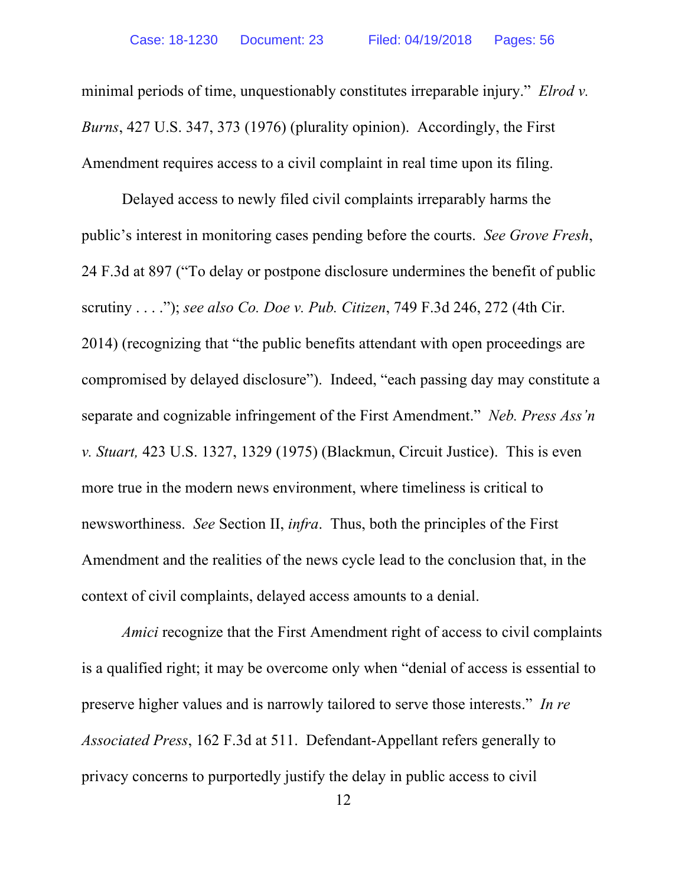minimal periods of time, unquestionably constitutes irreparable injury." *Elrod v. Burns*, 427 U.S. 347, 373 (1976) (plurality opinion). Accordingly, the First Amendment requires access to a civil complaint in real time upon its filing.

Delayed access to newly filed civil complaints irreparably harms the public's interest in monitoring cases pending before the courts. *See Grove Fresh*, 24 F.3d at 897 ("To delay or postpone disclosure undermines the benefit of public scrutiny . . . ."); *see also Co. Doe v. Pub. Citizen*, 749 F.3d 246, 272 (4th Cir. 2014) (recognizing that "the public benefits attendant with open proceedings are compromised by delayed disclosure"). Indeed, "each passing day may constitute a separate and cognizable infringement of the First Amendment." *Neb. Press Ass'n v. Stuart,* 423 U.S. 1327, 1329 (1975) (Blackmun, Circuit Justice). This is even more true in the modern news environment, where timeliness is critical to newsworthiness. *See* Section II, *infra*. Thus, both the principles of the First Amendment and the realities of the news cycle lead to the conclusion that, in the context of civil complaints, delayed access amounts to a denial.

*Amici* recognize that the First Amendment right of access to civil complaints is a qualified right; it may be overcome only when "denial of access is essential to preserve higher values and is narrowly tailored to serve those interests." *In re Associated Press*, 162 F.3d at 511. Defendant-Appellant refers generally to privacy concerns to purportedly justify the delay in public access to civil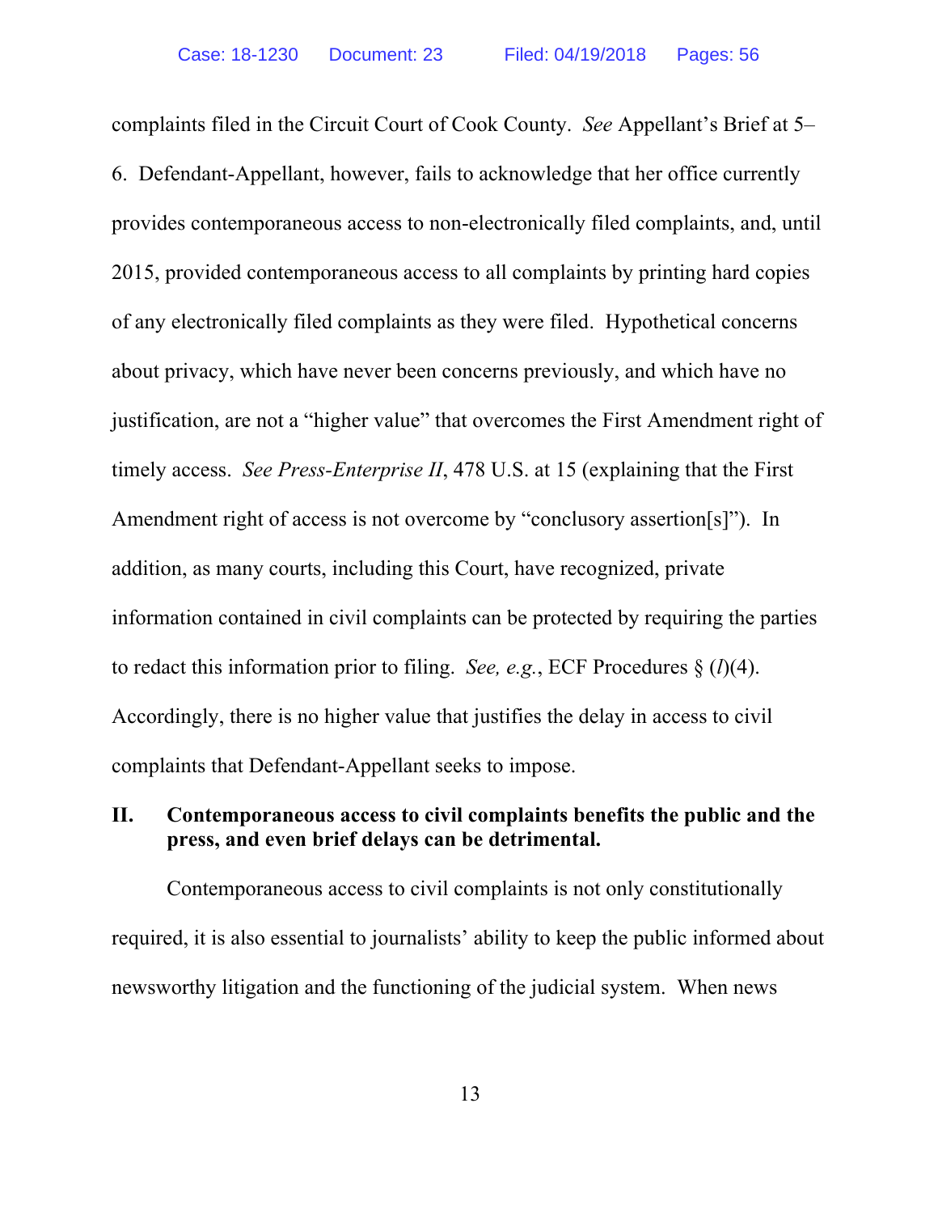complaints filed in the Circuit Court of Cook County. *See* Appellant's Brief at 5–6. Defendant-Appellant, however, fails to acknowledge that her office currently provides contemporaneous access to non-electronically filed complaints, and, until 2015, provided contemporaneous access to all complaints by printing hard copies of any electronically filed complaints as they were filed. Hypothetical concerns about privacy, which have never been concerns previously, and which have no justification, are not a "higher value" that overcomes the First Amendment right of timely access. *See Press-Enterprise II*, 478 U.S. at 15 (explaining that the First Amendment right of access is not overcome by "conclusory assertion[s]"). In addition, as many courts, including this Court, have recognized, private information contained in civil complaints can be protected by requiring the parties to redact this information prior to filing. *See, e.g.*, ECF Procedures § (*l*)(4). Accordingly, there is no higher value that justifies the delay in access to civil complaints that Defendant-Appellant seeks to impose.

## II. Contemporaneous access to civil complaints benefits the public and the press, and even brief delays can be detrimental.

Contemporaneous access to civil complaints is not only constitutionally required, it is also essential to journalists' ability to keep the public informed about newsworthy litigation and the functioning of the judicial system. When news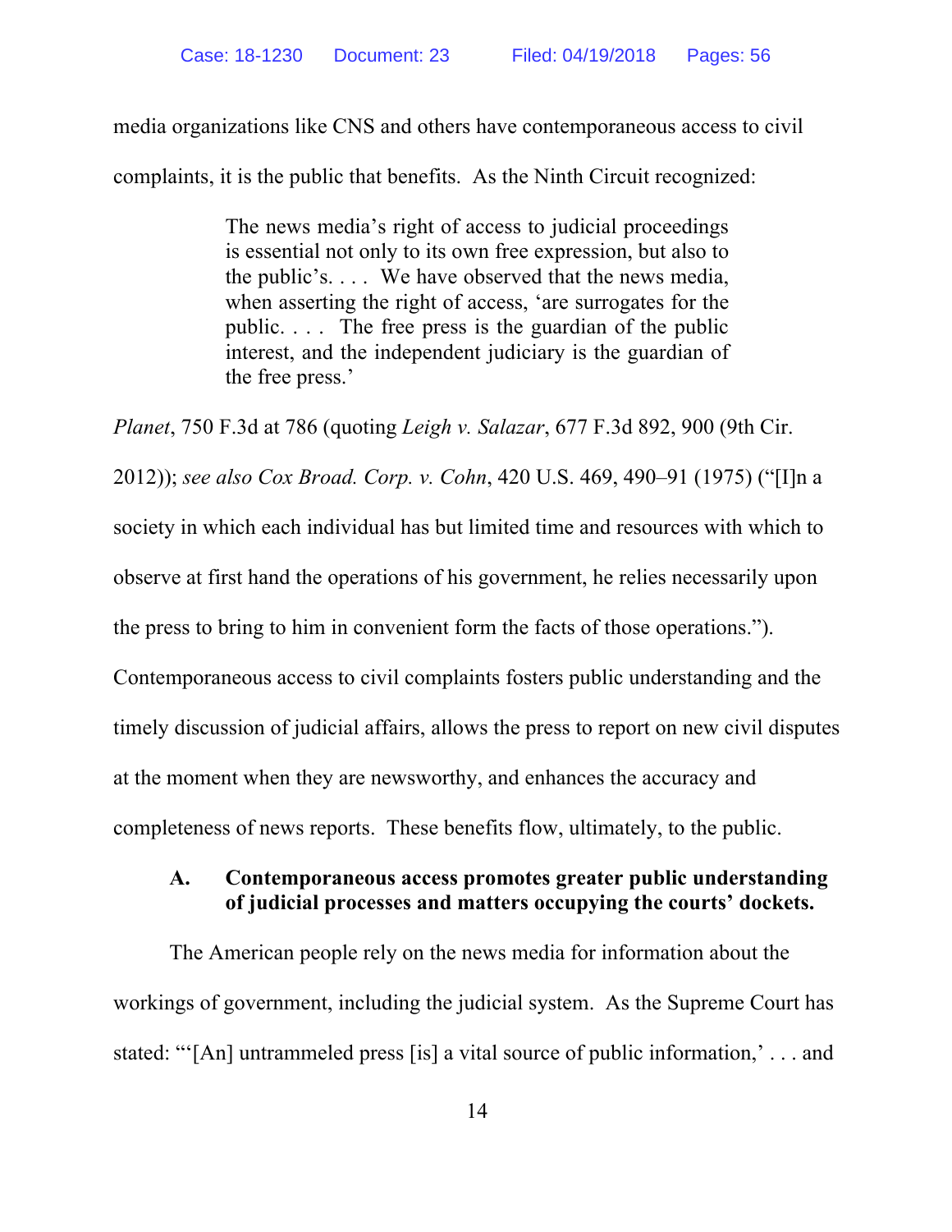media organizations like CNS and others have contemporaneous access to civil complaints, it is the public that benefits. As the Ninth Circuit recognized:

> The news media's right of access to judicial proceedings is essential not only to its own free expression, but also to the public's. . . . We have observed that the news media, when asserting the right of access, 'are surrogates for the public. . . . The free press is the guardian of the public interest, and the independent judiciary is the guardian of the free press.'

*Planet*, 750 F.3d at 786 (quoting *Leigh v. Salazar*, 677 F.3d 892, 900 (9th Cir. 2012)); *see also Cox Broad. Corp. v. Cohn*, 420 U.S. 469, 490–91 (1975) ("[I]n a society in which each individual has but limited time and resources with which to observe at first hand the operations of his government, he relies necessarily upon the press to bring to him in convenient form the facts of those operations."). Contemporaneous access to civil complaints fosters public understanding and the timely discussion of judicial affairs, allows the press to report on new civil disputes at the moment when they are newsworthy, and enhances the accuracy and completeness of news reports. These benefits flow, ultimately, to the public.

### A. Contemporaneous access promotes greater public understanding of judicial processes and matters occupying the courts' dockets.

The American people rely on the news media for information about the workings of government, including the judicial system. As the Supreme Court has stated: "'[An] untrammeled press [is] a vital source of public information,' . . . and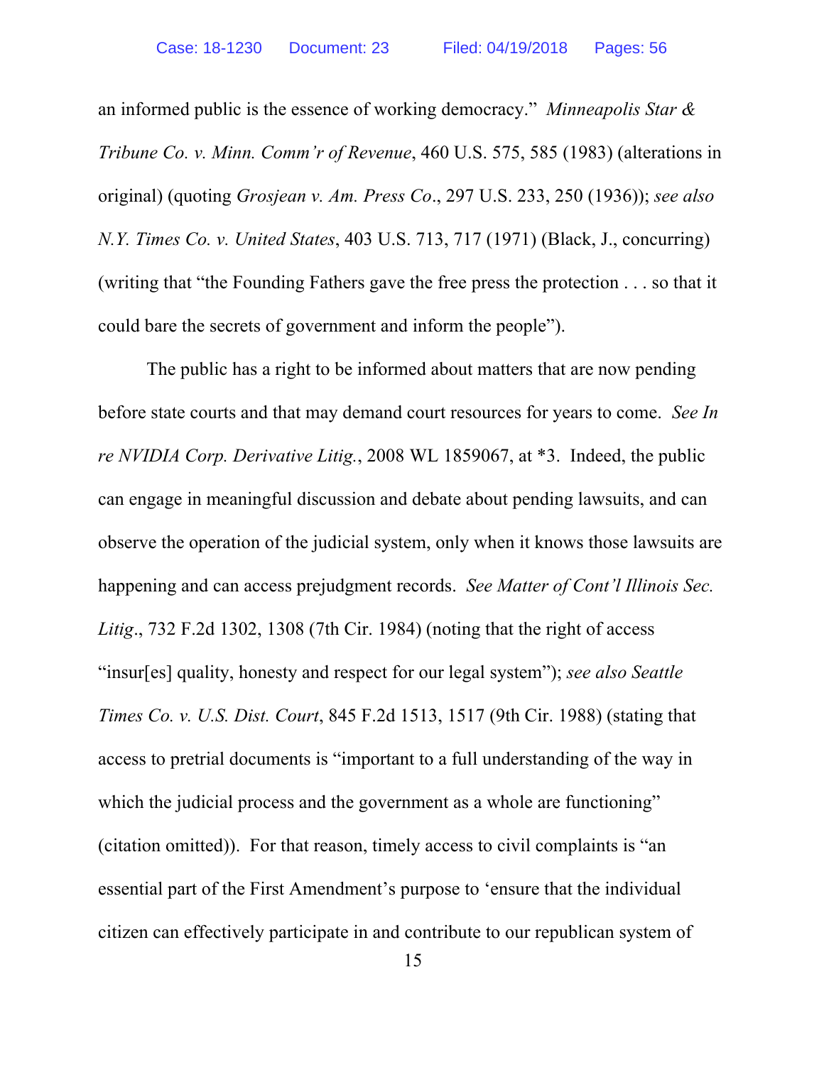an informed public is the essence of working democracy." *Minneapolis Star & Tribune Co. v. Minn. Comm'r of Revenue*, 460 U.S. 575, 585 (1983) (alterations in original) (quoting *Grosjean v. Am. Press Co*., 297 U.S. 233, 250 (1936)); *see also N.Y. Times Co. v. United States*, 403 U.S. 713, 717 (1971) (Black, J., concurring) (writing that "the Founding Fathers gave the free press the protection . . . so that it could bare the secrets of government and inform the people").

The public has a right to be informed about matters that are now pending before state courts and that may demand court resources for years to come. *See In re NVIDIA Corp. Derivative Litig.*, 2008 WL 1859067, at *3. Indeed, the public can engage in meaningful discussion and debate about pending lawsuits, and can observe the operation of the judicial system, only when it knows those lawsuits are happening and can access prejudgment records. *See Matter of Cont'l Illinois Sec. Litig*., 732 F.2d 1302, 1308 (7th Cir. 1984) (noting that the right of access "insur[es] quality, honesty and respect for our legal system"); *see also Seattle Times Co. v. U.S. Dist. Court*, 845 F.2d 1513, 1517 (9th Cir. 1988) (stating that access to pretrial documents is "important to a full understanding of the way in which the judicial process and the government as a whole are functioning" (citation omitted)). For that reason, timely access to civil complaints is "an essential part of the First Amendment's purpose to 'ensure that the individual citizen can effectively participate in and contribute to our republican system of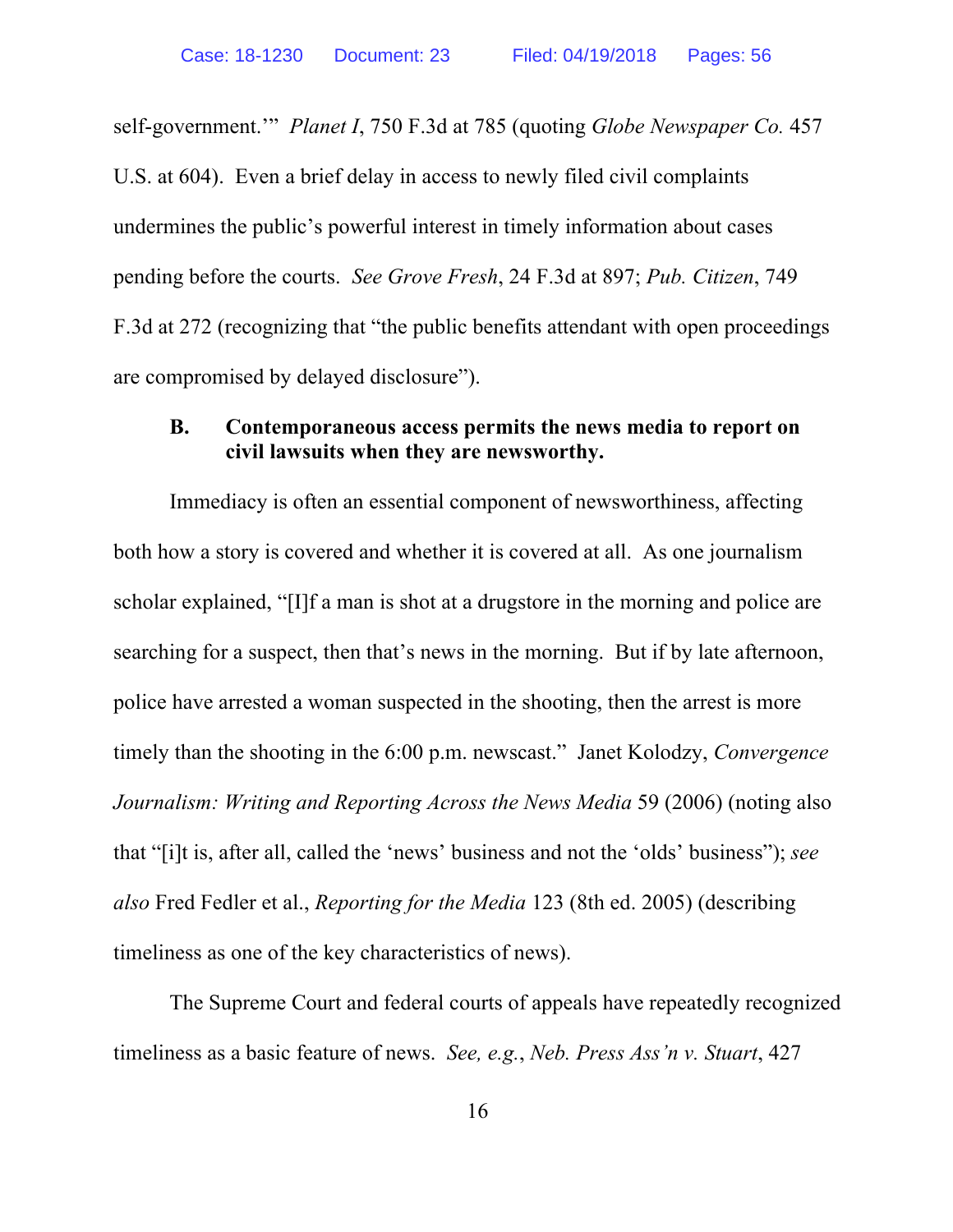self-government.'" *Planet I*, 750 F.3d at 785 (quoting *Globe Newspaper Co.* 457 U.S. at 604). Even a brief delay in access to newly filed civil complaints undermines the public's powerful interest in timely information about cases pending before the courts. *See Grove Fresh*, 24 F.3d at 897; *Pub. Citizen*, 749 F.3d at 272 (recognizing that "the public benefits attendant with open proceedings are compromised by delayed disclosure").

### B. Contemporaneous access permits the news media to report on civil lawsuits when they are newsworthy.

Immediacy is often an essential component of newsworthiness, affecting both how a story is covered and whether it is covered at all. As one journalism scholar explained, "[I]f a man is shot at a drugstore in the morning and police are searching for a suspect, then that's news in the morning. But if by late afternoon, police have arrested a woman suspected in the shooting, then the arrest is more timely than the shooting in the 6:00 p.m. newscast." Janet Kolodzy, *Convergence Journalism: Writing and Reporting Across the News Media* 59 (2006) (noting also that "[i]t is, after all, called the 'news' business and not the 'olds' business"); *see also* Fred Fedler et al., *Reporting for the Media* 123 (8th ed. 2005) (describing timeliness as one of the key characteristics of news).

The Supreme Court and federal courts of appeals have repeatedly recognized timeliness as a basic feature of news. *See, e.g.*, *Neb. Press Ass'n v. Stuart*, 427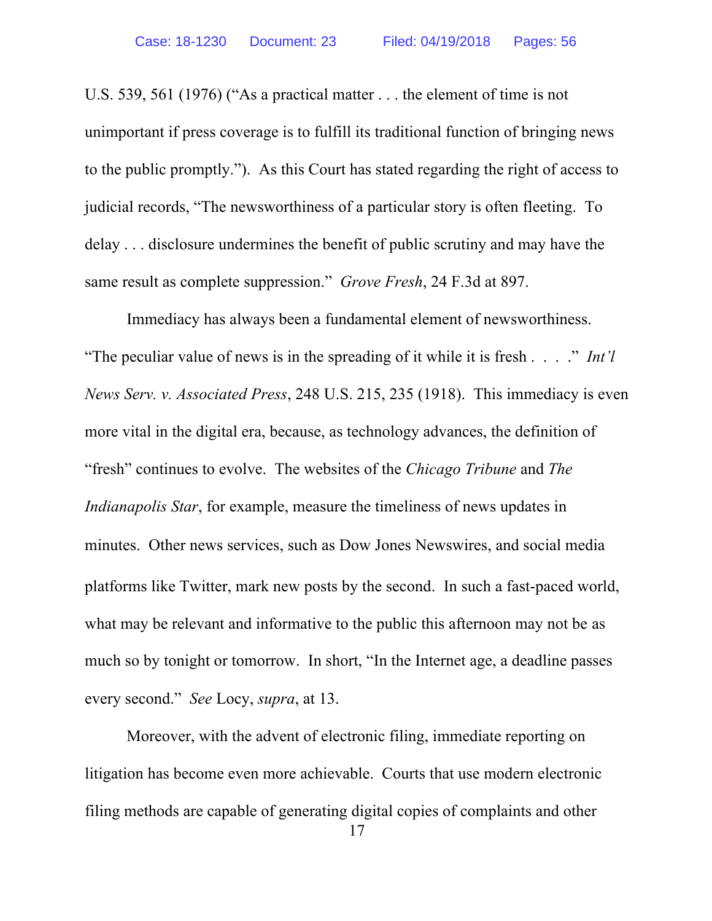U.S. 539, 561 (1976) ("As a practical matter . . . the element of time is not unimportant if press coverage is to fulfill its traditional function of bringing news to the public promptly."). As this Court has stated regarding the right of access to judicial records, "The newsworthiness of a particular story is often fleeting. To delay . . . disclosure undermines the benefit of public scrutiny and may have the same result as complete suppression." *Grove Fresh*, 24 F.3d at 897.

Immediacy has always been a fundamental element of newsworthiness. "The peculiar value of news is in the spreading of it while it is fresh . . . ." *Int'l News Serv. v. Associated Press*, 248 U.S. 215, 235 (1918). This immediacy is even more vital in the digital era, because, as technology advances, the definition of "fresh" continues to evolve. The websites of the *Chicago Tribune* and *The Indianapolis Star*, for example, measure the timeliness of news updates in minutes. Other news services, such as Dow Jones Newswires, and social media platforms like Twitter, mark new posts by the second. In such a fast-paced world, what may be relevant and informative to the public this afternoon may not be as much so by tonight or tomorrow. In short, "In the Internet age, a deadline passes every second." *See* Locy, *supra*, at 13.

Moreover, with the advent of electronic filing, immediate reporting on litigation has become even more achievable. Courts that use modern electronic filing methods are capable of generating digital copies of complaints and other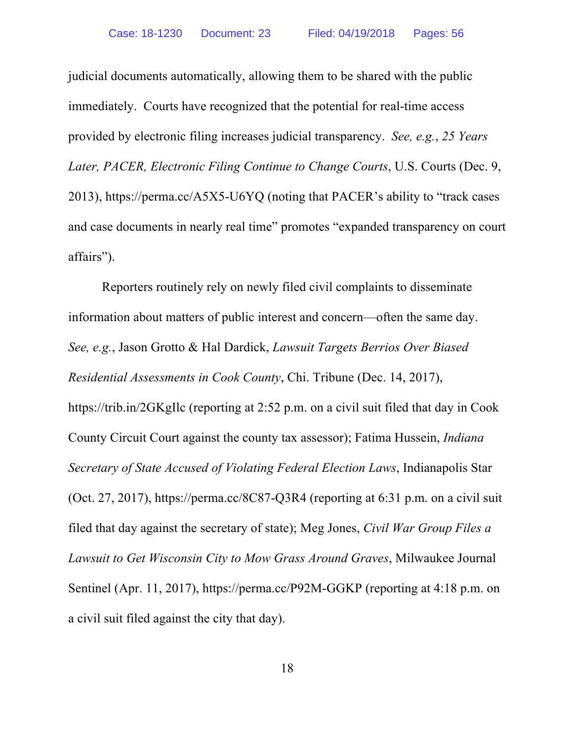judicial documents automatically, allowing them to be shared with the public immediately. Courts have recognized that the potential for real-time access provided by electronic filing increases judicial transparency. *See, e.g.*, *25 Years Later, PACER, Electronic Filing Continue to Change Courts*, U.S. Courts (Dec. 9, 2013), https://perma.cc/A5X5-U6YQ (noting that PACER's ability to "track cases and case documents in nearly real time" promotes "expanded transparency on court affairs").

Reporters routinely rely on newly filed civil complaints to disseminate information about matters of public interest and concern—often the same day. *See, e.g.*, Jason Grotto & Hal Dardick, *Lawsuit Targets Berrios Over Biased Residential Assessments in Cook County*, Chi. Tribune (Dec. 14, 2017), https://trib.in/2GKgIlc (reporting at 2:52 p.m. on a civil suit filed that day in Cook County Circuit Court against the county tax assessor); Fatima Hussein, *Indiana Secretary of State Accused of Violating Federal Election Laws*, Indianapolis Star (Oct. 27, 2017), https://perma.cc/8C87-Q3R4 (reporting at 6:31 p.m. on a civil suit filed that day against the secretary of state); Meg Jones, *Civil War Group Files a Lawsuit to Get Wisconsin City to Mow Grass Around Graves*, Milwaukee Journal Sentinel (Apr. 11, 2017), https://perma.cc/P92M-GGKP (reporting at 4:18 p.m. on a civil suit filed against the city that day).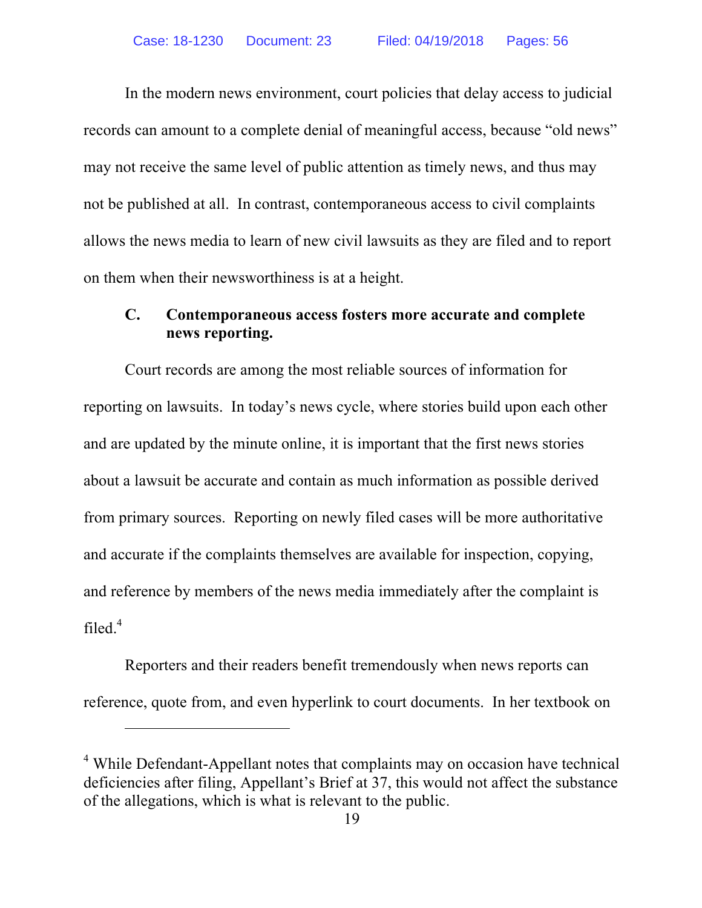In the modern news environment, court policies that delay access to judicial records can amount to a complete denial of meaningful access, because "old news" may not receive the same level of public attention as timely news, and thus may not be published at all. In contrast, contemporaneous access to civil complaints allows the news media to learn of new civil lawsuits as they are filed and to report on them when their newsworthiness is at a height.

### C. Contemporaneous access fosters more accurate and complete news reporting.

Court records are among the most reliable sources of information for reporting on lawsuits. In today's news cycle, where stories build upon each other and are updated by the minute online, it is important that the first news stories about a lawsuit be accurate and contain as much information as possible derived from primary sources. Reporting on newly filed cases will be more authoritative and accurate if the complaints themselves are available for inspection, copying, and reference by members of the news media immediately after the complaint is filed.[4]

Reporters and their readers benefit tremendously when news reports can reference, quote from, and even hyperlink to court documents. In her textbook on

---

[4] While Defendant-Appellant notes that complaints may on occasion have technical deficiencies after filing, Appellant's Brief at 37, this would not affect the substance of the allegations, which is what is relevant to the public.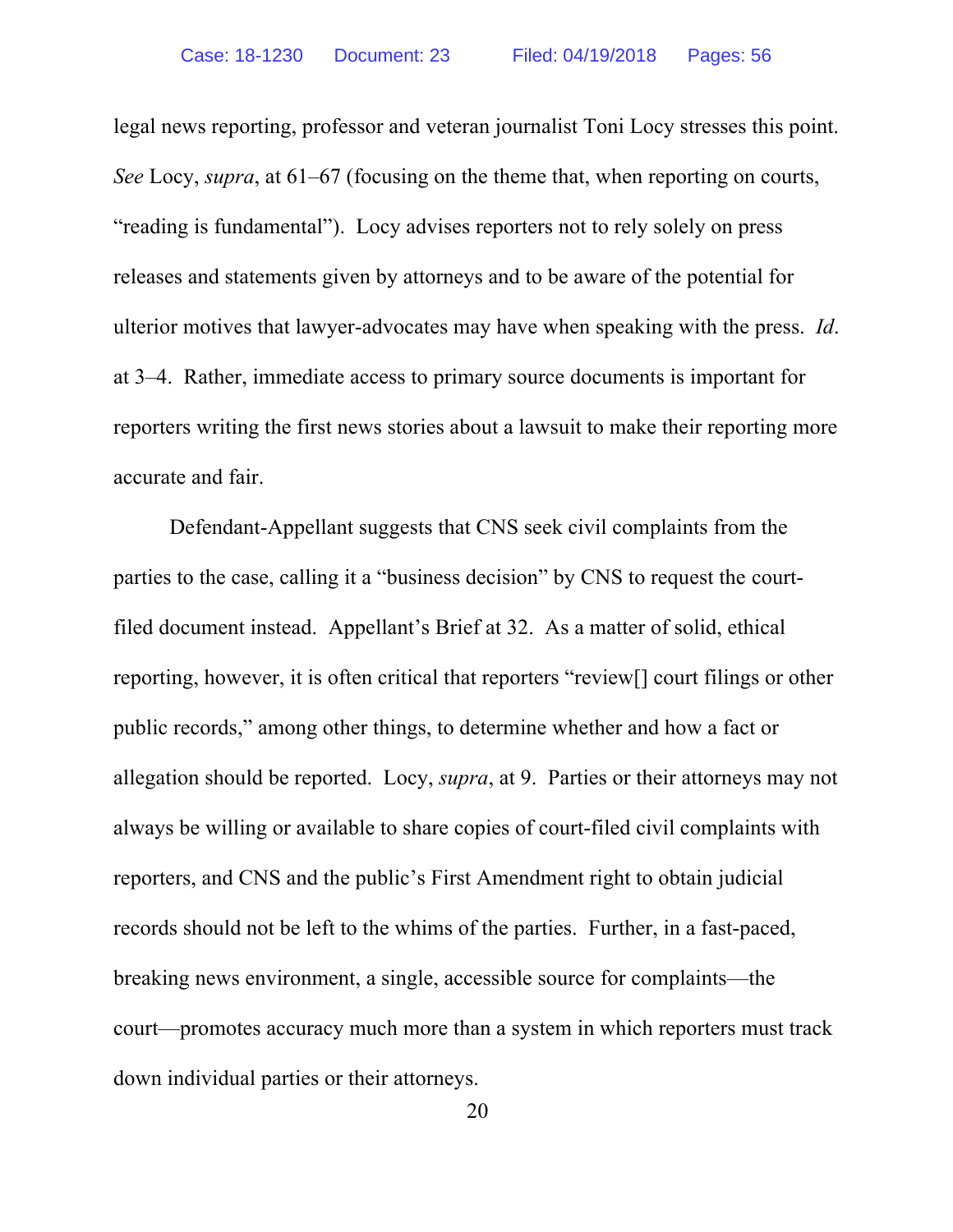legal news reporting, professor and veteran journalist Toni Locy stresses this point. *See* Locy, *supra*, at 61–67 (focusing on the theme that, when reporting on courts, "reading is fundamental"). Locy advises reporters not to rely solely on press releases and statements given by attorneys and to be aware of the potential for ulterior motives that lawyer-advocates may have when speaking with the press. *Id*. at 3–4. Rather, immediate access to primary source documents is important for reporters writing the first news stories about a lawsuit to make their reporting more accurate and fair.

Defendant-Appellant suggests that CNS seek civil complaints from the parties to the case, calling it a "business decision" by CNS to request the court-filed document instead. Appellant's Brief at 32. As a matter of solid, ethical reporting, however, it is often critical that reporters "review[] court filings or other public records," among other things, to determine whether and how a fact or allegation should be reported. Locy, *supra*, at 9. Parties or their attorneys may not always be willing or available to share copies of court-filed civil complaints with reporters, and CNS and the public's First Amendment right to obtain judicial records should not be left to the whims of the parties. Further, in a fast-paced, breaking news environment, a single, accessible source for complaints—the court—promotes accuracy much more than a system in which reporters must track down individual parties or their attorneys.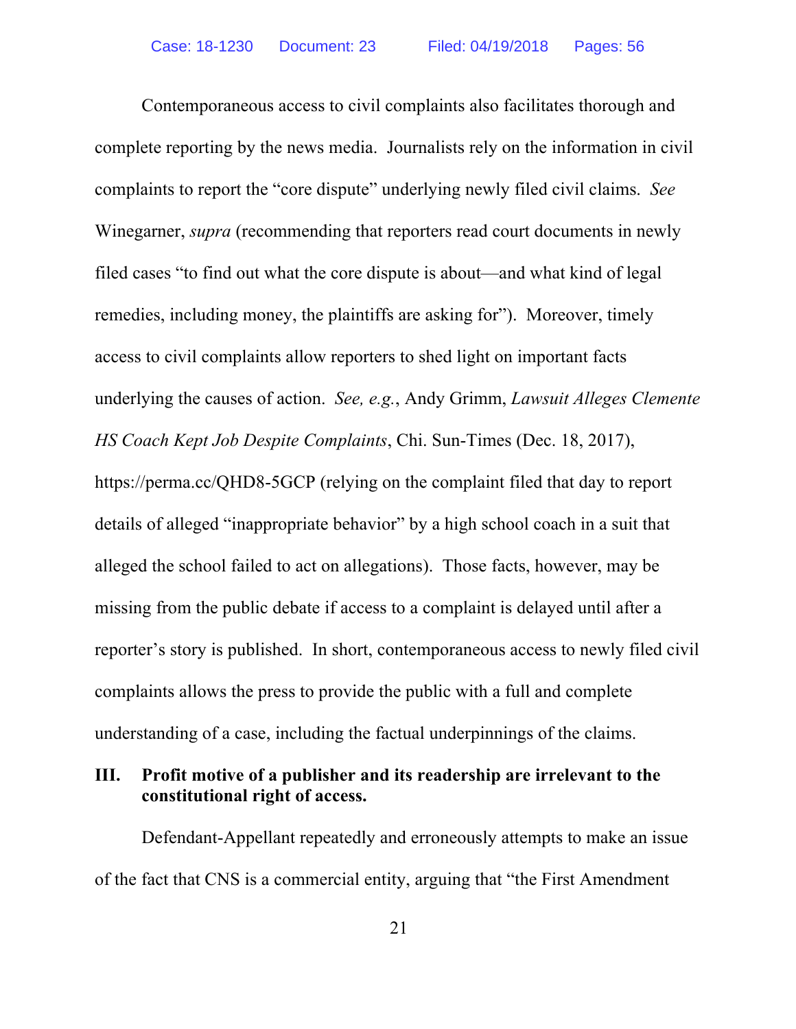Contemporaneous access to civil complaints also facilitates thorough and complete reporting by the news media. Journalists rely on the information in civil complaints to report the "core dispute" underlying newly filed civil claims. *See* Winegarner, *supra* (recommending that reporters read court documents in newly filed cases "to find out what the core dispute is about—and what kind of legal remedies, including money, the plaintiffs are asking for"). Moreover, timely access to civil complaints allow reporters to shed light on important facts underlying the causes of action. *See, e.g.*, Andy Grimm, *Lawsuit Alleges Clemente HS Coach Kept Job Despite Complaints*, Chi. Sun-Times (Dec. 18, 2017), https://perma.cc/QHD8-5GCP (relying on the complaint filed that day to report details of alleged "inappropriate behavior" by a high school coach in a suit that alleged the school failed to act on allegations). Those facts, however, may be missing from the public debate if access to a complaint is delayed until after a reporter's story is published. In short, contemporaneous access to newly filed civil complaints allows the press to provide the public with a full and complete understanding of a case, including the factual underpinnings of the claims.

## III. Profit motive of a publisher and its readership are irrelevant to the constitutional right of access.

Defendant-Appellant repeatedly and erroneously attempts to make an issue of the fact that CNS is a commercial entity, arguing that "the First Amendment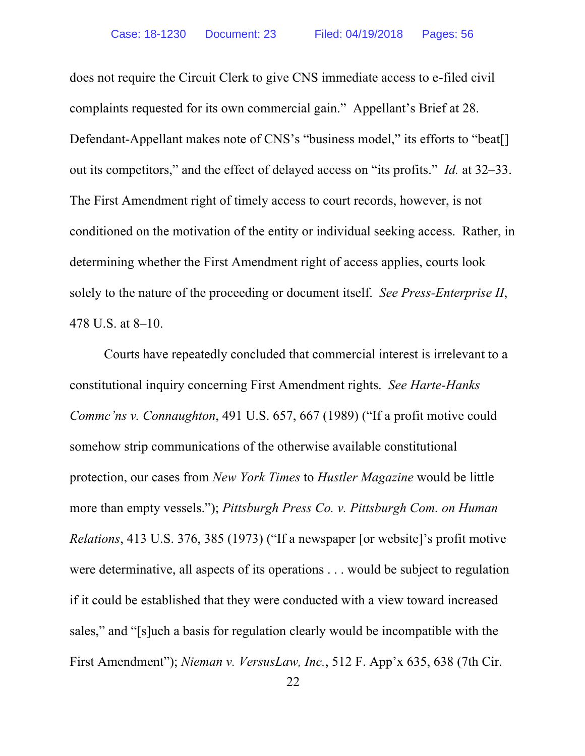does not require the Circuit Clerk to give CNS immediate access to e-filed civil complaints requested for its own commercial gain." Appellant's Brief at 28. Defendant-Appellant makes note of CNS's "business model," its efforts to "beat[] out its competitors," and the effect of delayed access on "its profits." *Id.* at 32–33. The First Amendment right of timely access to court records, however, is not conditioned on the motivation of the entity or individual seeking access. Rather, in determining whether the First Amendment right of access applies, courts look solely to the nature of the proceeding or document itself. *See Press-Enterprise II*, 478 U.S. at 8–10.

Courts have repeatedly concluded that commercial interest is irrelevant to a constitutional inquiry concerning First Amendment rights. *See Harte-Hanks Commc'ns v. Connaughton*, 491 U.S. 657, 667 (1989) ("If a profit motive could somehow strip communications of the otherwise available constitutional protection, our cases from *New York Times* to *Hustler Magazine* would be little more than empty vessels."); *Pittsburgh Press Co. v. Pittsburgh Com. on Human Relations*, 413 U.S. 376, 385 (1973) ("If a newspaper [or website]'s profit motive were determinative, all aspects of its operations . . . would be subject to regulation if it could be established that they were conducted with a view toward increased sales," and "[s]uch a basis for regulation clearly would be incompatible with the First Amendment"); *Nieman v. VersusLaw, Inc.*, 512 F. App'x 635, 638 (7th Cir.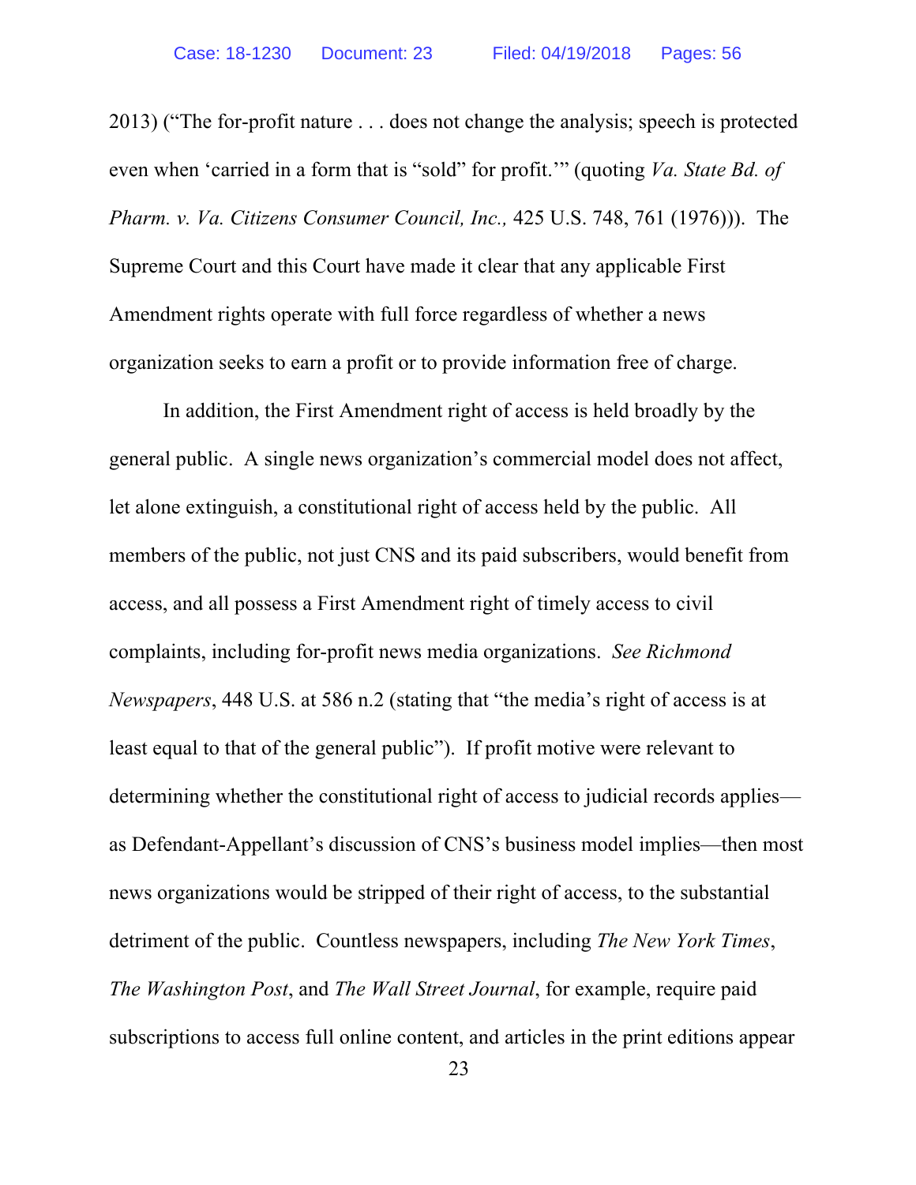2013) ("The for-profit nature . . . does not change the analysis; speech is protected even when 'carried in a form that is "sold" for profit.'" (quoting *Va. State Bd. of Pharm. v. Va. Citizens Consumer Council, Inc.,* 425 U.S. 748, 761 (1976))). The Supreme Court and this Court have made it clear that any applicable First Amendment rights operate with full force regardless of whether a news organization seeks to earn a profit or to provide information free of charge.

In addition, the First Amendment right of access is held broadly by the general public. A single news organization's commercial model does not affect, let alone extinguish, a constitutional right of access held by the public. All members of the public, not just CNS and its paid subscribers, would benefit from access, and all possess a First Amendment right of timely access to civil complaints, including for-profit news media organizations. *See Richmond Newspapers*, 448 U.S. at 586 n.2 (stating that "the media's right of access is at least equal to that of the general public"). If profit motive were relevant to determining whether the constitutional right of access to judicial records applies—as Defendant-Appellant's discussion of CNS's business model implies—then most news organizations would be stripped of their right of access, to the substantial detriment of the public. Countless newspapers, including *The New York Times*, *The Washington Post*, and *The Wall Street Journal*, for example, require paid subscriptions to access full online content, and articles in the print editions appear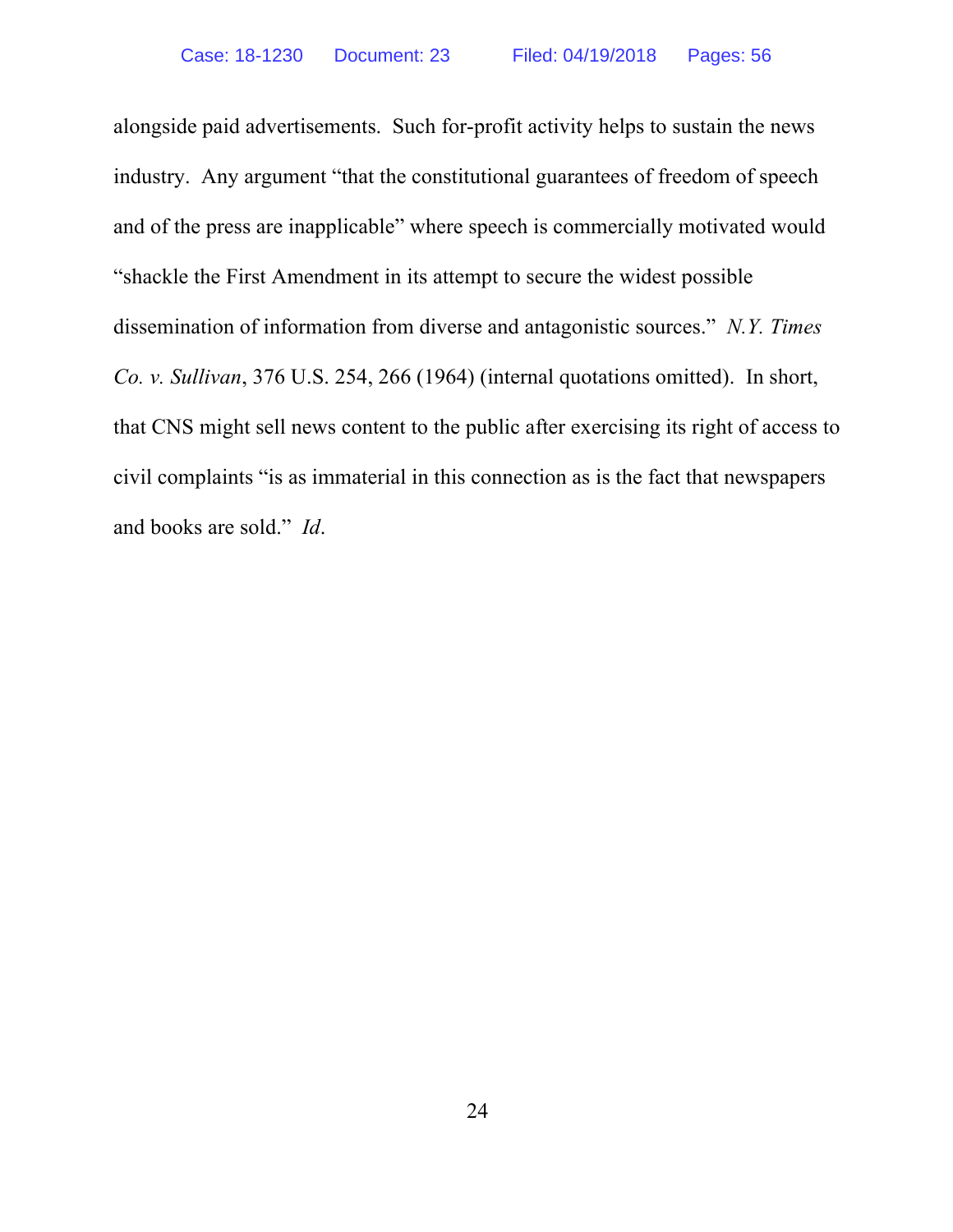alongside paid advertisements. Such for-profit activity helps to sustain the news industry. Any argument "that the constitutional guarantees of freedom of speech and of the press are inapplicable" where speech is commercially motivated would "shackle the First Amendment in its attempt to secure the widest possible dissemination of information from diverse and antagonistic sources." *N.Y. Times Co. v. Sullivan*, 376 U.S. 254, 266 (1964) (internal quotations omitted). In short, that CNS might sell news content to the public after exercising its right of access to civil complaints "is as immaterial in this connection as is the fact that newspapers and books are sold." *Id*.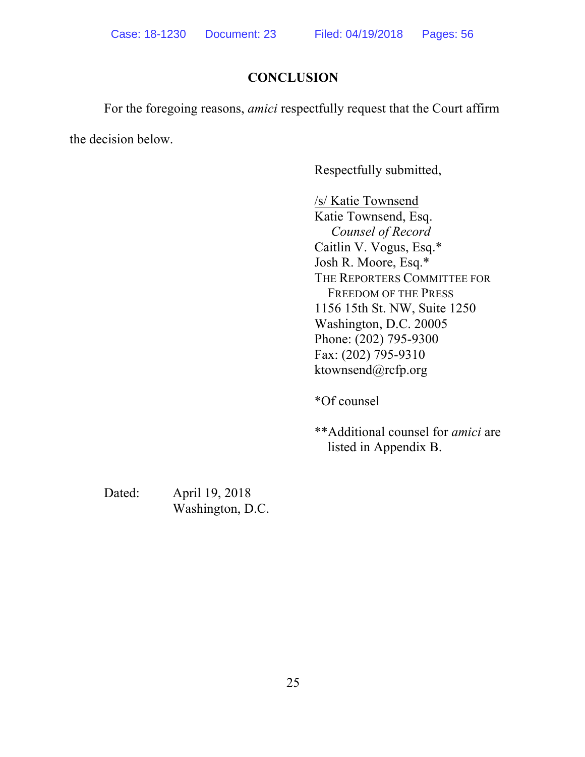## CONCLUSION

For the foregoing reasons, *amici* respectfully request that the Court affirm the decision below.

Respectfully submitted,

/s/ Katie Townsend
Katie Townsend, Esq.
*Counsel of Record*
Caitlin V. Vogus, Esq.*
Josh R. Moore, Esq.*
THE REPORTERS COMMITTEE FOR FREEDOM OF THE PRESS
1156 15th St. NW, Suite 1250
Washington, D.C. 20005
Phone: (202) 795-9300
Fax: (202) 795-9310
ktownsend@rcfp.org

*Of counsel

**Additional counsel for *amici* are listed in Appendix B.

Dated: April 19, 2018
Washington, D.C.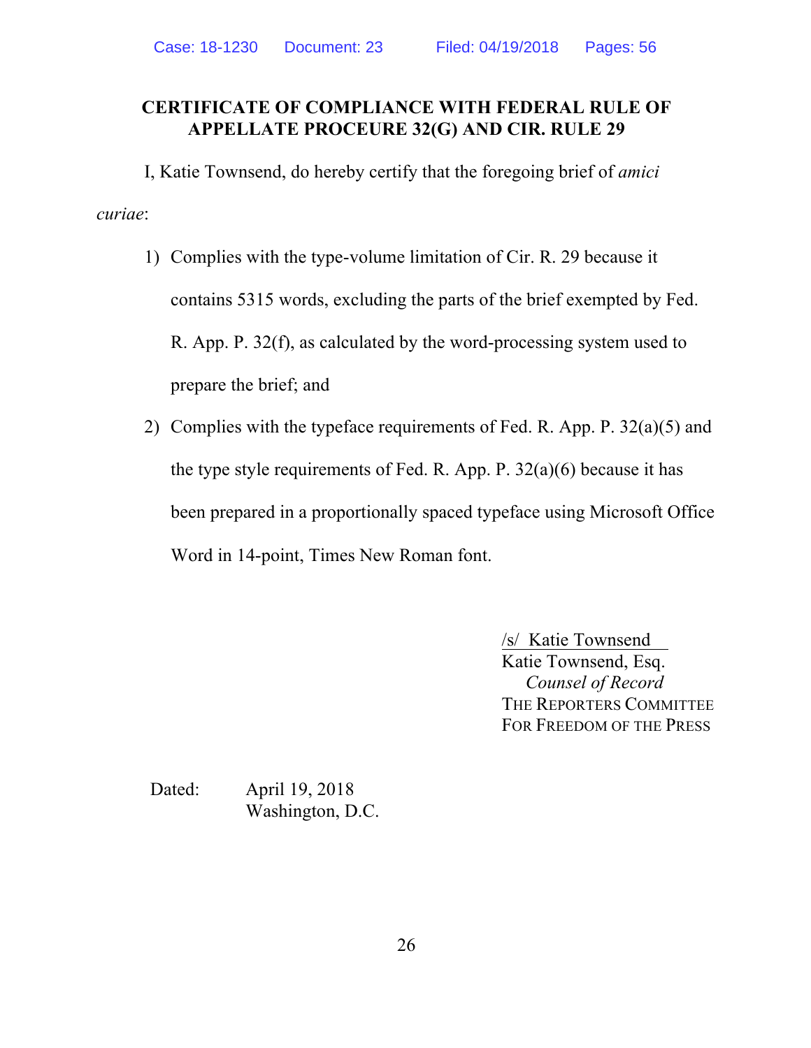## CERTIFICATE OF COMPLIANCE WITH FEDERAL RULE OF APPELLATE PROCEURE 32(G) AND CIR. RULE 29

I, Katie Townsend, do hereby certify that the foregoing brief of *amici curiae*:

1) Complies with the type-volume limitation of Cir. R. 29 because it contains 5315 words, excluding the parts of the brief exempted by Fed. R. App. P. 32(f), as calculated by the word-processing system used to prepare the brief; and

2) Complies with the typeface requirements of Fed. R. App. P. 32(a)(5) and the type style requirements of Fed. R. App. P. 32(a)(6) because it has been prepared in a proportionally spaced typeface using Microsoft Office Word in 14-point, Times New Roman font.

/s/ Katie Townsend
Katie Townsend, Esq.
*Counsel of Record*
THE REPORTERS COMMITTEE FOR FREEDOM OF THE PRESS

Dated: April 19, 2018
Washington, D.C.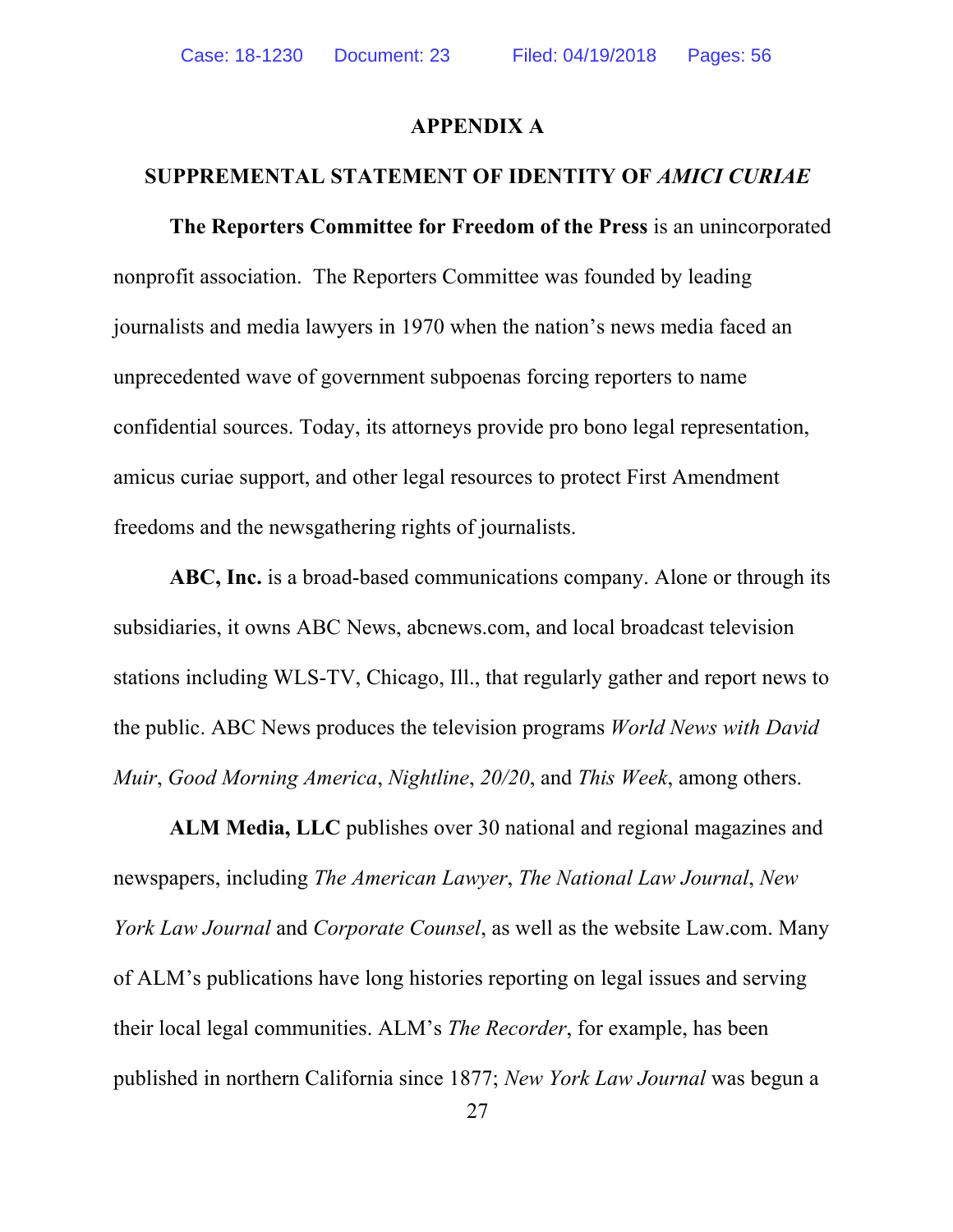## APPENDIX A

## SUPPREMENTAL STATEMENT OF IDENTITY OF *AMICI CURIAE*

**The Reporters Committee for Freedom of the Press** is an unincorporated nonprofit association. The Reporters Committee was founded by leading journalists and media lawyers in 1970 when the nation's news media faced an unprecedented wave of government subpoenas forcing reporters to name confidential sources. Today, its attorneys provide pro bono legal representation, amicus curiae support, and other legal resources to protect First Amendment freedoms and the newsgathering rights of journalists.

**ABC, Inc.** is a broad-based communications company. Alone or through its subsidiaries, it owns ABC News, abcnews.com, and local broadcast television stations including WLS-TV, Chicago, Ill., that regularly gather and report news to the public. ABC News produces the television programs *World News with David Muir*, *Good Morning America*, *Nightline*, *20/20*, and *This Week*, among others.

**ALM Media, LLC** publishes over 30 national and regional magazines and newspapers, including *The American Lawyer*, *The National Law Journal*, *New York Law Journal* and *Corporate Counsel*, as well as the website Law.com. Many of ALM's publications have long histories reporting on legal issues and serving their local legal communities. ALM's *The Recorder*, for example, has been published in northern California since 1877; *New York Law Journal* was begun a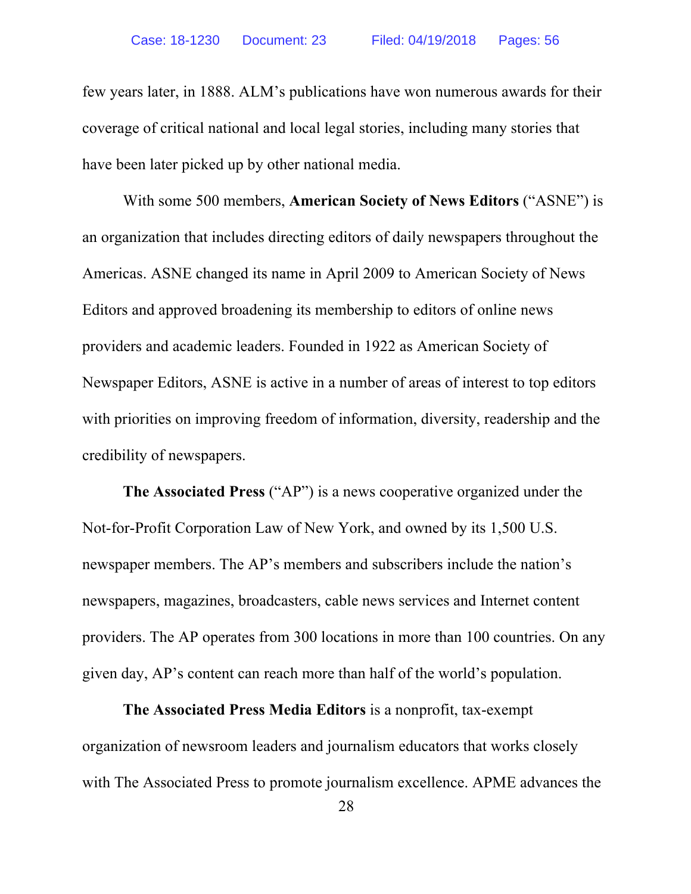few years later, in 1888. ALM's publications have won numerous awards for their coverage of critical national and local legal stories, including many stories that have been later picked up by other national media.

With some 500 members, **American Society of News Editors** ("ASNE") is an organization that includes directing editors of daily newspapers throughout the Americas. ASNE changed its name in April 2009 to American Society of News Editors and approved broadening its membership to editors of online news providers and academic leaders. Founded in 1922 as American Society of Newspaper Editors, ASNE is active in a number of areas of interest to top editors with priorities on improving freedom of information, diversity, readership and the credibility of newspapers.

**The Associated Press** ("AP") is a news cooperative organized under the Not-for-Profit Corporation Law of New York, and owned by its 1,500 U.S. newspaper members. The AP's members and subscribers include the nation's newspapers, magazines, broadcasters, cable news services and Internet content providers. The AP operates from 300 locations in more than 100 countries. On any given day, AP's content can reach more than half of the world's population.

**The Associated Press Media Editors** is a nonprofit, tax-exempt organization of newsroom leaders and journalism educators that works closely with The Associated Press to promote journalism excellence. APME advances the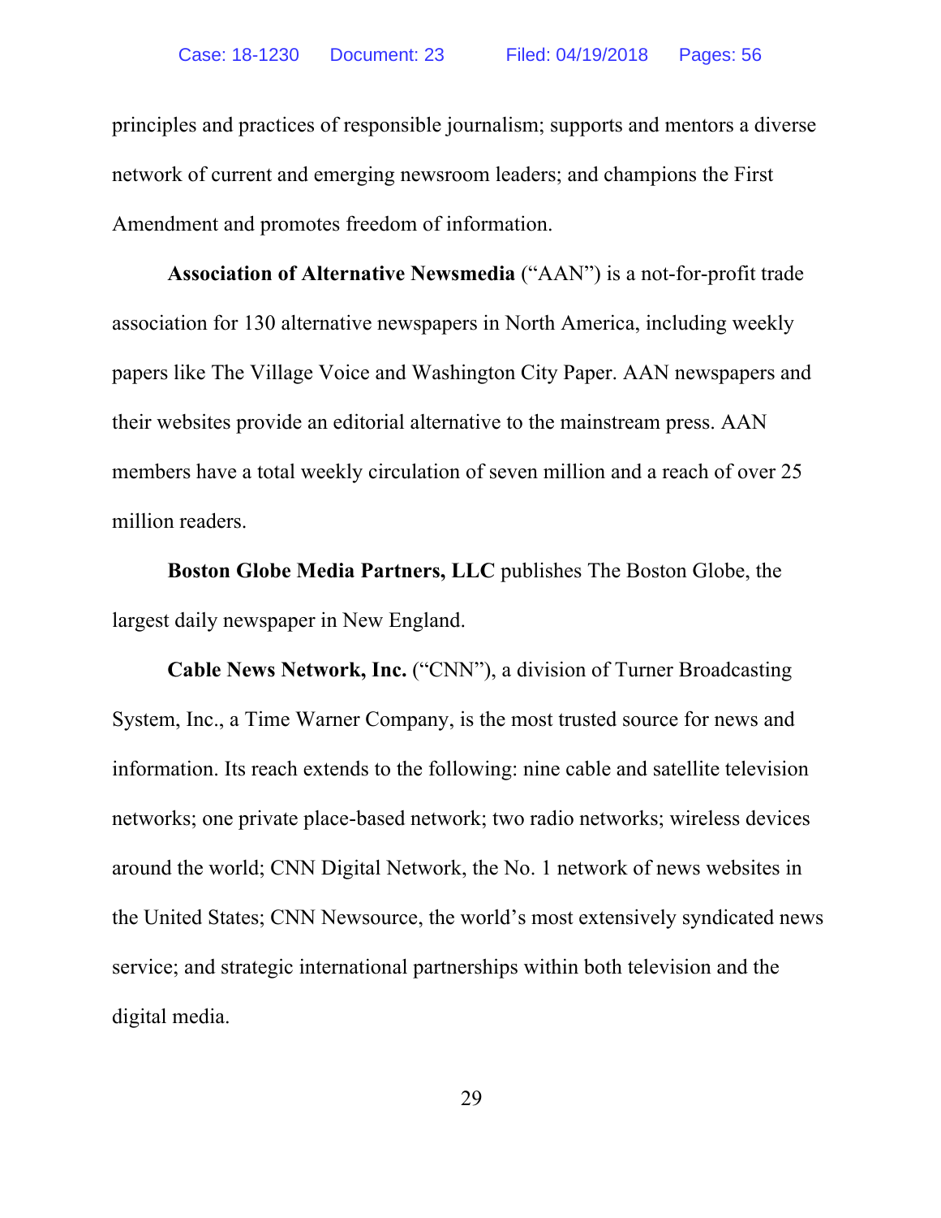principles and practices of responsible journalism; supports and mentors a diverse network of current and emerging newsroom leaders; and champions the First Amendment and promotes freedom of information.

**Association of Alternative Newsmedia** ("AAN") is a not-for-profit trade association for 130 alternative newspapers in North America, including weekly papers like The Village Voice and Washington City Paper. AAN newspapers and their websites provide an editorial alternative to the mainstream press. AAN members have a total weekly circulation of seven million and a reach of over 25 million readers.

**Boston Globe Media Partners, LLC** publishes The Boston Globe, the largest daily newspaper in New England.

**Cable News Network, Inc.** ("CNN"), a division of Turner Broadcasting System, Inc., a Time Warner Company, is the most trusted source for news and information. Its reach extends to the following: nine cable and satellite television networks; one private place-based network; two radio networks; wireless devices around the world; CNN Digital Network, the No. 1 network of news websites in the United States; CNN Newsource, the world's most extensively syndicated news service; and strategic international partnerships within both television and the digital media.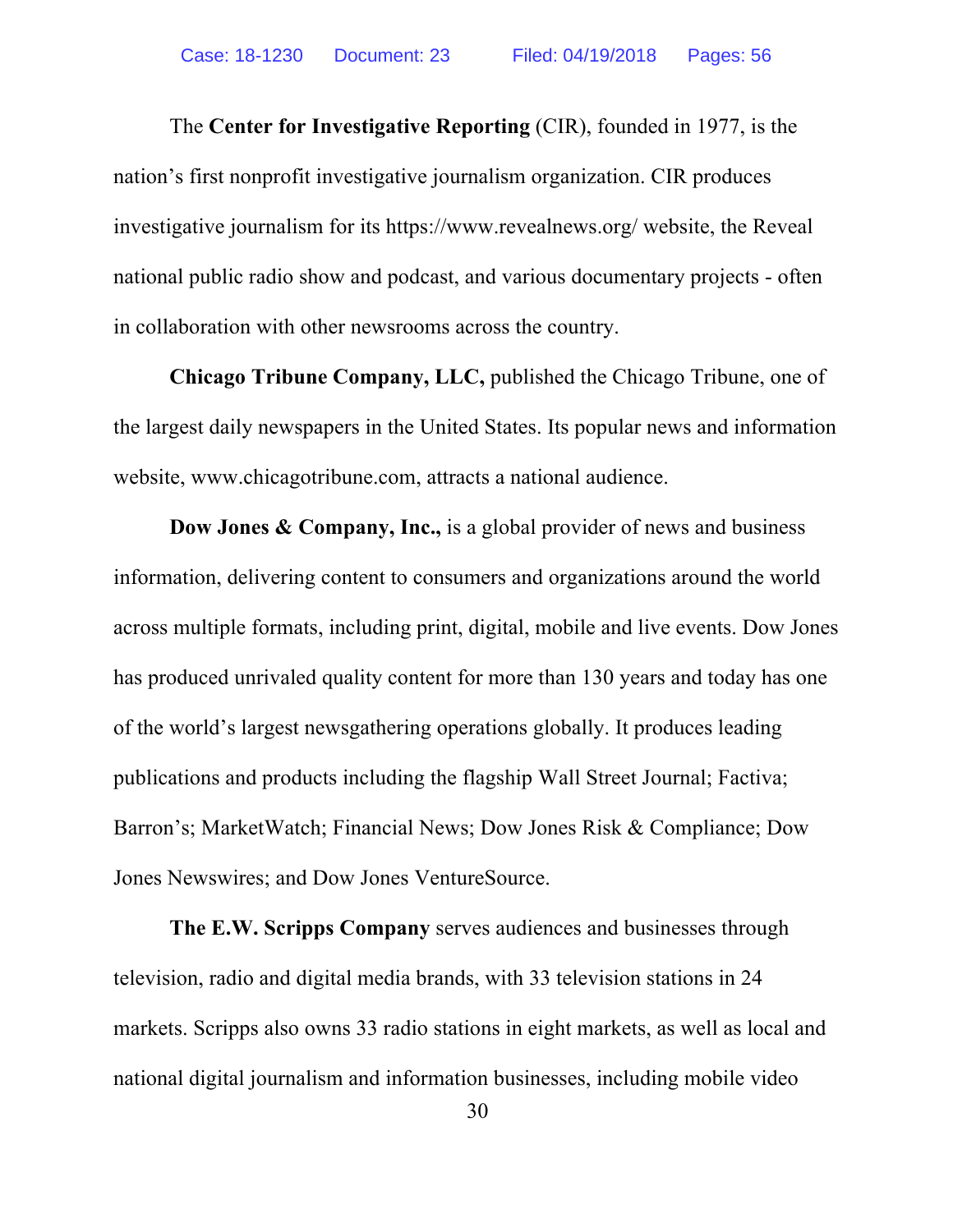The **Center for Investigative Reporting** (CIR), founded in 1977, is the nation's first nonprofit investigative journalism organization. CIR produces investigative journalism for its https://www.revealnews.org/ website, the Reveal national public radio show and podcast, and various documentary projects - often in collaboration with other newsrooms across the country.

**Chicago Tribune Company, LLC,** published the Chicago Tribune, one of the largest daily newspapers in the United States. Its popular news and information website, www.chicagotribune.com, attracts a national audience.

**Dow Jones & Company, Inc.,** is a global provider of news and business information, delivering content to consumers and organizations around the world across multiple formats, including print, digital, mobile and live events. Dow Jones has produced unrivaled quality content for more than 130 years and today has one of the world's largest newsgathering operations globally. It produces leading publications and products including the flagship Wall Street Journal; Factiva; Barron's; MarketWatch; Financial News; Dow Jones Risk & Compliance; Dow Jones Newswires; and Dow Jones VentureSource.

**The E.W. Scripps Company** serves audiences and businesses through television, radio and digital media brands, with 33 television stations in 24 markets. Scripps also owns 33 radio stations in eight markets, as well as local and national digital journalism and information businesses, including mobile video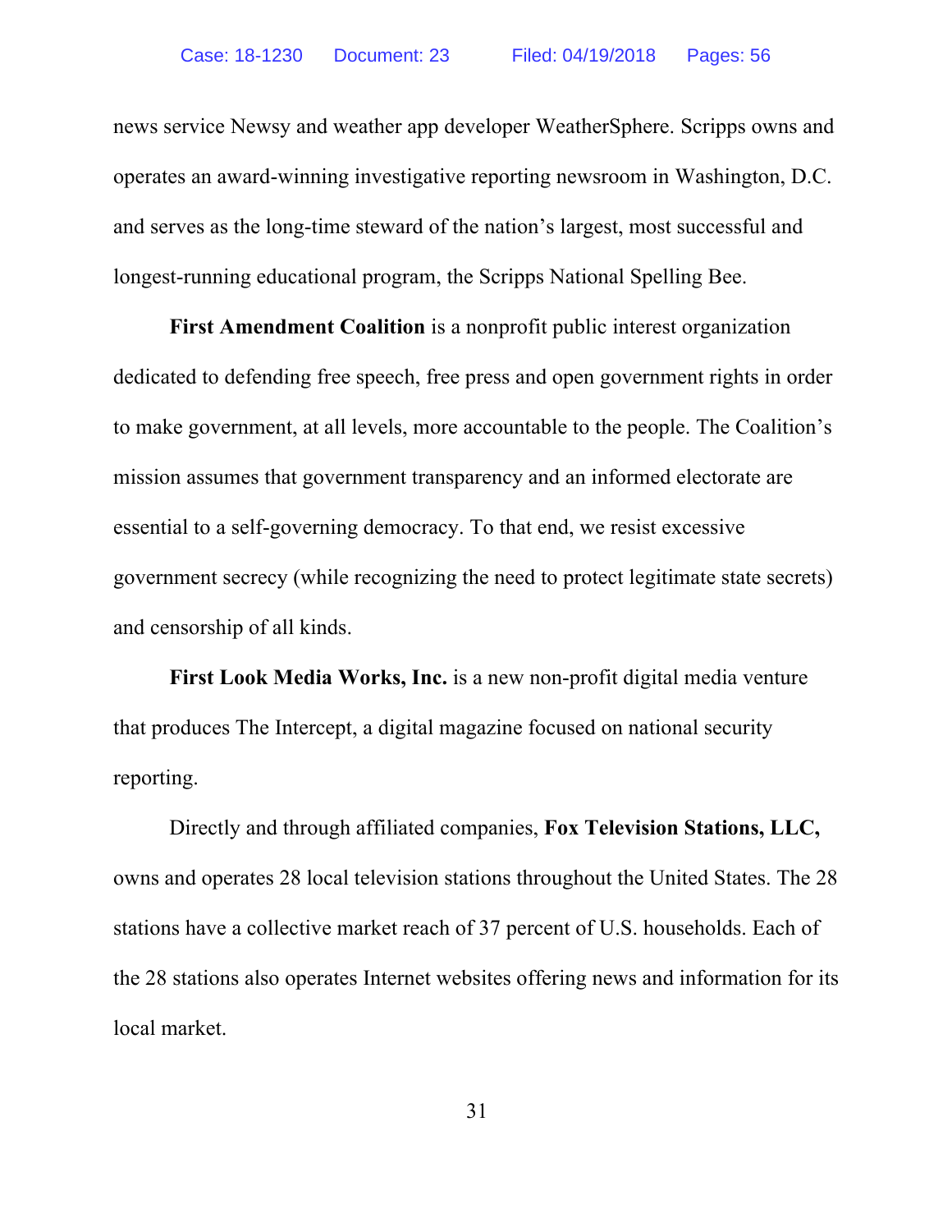news service Newsy and weather app developer WeatherSphere. Scripps owns and operates an award-winning investigative reporting newsroom in Washington, D.C. and serves as the long-time steward of the nation's largest, most successful and longest-running educational program, the Scripps National Spelling Bee.

**First Amendment Coalition** is a nonprofit public interest organization dedicated to defending free speech, free press and open government rights in order to make government, at all levels, more accountable to the people. The Coalition's mission assumes that government transparency and an informed electorate are essential to a self-governing democracy. To that end, we resist excessive government secrecy (while recognizing the need to protect legitimate state secrets) and censorship of all kinds.

**First Look Media Works, Inc.** is a new non-profit digital media venture that produces The Intercept, a digital magazine focused on national security reporting.

Directly and through affiliated companies, **Fox Television Stations, LLC,** owns and operates 28 local television stations throughout the United States. The 28 stations have a collective market reach of 37 percent of U.S. households. Each of the 28 stations also operates Internet websites offering news and information for its local market.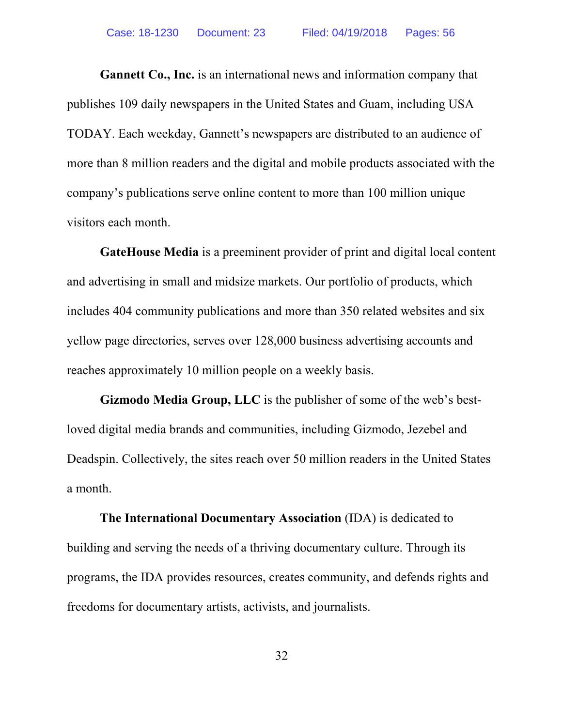**Gannett Co., Inc.** is an international news and information company that publishes 109 daily newspapers in the United States and Guam, including USA TODAY. Each weekday, Gannett's newspapers are distributed to an audience of more than 8 million readers and the digital and mobile products associated with the company's publications serve online content to more than 100 million unique visitors each month.

**GateHouse Media** is a preeminent provider of print and digital local content and advertising in small and midsize markets. Our portfolio of products, which includes 404 community publications and more than 350 related websites and six yellow page directories, serves over 128,000 business advertising accounts and reaches approximately 10 million people on a weekly basis.

**Gizmodo Media Group, LLC** is the publisher of some of the web's best-loved digital media brands and communities, including Gizmodo, Jezebel and Deadspin. Collectively, the sites reach over 50 million readers in the United States a month.

**The International Documentary Association** (IDA) is dedicated to building and serving the needs of a thriving documentary culture. Through its programs, the IDA provides resources, creates community, and defends rights and freedoms for documentary artists, activists, and journalists.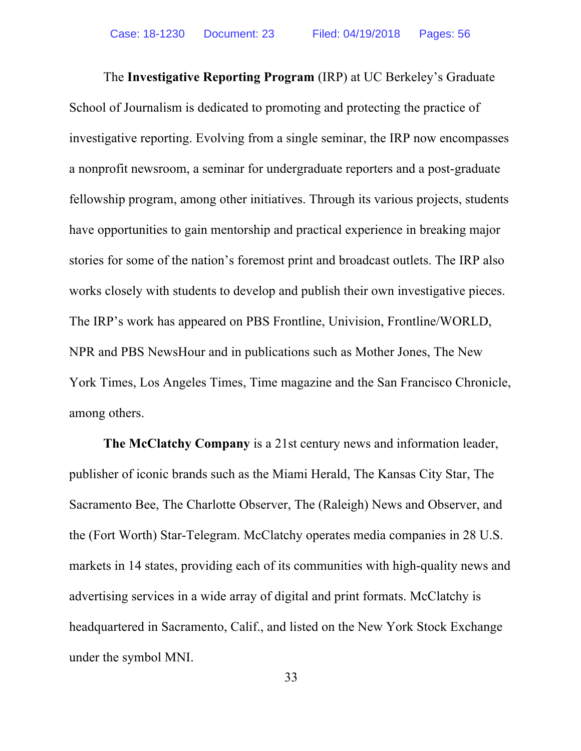The **Investigative Reporting Program** (IRP) at UC Berkeley's Graduate School of Journalism is dedicated to promoting and protecting the practice of investigative reporting. Evolving from a single seminar, the IRP now encompasses a nonprofit newsroom, a seminar for undergraduate reporters and a post-graduate fellowship program, among other initiatives. Through its various projects, students have opportunities to gain mentorship and practical experience in breaking major stories for some of the nation's foremost print and broadcast outlets. The IRP also works closely with students to develop and publish their own investigative pieces. The IRP's work has appeared on PBS Frontline, Univision, Frontline/WORLD, NPR and PBS NewsHour and in publications such as Mother Jones, The New York Times, Los Angeles Times, Time magazine and the San Francisco Chronicle, among others.

**The McClatchy Company** is a 21st century news and information leader, publisher of iconic brands such as the Miami Herald, The Kansas City Star, The Sacramento Bee, The Charlotte Observer, The (Raleigh) News and Observer, and the (Fort Worth) Star-Telegram. McClatchy operates media companies in 28 U.S. markets in 14 states, providing each of its communities with high-quality news and advertising services in a wide array of digital and print formats. McClatchy is headquartered in Sacramento, Calif., and listed on the New York Stock Exchange under the symbol MNI.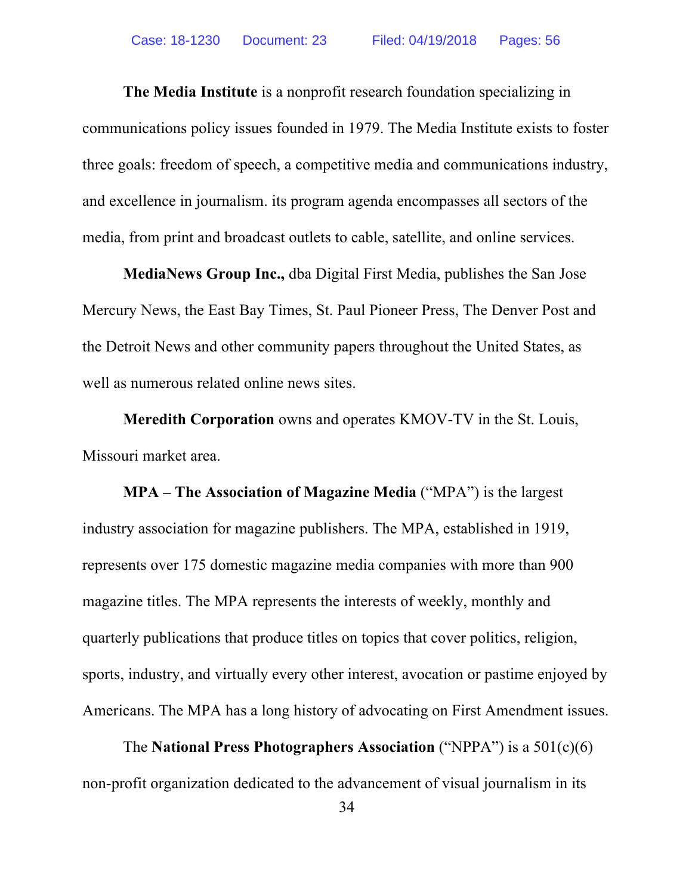**The Media Institute** is a nonprofit research foundation specializing in communications policy issues founded in 1979. The Media Institute exists to foster three goals: freedom of speech, a competitive media and communications industry, and excellence in journalism. its program agenda encompasses all sectors of the media, from print and broadcast outlets to cable, satellite, and online services.

**MediaNews Group Inc.,** dba Digital First Media, publishes the San Jose Mercury News, the East Bay Times, St. Paul Pioneer Press, The Denver Post and the Detroit News and other community papers throughout the United States, as well as numerous related online news sites.

**Meredith Corporation** owns and operates KMOV-TV in the St. Louis, Missouri market area.

**MPA – The Association of Magazine Media** ("MPA") is the largest industry association for magazine publishers. The MPA, established in 1919, represents over 175 domestic magazine media companies with more than 900 magazine titles. The MPA represents the interests of weekly, monthly and quarterly publications that produce titles on topics that cover politics, religion, sports, industry, and virtually every other interest, avocation or pastime enjoyed by Americans. The MPA has a long history of advocating on First Amendment issues.

The **National Press Photographers Association** ("NPPA") is a 501(c)(6) non-profit organization dedicated to the advancement of visual journalism in its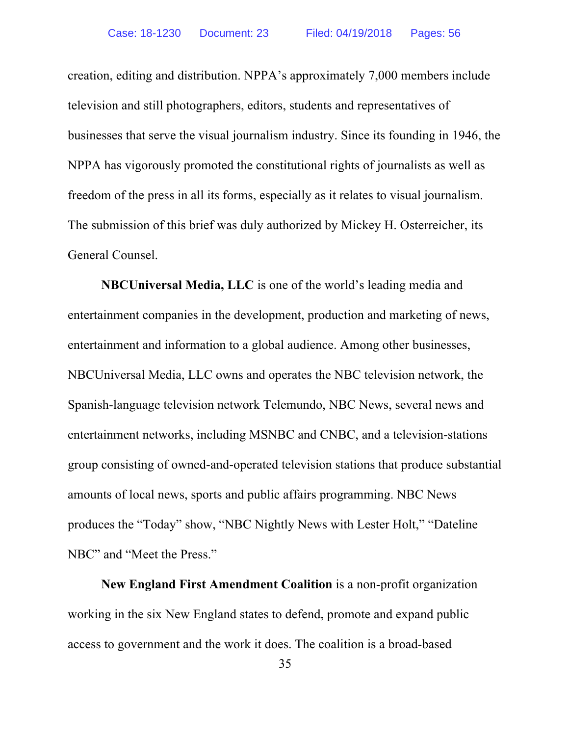creation, editing and distribution. NPPA's approximately 7,000 members include television and still photographers, editors, students and representatives of businesses that serve the visual journalism industry. Since its founding in 1946, the NPPA has vigorously promoted the constitutional rights of journalists as well as freedom of the press in all its forms, especially as it relates to visual journalism. The submission of this brief was duly authorized by Mickey H. Osterreicher, its General Counsel.

**NBCUniversal Media, LLC** is one of the world's leading media and entertainment companies in the development, production and marketing of news, entertainment and information to a global audience. Among other businesses, NBCUniversal Media, LLC owns and operates the NBC television network, the Spanish-language television network Telemundo, NBC News, several news and entertainment networks, including MSNBC and CNBC, and a television-stations group consisting of owned-and-operated television stations that produce substantial amounts of local news, sports and public affairs programming. NBC News produces the "Today" show, "NBC Nightly News with Lester Holt," "Dateline NBC" and "Meet the Press."

**New England First Amendment Coalition** is a non-profit organization working in the six New England states to defend, promote and expand public access to government and the work it does. The coalition is a broad-based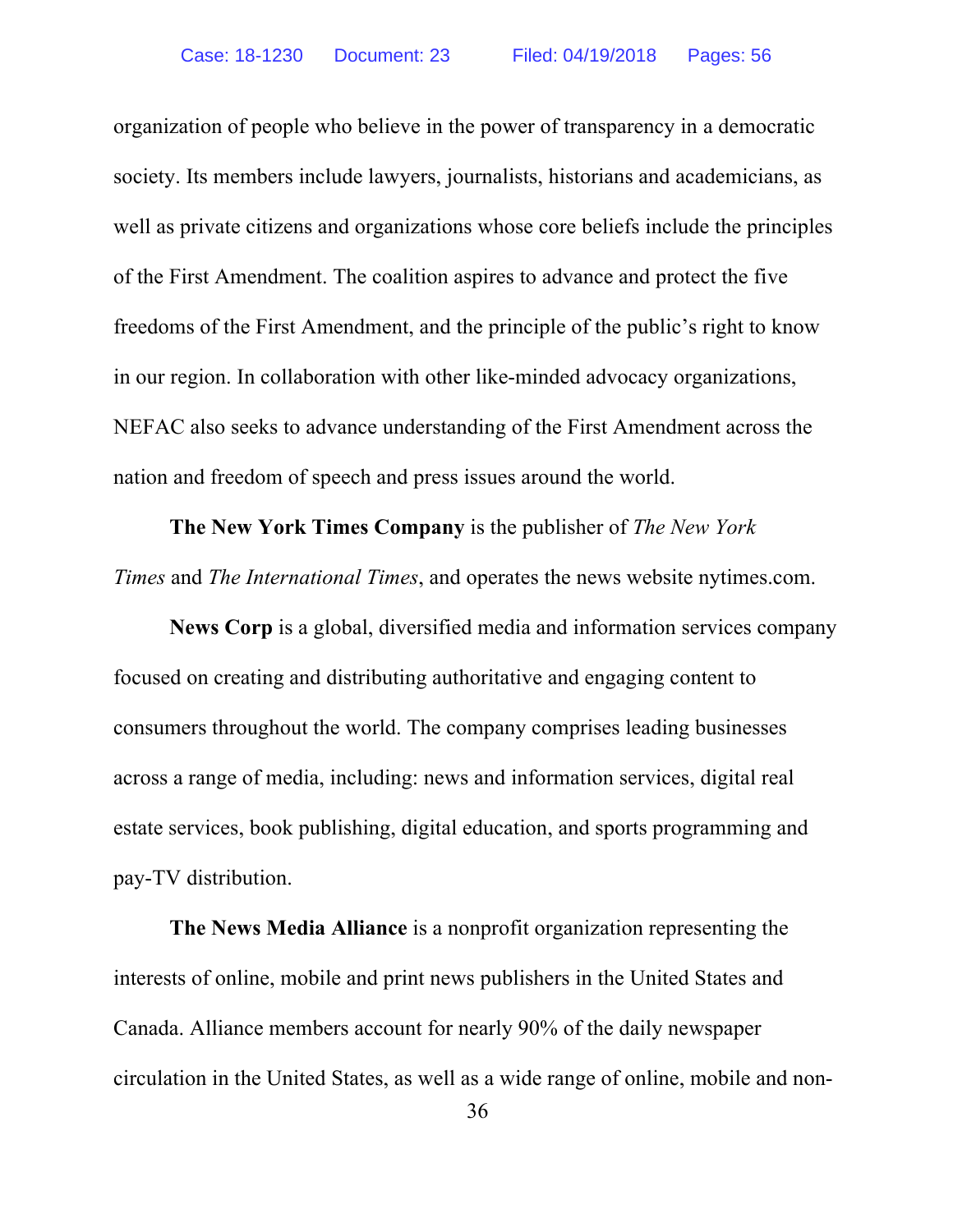organization of people who believe in the power of transparency in a democratic society. Its members include lawyers, journalists, historians and academicians, as well as private citizens and organizations whose core beliefs include the principles of the First Amendment. The coalition aspires to advance and protect the five freedoms of the First Amendment, and the principle of the public's right to know in our region. In collaboration with other like-minded advocacy organizations, NEFAC also seeks to advance understanding of the First Amendment across the nation and freedom of speech and press issues around the world.

**The New York Times Company** is the publisher of *The New York Times* and *The International Times*, and operates the news website nytimes.com.

**News Corp** is a global, diversified media and information services company focused on creating and distributing authoritative and engaging content to consumers throughout the world. The company comprises leading businesses across a range of media, including: news and information services, digital real estate services, book publishing, digital education, and sports programming and pay-TV distribution.

**The News Media Alliance** is a nonprofit organization representing the interests of online, mobile and print news publishers in the United States and Canada. Alliance members account for nearly 90% of the daily newspaper circulation in the United States, as well as a wide range of online, mobile and non-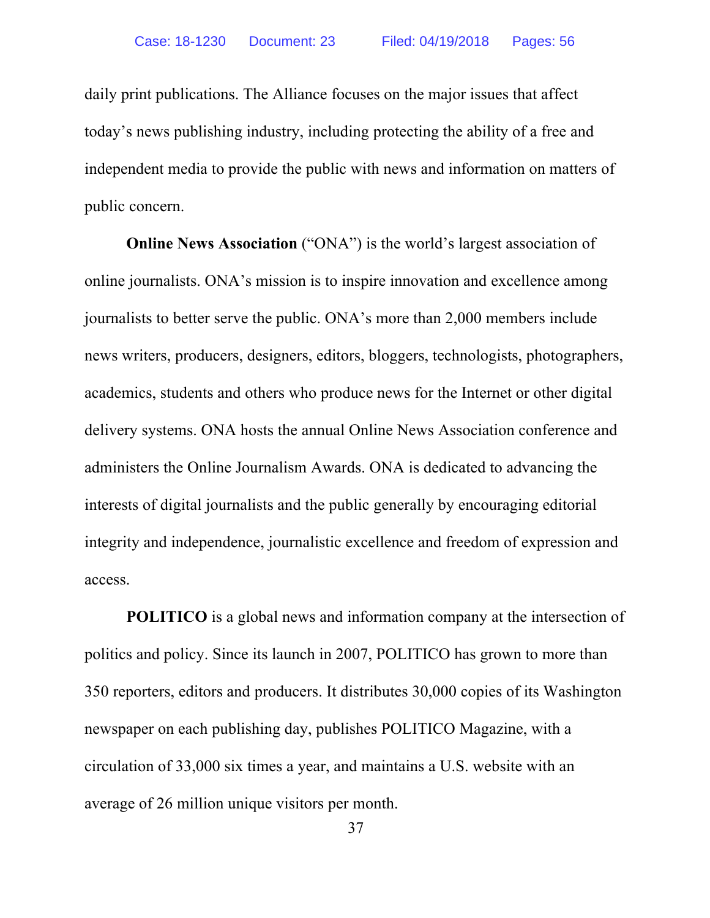daily print publications. The Alliance focuses on the major issues that affect today's news publishing industry, including protecting the ability of a free and independent media to provide the public with news and information on matters of public concern.

**Online News Association** ("ONA") is the world's largest association of online journalists. ONA's mission is to inspire innovation and excellence among journalists to better serve the public. ONA's more than 2,000 members include news writers, producers, designers, editors, bloggers, technologists, photographers, academics, students and others who produce news for the Internet or other digital delivery systems. ONA hosts the annual Online News Association conference and administers the Online Journalism Awards. ONA is dedicated to advancing the interests of digital journalists and the public generally by encouraging editorial integrity and independence, journalistic excellence and freedom of expression and access.

**POLITICO** is a global news and information company at the intersection of politics and policy. Since its launch in 2007, POLITICO has grown to more than 350 reporters, editors and producers. It distributes 30,000 copies of its Washington newspaper on each publishing day, publishes POLITICO Magazine, with a circulation of 33,000 six times a year, and maintains a U.S. website with an average of 26 million unique visitors per month.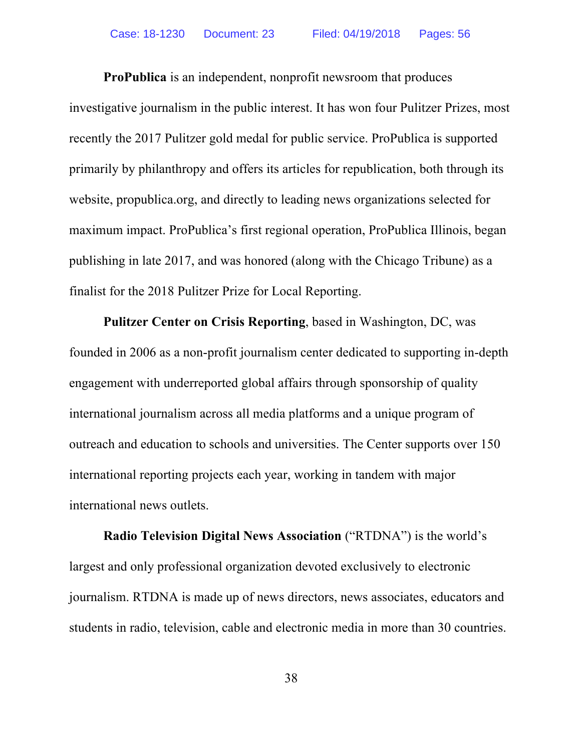**ProPublica** is an independent, nonprofit newsroom that produces investigative journalism in the public interest. It has won four Pulitzer Prizes, most recently the 2017 Pulitzer gold medal for public service. ProPublica is supported primarily by philanthropy and offers its articles for republication, both through its website, propublica.org, and directly to leading news organizations selected for maximum impact. ProPublica's first regional operation, ProPublica Illinois, began publishing in late 2017, and was honored (along with the Chicago Tribune) as a finalist for the 2018 Pulitzer Prize for Local Reporting.

**Pulitzer Center on Crisis Reporting**, based in Washington, DC, was founded in 2006 as a non-profit journalism center dedicated to supporting in-depth engagement with underreported global affairs through sponsorship of quality international journalism across all media platforms and a unique program of outreach and education to schools and universities. The Center supports over 150 international reporting projects each year, working in tandem with major international news outlets.

**Radio Television Digital News Association** ("RTDNA") is the world's largest and only professional organization devoted exclusively to electronic journalism. RTDNA is made up of news directors, news associates, educators and students in radio, television, cable and electronic media in more than 30 countries.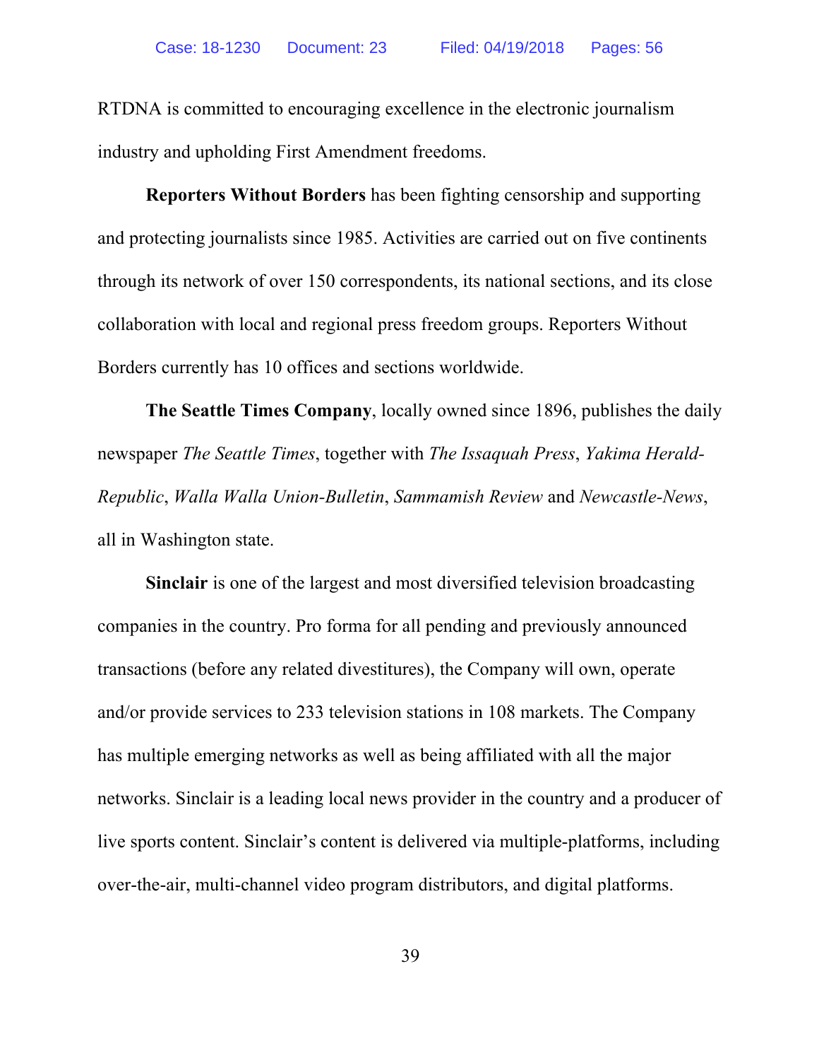RTDNA is committed to encouraging excellence in the electronic journalism industry and upholding First Amendment freedoms.

**Reporters Without Borders** has been fighting censorship and supporting and protecting journalists since 1985. Activities are carried out on five continents through its network of over 150 correspondents, its national sections, and its close collaboration with local and regional press freedom groups. Reporters Without Borders currently has 10 offices and sections worldwide.

**The Seattle Times Company**, locally owned since 1896, publishes the daily newspaper *The Seattle Times*, together with *The Issaquah Press*, *Yakima Herald-Republic*, *Walla Walla Union-Bulletin*, *Sammamish Review* and *Newcastle-News*, all in Washington state.

**Sinclair** is one of the largest and most diversified television broadcasting companies in the country. Pro forma for all pending and previously announced transactions (before any related divestitures), the Company will own, operate and/or provide services to 233 television stations in 108 markets. The Company has multiple emerging networks as well as being affiliated with all the major networks. Sinclair is a leading local news provider in the country and a producer of live sports content. Sinclair's content is delivered via multiple-platforms, including over-the-air, multi-channel video program distributors, and digital platforms.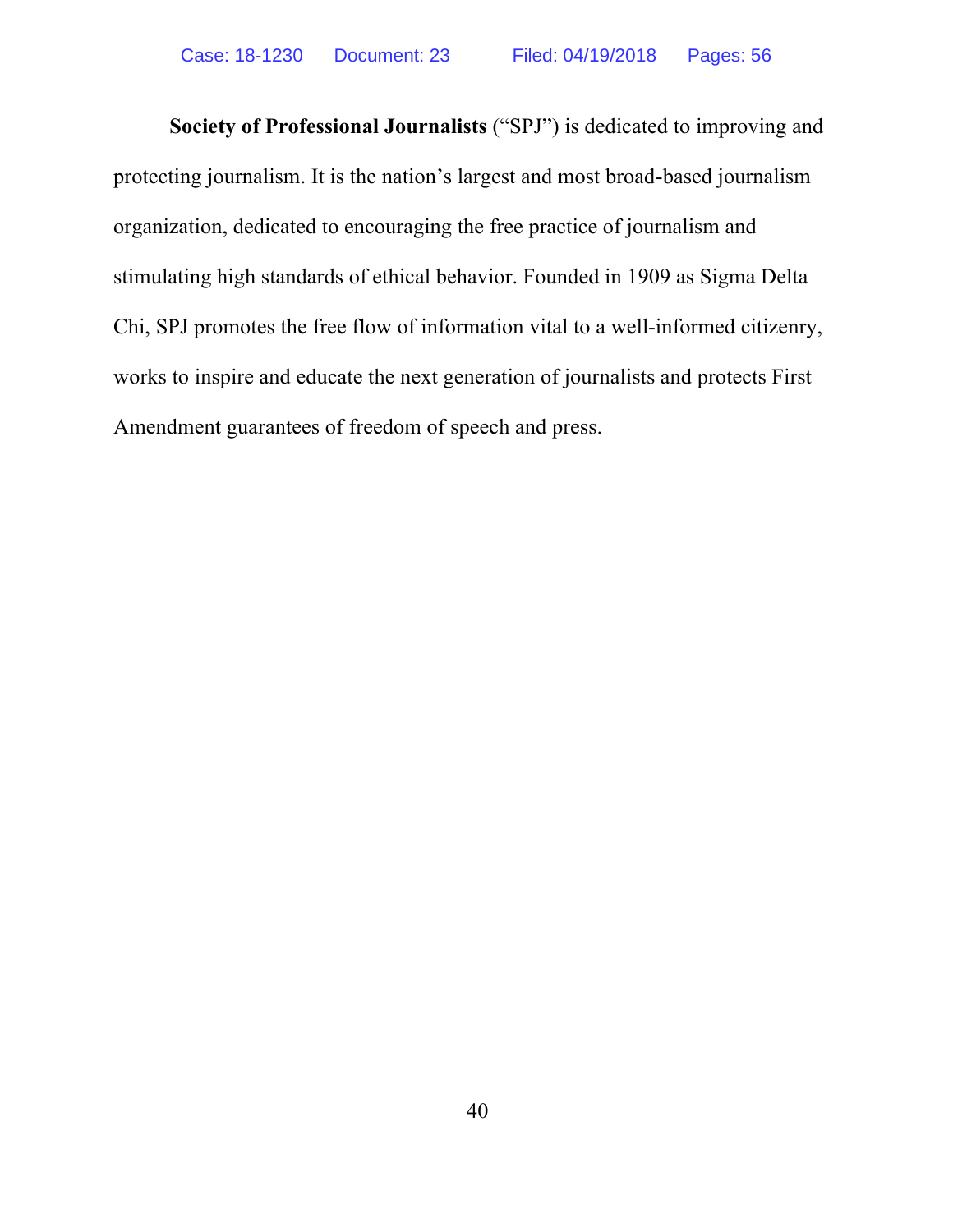**Society of Professional Journalists** ("SPJ") is dedicated to improving and protecting journalism. It is the nation's largest and most broad-based journalism organization, dedicated to encouraging the free practice of journalism and stimulating high standards of ethical behavior. Founded in 1909 as Sigma Delta Chi, SPJ promotes the free flow of information vital to a well-informed citizenry, works to inspire and educate the next generation of journalists and protects First Amendment guarantees of freedom of speech and press.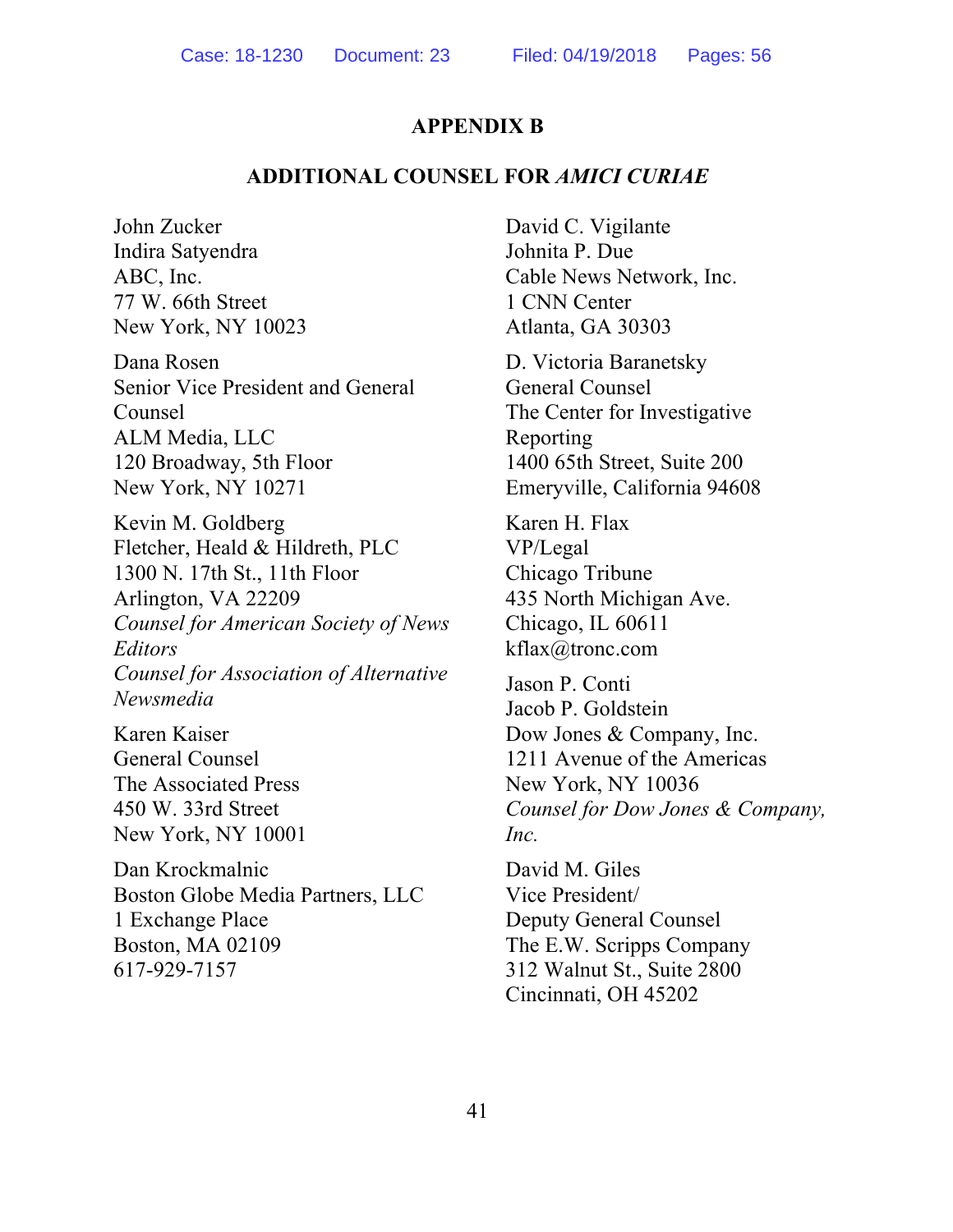## APPENDIX B

## ADDITIONAL COUNSEL FOR *AMICI CURIAE*

John Zucker
Indira Satyendra
ABC, Inc.
77 W. 66th Street
New York, NY 10023

Dana Rosen
Senior Vice President and General Counsel
ALM Media, LLC
120 Broadway, 5th Floor
New York, NY 10271

Kevin M. Goldberg
Fletcher, Heald & Hildreth, PLC
1300 N. 17th St., 11th Floor
Arlington, VA 22209
*Counsel for American Society of News Editors*
*Counsel for Association of Alternative Newsmedia*

Karen Kaiser
General Counsel
The Associated Press
450 W. 33rd Street
New York, NY 10001

Dan Krockmalnic
Boston Globe Media Partners, LLC
1 Exchange Place
Boston, MA 02109
617-929-7157

David C. Vigilante
Johnita P. Due
Cable News Network, Inc.
1 CNN Center
Atlanta, GA 30303

D. Victoria Baranetsky
General Counsel
The Center for Investigative Reporting
1400 65th Street, Suite 200
Emeryville, California 94608

Karen H. Flax
VP/Legal
Chicago Tribune
435 North Michigan Ave.
Chicago, IL 60611
kflax@tronc.com

Jason P. Conti
Jacob P. Goldstein
Dow Jones & Company, Inc.
1211 Avenue of the Americas
New York, NY 10036
*Counsel for Dow Jones & Company, Inc.*

David M. Giles
Vice President/
Deputy General Counsel
The E.W. Scripps Company
312 Walnut St., Suite 2800
Cincinnati, OH 45202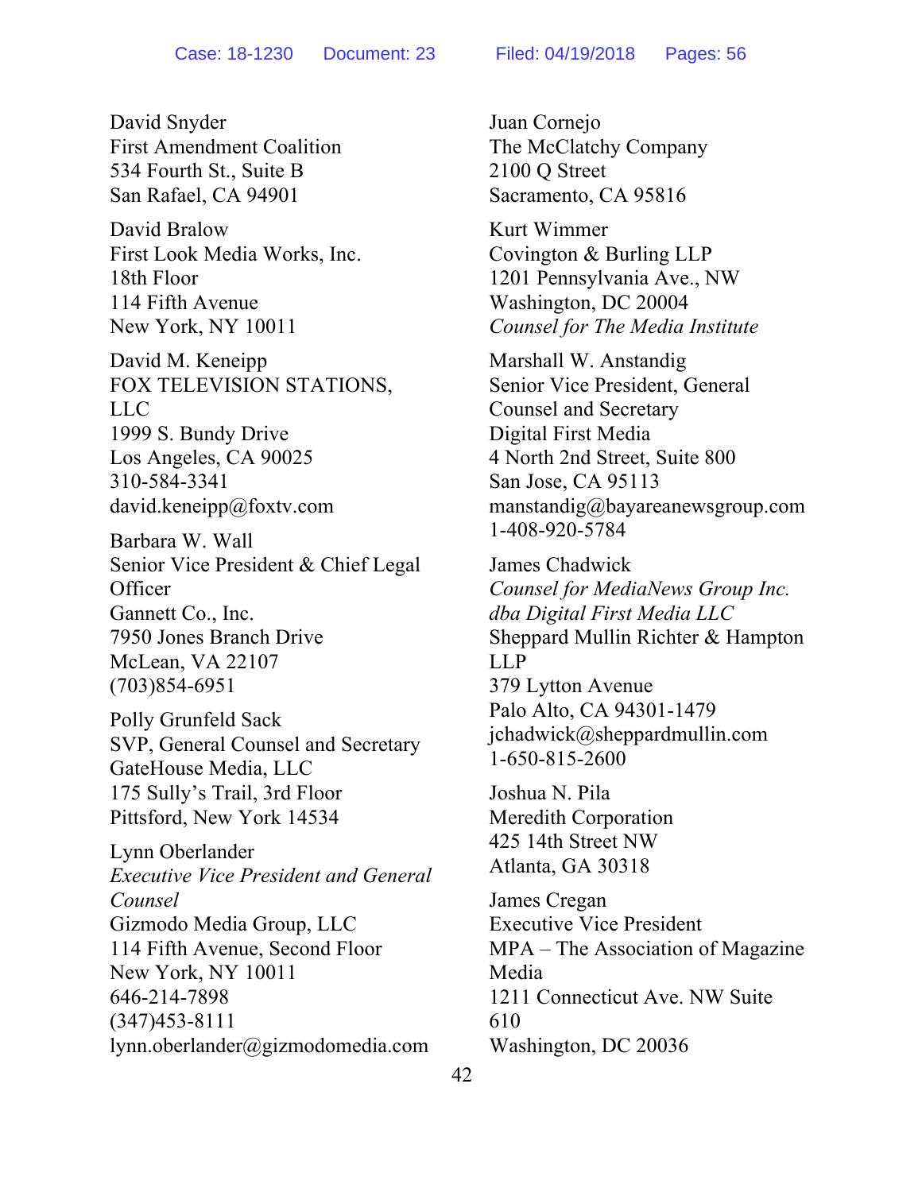David Snyder
First Amendment Coalition
534 Fourth St., Suite B
San Rafael, CA 94901

David Bralow
First Look Media Works, Inc.
18th Floor
114 Fifth Avenue
New York, NY 10011

David M. Keneipp
FOX TELEVISION STATIONS, LLC
1999 S. Bundy Drive
Los Angeles, CA 90025
310-584-3341
david.keneipp@foxtv.com

Barbara W. Wall
Senior Vice President & Chief Legal Officer
Gannett Co., Inc.
7950 Jones Branch Drive
McLean, VA 22107
(703)854-6951

Polly Grunfeld Sack
SVP, General Counsel and Secretary
GateHouse Media, LLC
175 Sully's Trail, 3rd Floor
Pittsford, New York 14534

Lynn Oberlander
*Executive Vice President and General Counsel*
Gizmodo Media Group, LLC
114 Fifth Avenue, Second Floor
New York, NY 10011
646-214-7898
(347)453-8111
lynn.oberlander@gizmodomedia.com

Juan Cornejo
The McClatchy Company
2100 Q Street
Sacramento, CA 95816

Kurt Wimmer
Covington & Burling LLP
1201 Pennsylvania Ave., NW
Washington, DC 20004
*Counsel for The Media Institute*

Marshall W. Anstandig
Senior Vice President, General Counsel and Secretary
Digital First Media
4 North 2nd Street, Suite 800
San Jose, CA 95113
manstandig@bayareanewsgroup.com
1-408-920-5784

James Chadwick
*Counsel for MediaNews Group Inc. dba Digital First Media LLC*
Sheppard Mullin Richter & Hampton LLP
379 Lytton Avenue
Palo Alto, CA 94301-1479
jchadwick@sheppardmullin.com
1-650-815-2600

Joshua N. Pila
Meredith Corporation
425 14th Street NW
Atlanta, GA 30318

James Cregan
Executive Vice President
MPA – The Association of Magazine Media
1211 Connecticut Ave. NW Suite 610
Washington, DC 20036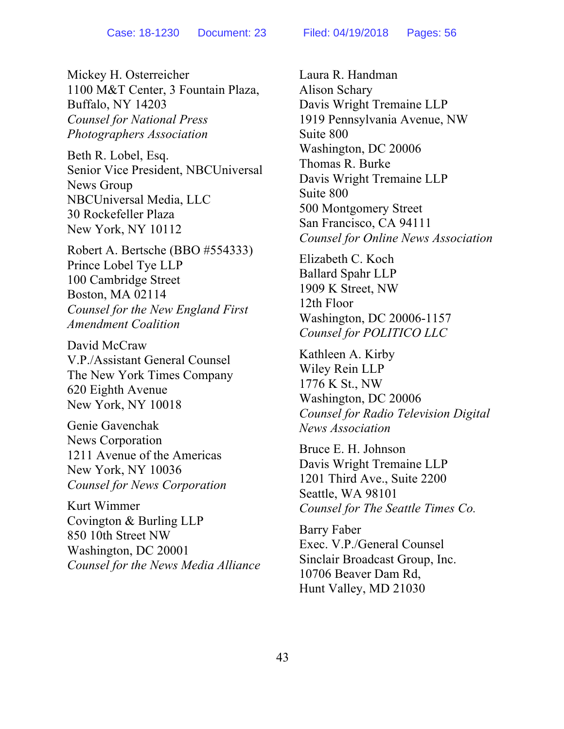Mickey H. Osterreicher
1100 M&T Center, 3 Fountain Plaza,
Buffalo, NY 14203
*Counsel for National Press Photographers Association*

Beth R. Lobel, Esq.
Senior Vice President, NBCUniversal News Group
NBCUniversal Media, LLC
30 Rockefeller Plaza
New York, NY 10112

Robert A. Bertsche (BBO #554333)
Prince Lobel Tye LLP
100 Cambridge Street
Boston, MA 02114
*Counsel for the New England First Amendment Coalition*

David McCraw
V.P./Assistant General Counsel
The New York Times Company
620 Eighth Avenue
New York, NY 10018

Genie Gavenchak
News Corporation
1211 Avenue of the Americas
New York, NY 10036
*Counsel for News Corporation*

Kurt Wimmer
Covington & Burling LLP
850 10th Street NW
Washington, DC 20001
*Counsel for the News Media Alliance*

Laura R. Handman
Alison Schary
Davis Wright Tremaine LLP
1919 Pennsylvania Avenue, NW
Suite 800
Washington, DC 20006
Thomas R. Burke
Davis Wright Tremaine LLP
Suite 800
500 Montgomery Street
San Francisco, CA 94111
*Counsel for Online News Association*

Elizabeth C. Koch
Ballard Spahr LLP
1909 K Street, NW
12th Floor
Washington, DC 20006-1157
*Counsel for POLITICO LLC*

Kathleen A. Kirby
Wiley Rein LLP
1776 K St., NW
Washington, DC 20006
*Counsel for Radio Television Digital News Association*

Bruce E. H. Johnson
Davis Wright Tremaine LLP
1201 Third Ave., Suite 2200
Seattle, WA 98101
*Counsel for The Seattle Times Co.*

Barry Faber
Exec. V.P./General Counsel
Sinclair Broadcast Group, Inc.
10706 Beaver Dam Rd,
Hunt Valley, MD 21030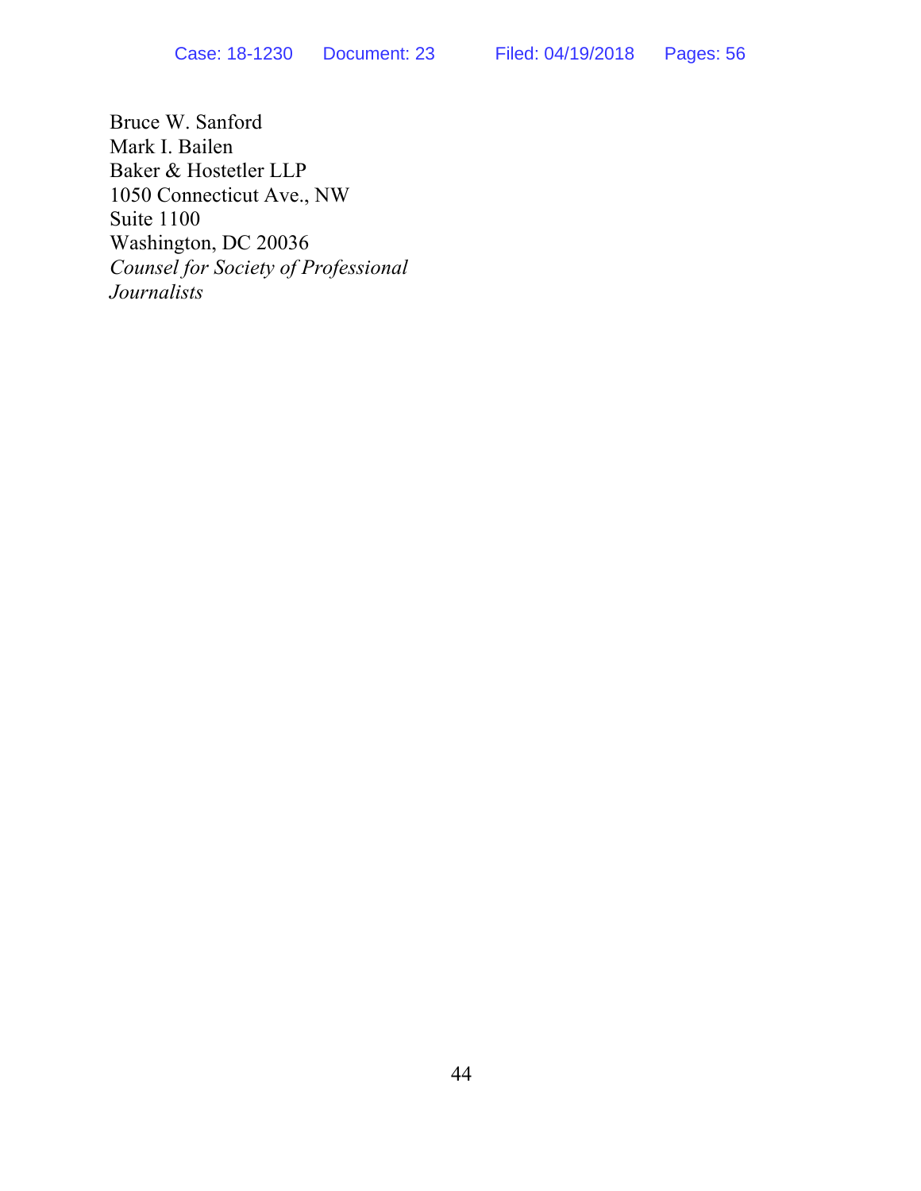Bruce W. Sanford
Mark I. Bailen
Baker & Hostetler LLP
1050 Connecticut Ave., NW
Suite 1100
Washington, DC 20036
*Counsel for Society of Professional Journalists*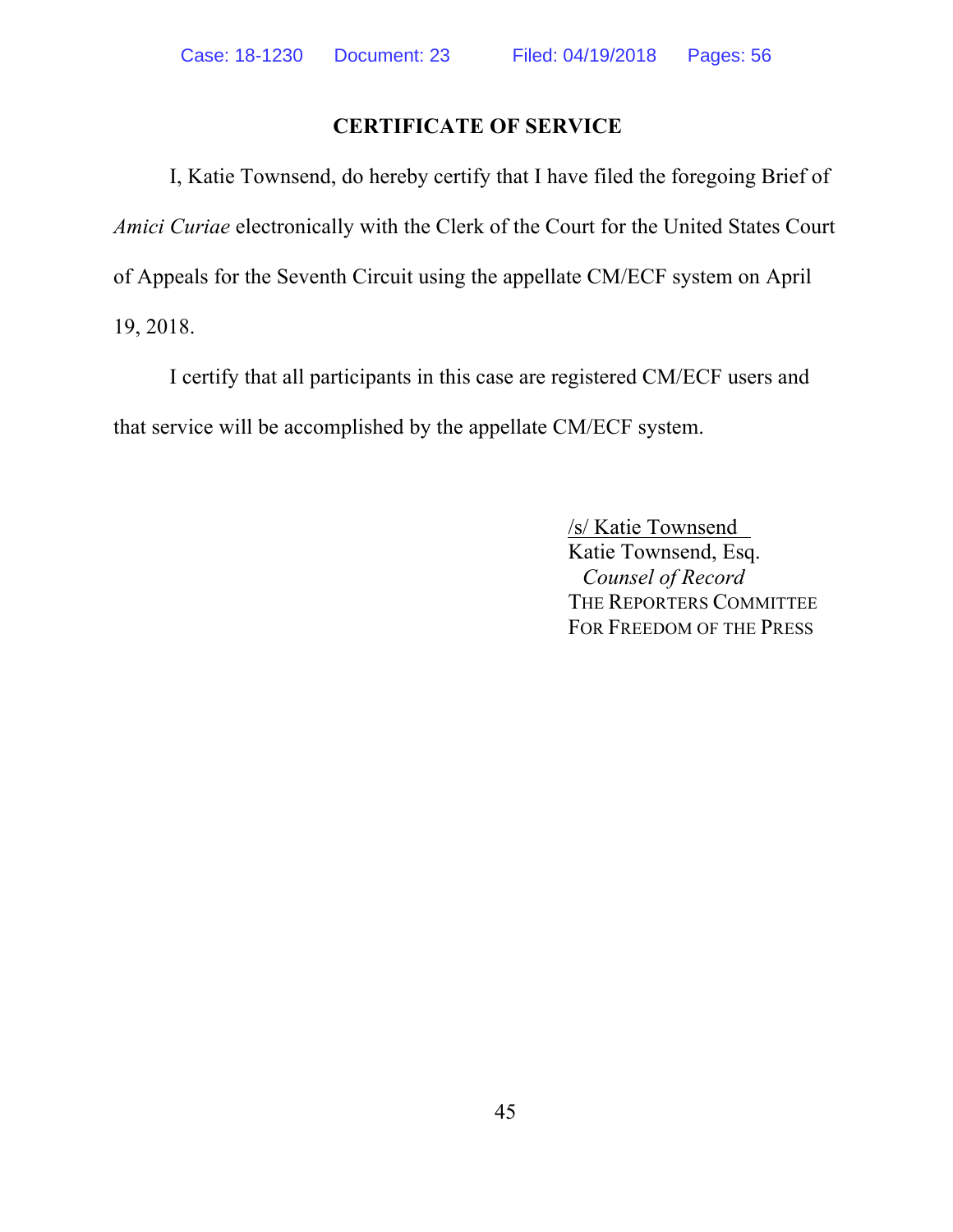# CERTIFICATE OF SERVICE

I, Katie Townsend, do hereby certify that I have filed the foregoing Brief of *Amici Curiae* electronically with the Clerk of the Court for the United States Court of Appeals for the Seventh Circuit using the appellate CM/ECF system on April 19, 2018.

I certify that all participants in this case are registered CM/ECF users and that service will be accomplished by the appellate CM/ECF system.

/s/ Katie Townsend
Katie Townsend, Esq.
*Counsel of Record*
THE REPORTERS COMMITTEE
FOR FREEDOM OF THE PRESS